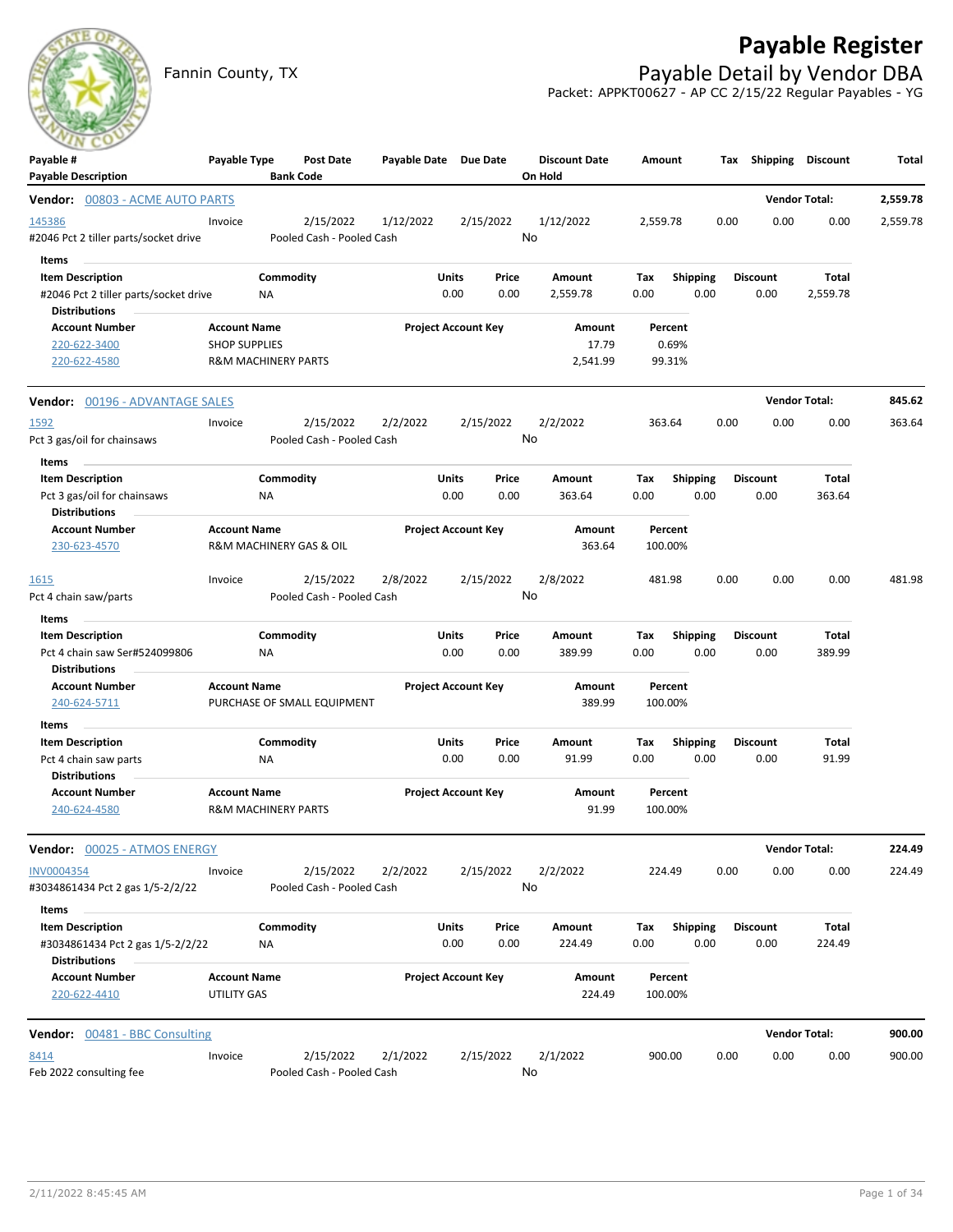# Payable Register

Fannin County, TX

## Payable Detail by Vendor DBA

Packet: APPKT00627 - AP CC 2/15/22 Regular Payables - YG

| Payable # / Payable Description | Payable Type | Post Date / Bank Code | Payable Date | Due Date | Discount Date / On Hold | Amount | Tax | Shipping | Discount | Total |
|---|---|---|---|---|---|---|---|---|---|---|

**Vendor: 00803 - ACME AUTO PARTS** — Vendor Total: **2,559.78**

| Payable # | Payable Type | Post Date | Payable Date | Due Date | Discount Date | Amount | Tax | Shipping | Discount | Total |
|---|---|---|---|---|---|---|---|---|---|---|
| 145386 | Invoice | 2/15/2022 | 1/12/2022 | 2/15/2022 | 1/12/2022 | 2,559.78 | 0.00 | 0.00 | 0.00 | 2,559.78 |

#2046 Pct 2 tiller parts/socket drive — Pooled Cash - Pooled Cash — On Hold: No

Items

| Item Description | Commodity | Units | Price | Amount | Tax | Shipping | Discount | Total |
|---|---|---|---|---|---|---|---|---|
| #2046 Pct 2 tiller parts/socket drive | NA | 0.00 | 0.00 | 2,559.78 | 0.00 | 0.00 | 0.00 | 2,559.78 |

Distributions

| Account Number | Account Name | Project Account Key | Amount | Percent |
|---|---|---|---|---|
| 220-622-3400 | SHOP SUPPLIES | | 17.79 | 0.69% |
| 220-622-4580 | R&M MACHINERY PARTS | | 2,541.99 | 99.31% |

**Vendor: 00196 - ADVANTAGE SALES** — Vendor Total: **845.62**

| Payable # | Payable Type | Post Date | Payable Date | Due Date | Discount Date | Amount | Tax | Shipping | Discount | Total |
|---|---|---|---|---|---|---|---|---|---|---|
| 1592 | Invoice | 2/15/2022 | 2/2/2022 | 2/15/2022 | 2/2/2022 | 363.64 | 0.00 | 0.00 | 0.00 | 363.64 |

Pct 3 gas/oil for chainsaws — Pooled Cash - Pooled Cash — On Hold: No

Items

| Item Description | Commodity | Units | Price | Amount | Tax | Shipping | Discount | Total |
|---|---|---|---|---|---|---|---|---|
| Pct 3 gas/oil for chainsaws | NA | 0.00 | 0.00 | 363.64 | 0.00 | 0.00 | 0.00 | 363.64 |

Distributions

| Account Number | Account Name | Project Account Key | Amount | Percent |
|---|---|---|---|---|
| 230-623-4570 | R&M MACHINERY GAS & OIL | | 363.64 | 100.00% |

| Payable # | Payable Type | Post Date | Payable Date | Due Date | Discount Date | Amount | Tax | Shipping | Discount | Total |
|---|---|---|---|---|---|---|---|---|---|---|
| 1615 | Invoice | 2/15/2022 | 2/8/2022 | 2/15/2022 | 2/8/2022 | 481.98 | 0.00 | 0.00 | 0.00 | 481.98 |

Pct 4 chain saw/parts — Pooled Cash - Pooled Cash — On Hold: No

Items

| Item Description | Commodity | Units | Price | Amount | Tax | Shipping | Discount | Total |
|---|---|---|---|---|---|---|---|---|
| Pct 4 chain saw Ser#524099806 | NA | 0.00 | 0.00 | 389.99 | 0.00 | 0.00 | 0.00 | 389.99 |

Distributions

| Account Number | Account Name | Project Account Key | Amount | Percent |
|---|---|---|---|---|
| 240-624-5711 | PURCHASE OF SMALL EQUIPMENT | | 389.99 | 100.00% |

Items

| Item Description | Commodity | Units | Price | Amount | Tax | Shipping | Discount | Total |
|---|---|---|---|---|---|---|---|---|
| Pct 4 chain saw parts | NA | 0.00 | 0.00 | 91.99 | 0.00 | 0.00 | 0.00 | 91.99 |

Distributions

| Account Number | Account Name | Project Account Key | Amount | Percent |
|---|---|---|---|---|
| 240-624-4580 | R&M MACHINERY PARTS | | 91.99 | 100.00% |

**Vendor: 00025 - ATMOS ENERGY** — Vendor Total: **224.49**

| Payable # | Payable Type | Post Date | Payable Date | Due Date | Discount Date | Amount | Tax | Shipping | Discount | Total |
|---|---|---|---|---|---|---|---|---|---|---|
| INV0004354 | Invoice | 2/15/2022 | 2/2/2022 | 2/15/2022 | 2/2/2022 | 224.49 | 0.00 | 0.00 | 0.00 | 224.49 |

#3034861434 Pct 2 gas 1/5-2/2/22 — Pooled Cash - Pooled Cash — On Hold: No

Items

| Item Description | Commodity | Units | Price | Amount | Tax | Shipping | Discount | Total |
|---|---|---|---|---|---|---|---|---|
| #3034861434 Pct 2 gas 1/5-2/2/22 | NA | 0.00 | 0.00 | 224.49 | 0.00 | 0.00 | 0.00 | 224.49 |

Distributions

| Account Number | Account Name | Project Account Key | Amount | Percent |
|---|---|---|---|---|
| 220-622-4410 | UTILITY GAS | | 224.49 | 100.00% |

**Vendor: 00481 - BBC Consulting** — Vendor Total: **900.00**

| Payable # | Payable Type | Post Date | Payable Date | Due Date | Discount Date | Amount | Tax | Shipping | Discount | Total |
|---|---|---|---|---|---|---|---|---|---|---|
| 8414 | Invoice | 2/15/2022 | 2/1/2022 | 2/15/2022 | 2/1/2022 | 900.00 | 0.00 | 0.00 | 0.00 | 900.00 |

Feb 2022 consulting fee — Pooled Cash - Pooled Cash — On Hold: No

2/11/2022 8:45:45 AM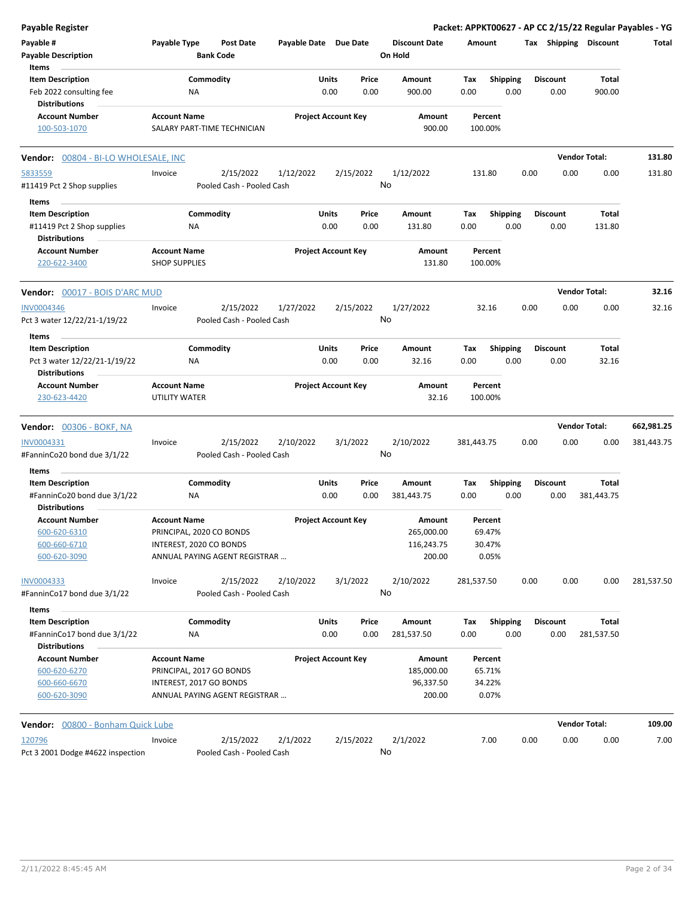**Payable Register** — Packet: APPKT00627 - AP CC 2/15/22 Regular Payables - YG

| Payable # | Payable Type | Post Date | Payable Date | Due Date | Discount Date | Amount | Tax | Shipping | Discount | Total |
|---|---|---|---|---|---|---|---|---|---|---|
| Payable Description | | Bank Code | | | On Hold | | | | | |

**Items**

| Item Description | Commodity | Units | Price | Amount | Tax | Shipping | Discount | Total |
|---|---|---|---|---|---|---|---|---|
| Feb 2022 consulting fee | NA | 0.00 | 0.00 | 900.00 | 0.00 | 0.00 | 0.00 | 900.00 |

**Distributions**

| Account Number | Account Name | Project Account Key | Amount | Percent |
|---|---|---|---|---|
| 100-503-1070 | SALARY PART-TIME TECHNICIAN | | 900.00 | 100.00% |

**Vendor: 00804 - BI-LO WHOLESALE, INC** — Vendor Total: 131.80

| Payable # | Payable Type | Post Date | Payable Date | Due Date | Discount Date | Amount | Tax | Shipping | Discount | Total |
|---|---|---|---|---|---|---|---|---|---|---|
| 5833559 | Invoice | 2/15/2022 | 1/12/2022 | 2/15/2022 | 1/12/2022 | 131.80 | 0.00 | 0.00 | 0.00 | 131.80 |
| #11419 Pct 2 Shop supplies | | Pooled Cash - Pooled Cash | | | No | | | | | |

**Items**

| Item Description | Commodity | Units | Price | Amount | Tax | Shipping | Discount | Total |
|---|---|---|---|---|---|---|---|---|
| #11419 Pct 2 Shop supplies | NA | 0.00 | 0.00 | 131.80 | 0.00 | 0.00 | 0.00 | 131.80 |

**Distributions**

| Account Number | Account Name | Project Account Key | Amount | Percent |
|---|---|---|---|---|
| 220-622-3400 | SHOP SUPPLIES | | 131.80 | 100.00% |

**Vendor: 00017 - BOIS D'ARC MUD** — Vendor Total: 32.16

| Payable # | Payable Type | Post Date | Payable Date | Due Date | Discount Date | Amount | Tax | Shipping | Discount | Total |
|---|---|---|---|---|---|---|---|---|---|---|
| INV0004346 | Invoice | 2/15/2022 | 1/27/2022 | 2/15/2022 | 1/27/2022 | 32.16 | 0.00 | 0.00 | 0.00 | 32.16 |
| Pct 3 water 12/22/21-1/19/22 | | Pooled Cash - Pooled Cash | | | No | | | | | |

**Items**

| Item Description | Commodity | Units | Price | Amount | Tax | Shipping | Discount | Total |
|---|---|---|---|---|---|---|---|---|
| Pct 3 water 12/22/21-1/19/22 | NA | 0.00 | 0.00 | 32.16 | 0.00 | 0.00 | 0.00 | 32.16 |

**Distributions**

| Account Number | Account Name | Project Account Key | Amount | Percent |
|---|---|---|---|---|
| 230-623-4420 | UTILITY WATER | | 32.16 | 100.00% |

**Vendor: 00306 - BOKF, NA** — Vendor Total: 662,981.25

| Payable # | Payable Type | Post Date | Payable Date | Due Date | Discount Date | Amount | Tax | Shipping | Discount | Total |
|---|---|---|---|---|---|---|---|---|---|---|
| INV0004331 | Invoice | 2/15/2022 | 2/10/2022 | 3/1/2022 | 2/10/2022 | 381,443.75 | 0.00 | 0.00 | 0.00 | 381,443.75 |
| #FanninCo20 bond due 3/1/22 | | Pooled Cash - Pooled Cash | | | No | | | | | |

**Items**

| Item Description | Commodity | Units | Price | Amount | Tax | Shipping | Discount | Total |
|---|---|---|---|---|---|---|---|---|
| #FanninCo20 bond due 3/1/22 | NA | 0.00 | 0.00 | 381,443.75 | 0.00 | 0.00 | 0.00 | 381,443.75 |

**Distributions**

| Account Number | Account Name | Project Account Key | Amount | Percent |
|---|---|---|---|---|
| 600-620-6310 | PRINCIPAL, 2020 CO BONDS | | 265,000.00 | 69.47% |
| 600-660-6710 | INTEREST, 2020 CO BONDS | | 116,243.75 | 30.47% |
| 600-620-3090 | ANNUAL PAYING AGENT REGISTRAR ... | | 200.00 | 0.05% |

| Payable # | Payable Type | Post Date | Payable Date | Due Date | Discount Date | Amount | Tax | Shipping | Discount | Total |
|---|---|---|---|---|---|---|---|---|---|---|
| INV0004333 | Invoice | 2/15/2022 | 2/10/2022 | 3/1/2022 | 2/10/2022 | 281,537.50 | 0.00 | 0.00 | 0.00 | 281,537.50 |
| #FanninCo17 bond due 3/1/22 | | Pooled Cash - Pooled Cash | | | No | | | | | |

**Items**

| Item Description | Commodity | Units | Price | Amount | Tax | Shipping | Discount | Total |
|---|---|---|---|---|---|---|---|---|
| #FanninCo17 bond due 3/1/22 | NA | 0.00 | 0.00 | 281,537.50 | 0.00 | 0.00 | 0.00 | 281,537.50 |

**Distributions**

| Account Number | Account Name | Project Account Key | Amount | Percent |
|---|---|---|---|---|
| 600-620-6270 | PRINCIPAL, 2017 GO BONDS | | 185,000.00 | 65.71% |
| 600-660-6670 | INTEREST, 2017 GO BONDS | | 96,337.50 | 34.22% |
| 600-620-3090 | ANNUAL PAYING AGENT REGISTRAR ... | | 200.00 | 0.07% |

**Vendor: 00800 - Bonham Quick Lube** — Vendor Total: 109.00

| Payable # | Payable Type | Post Date | Payable Date | Due Date | Discount Date | Amount | Tax | Shipping | Discount | Total |
|---|---|---|---|---|---|---|---|---|---|---|
| 120796 | Invoice | 2/15/2022 | 2/1/2022 | 2/15/2022 | 2/1/2022 | 7.00 | 0.00 | 0.00 | 0.00 | 7.00 |
| Pct 3 2001 Dodge #4622 inspection | | Pooled Cash - Pooled Cash | | | No | | | | | |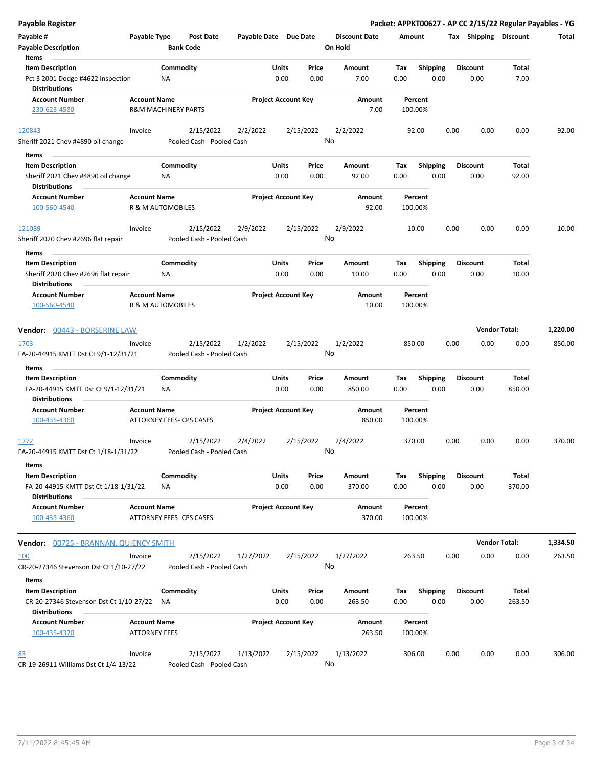| Payable # | Payable Type | Post Date | Payable Date | Due Date | Discount Date | Amount | Tax | Shipping | Discount | Total |
|---|---|---|---|---|---|---|---|---|---|---|
| Payable Description | | Bank Code | | | On Hold | | | | | |

**Items**

| Item Description | Commodity | Units | Price | Amount | Tax | Shipping | Discount | Total |
|---|---|---|---|---|---|---|---|---|
| Pct 3 2001 Dodge #4622 inspection | NA | 0.00 | 0.00 | 7.00 | 0.00 | 0.00 | 0.00 | 7.00 |

**Distributions**

| Account Number | Account Name | Project Account Key | Amount | Percent |
|---|---|---|---|---|
| 230-623-4580 | R&M MACHINERY PARTS | | 7.00 | 100.00% |

| Payable # | Payable Type | Post Date | Payable Date | Due Date | Discount Date | Amount | Tax | Shipping | Discount | Total |
|---|---|---|---|---|---|---|---|---|---|---|
| 120843 | Invoice | 2/15/2022 | 2/2/2022 | 2/15/2022 | 2/2/2022 | 92.00 | 0.00 | 0.00 | 0.00 | 92.00 |
| Sheriff 2021 Chev #4890 oil change | | Pooled Cash - Pooled Cash | | | No | | | | | |

**Items**

| Item Description | Commodity | Units | Price | Amount | Tax | Shipping | Discount | Total |
|---|---|---|---|---|---|---|---|---|
| Sheriff 2021 Chev #4890 oil change | NA | 0.00 | 0.00 | 92.00 | 0.00 | 0.00 | 0.00 | 92.00 |

**Distributions**

| Account Number | Account Name | Project Account Key | Amount | Percent |
|---|---|---|---|---|
| 100-560-4540 | R & M AUTOMOBILES | | 92.00 | 100.00% |

| Payable # | Payable Type | Post Date | Payable Date | Due Date | Discount Date | Amount | Tax | Shipping | Discount | Total |
|---|---|---|---|---|---|---|---|---|---|---|
| 121089 | Invoice | 2/15/2022 | 2/9/2022 | 2/15/2022 | 2/9/2022 | 10.00 | 0.00 | 0.00 | 0.00 | 10.00 |
| Sheriff 2020 Chev #2696 flat repair | | Pooled Cash - Pooled Cash | | | No | | | | | |

**Items**

| Item Description | Commodity | Units | Price | Amount | Tax | Shipping | Discount | Total |
|---|---|---|---|---|---|---|---|---|
| Sheriff 2020 Chev #2696 flat repair | NA | 0.00 | 0.00 | 10.00 | 0.00 | 0.00 | 0.00 | 10.00 |

**Distributions**

| Account Number | Account Name | Project Account Key | Amount | Percent |
|---|---|---|---|---|
| 100-560-4540 | R & M AUTOMOBILES | | 10.00 | 100.00% |

## Vendor: 00443 - BORSERINE LAW — Vendor Total: 1,220.00

| Payable # | Payable Type | Post Date | Payable Date | Due Date | Discount Date | Amount | Tax | Shipping | Discount | Total |
|---|---|---|---|---|---|---|---|---|---|---|
| 1703 | Invoice | 2/15/2022 | 1/2/2022 | 2/15/2022 | 1/2/2022 | 850.00 | 0.00 | 0.00 | 0.00 | 850.00 |
| FA-20-44915 KMTT Dst Ct 9/1-12/31/21 | | Pooled Cash - Pooled Cash | | | No | | | | | |

**Items**

| Item Description | Commodity | Units | Price | Amount | Tax | Shipping | Discount | Total |
|---|---|---|---|---|---|---|---|---|
| FA-20-44915 KMTT Dst Ct 9/1-12/31/21 | NA | 0.00 | 0.00 | 850.00 | 0.00 | 0.00 | 0.00 | 850.00 |

**Distributions**

| Account Number | Account Name | Project Account Key | Amount | Percent |
|---|---|---|---|---|
| 100-435-4360 | ATTORNEY FEES- CPS CASES | | 850.00 | 100.00% |

| Payable # | Payable Type | Post Date | Payable Date | Due Date | Discount Date | Amount | Tax | Shipping | Discount | Total |
|---|---|---|---|---|---|---|---|---|---|---|
| 1772 | Invoice | 2/15/2022 | 2/4/2022 | 2/15/2022 | 2/4/2022 | 370.00 | 0.00 | 0.00 | 0.00 | 370.00 |
| FA-20-44915 KMTT Dst Ct 1/18-1/31/22 | | Pooled Cash - Pooled Cash | | | No | | | | | |

**Items**

| Item Description | Commodity | Units | Price | Amount | Tax | Shipping | Discount | Total |
|---|---|---|---|---|---|---|---|---|
| FA-20-44915 KMTT Dst Ct 1/18-1/31/22 | NA | 0.00 | 0.00 | 370.00 | 0.00 | 0.00 | 0.00 | 370.00 |

**Distributions**

| Account Number | Account Name | Project Account Key | Amount | Percent |
|---|---|---|---|---|
| 100-435-4360 | ATTORNEY FEES- CPS CASES | | 370.00 | 100.00% |

## Vendor: 00725 - BRANNAN, QUIENCY SMITH — Vendor Total: 1,334.50

| Payable # | Payable Type | Post Date | Payable Date | Due Date | Discount Date | Amount | Tax | Shipping | Discount | Total |
|---|---|---|---|---|---|---|---|---|---|---|
| 100 | Invoice | 2/15/2022 | 1/27/2022 | 2/15/2022 | 1/27/2022 | 263.50 | 0.00 | 0.00 | 0.00 | 263.50 |
| CR-20-27346 Stevenson Dst Ct 1/10-27/22 | | Pooled Cash - Pooled Cash | | | No | | | | | |

**Items**

| Item Description | Commodity | Units | Price | Amount | Tax | Shipping | Discount | Total |
|---|---|---|---|---|---|---|---|---|
| CR-20-27346 Stevenson Dst Ct 1/10-27/22 | NA | 0.00 | 0.00 | 263.50 | 0.00 | 0.00 | 0.00 | 263.50 |

**Distributions**

| Account Number | Account Name | Project Account Key | Amount | Percent |
|---|---|---|---|---|
| 100-435-4370 | ATTORNEY FEES | | 263.50 | 100.00% |

| Payable # | Payable Type | Post Date | Payable Date | Due Date | Discount Date | Amount | Tax | Shipping | Discount | Total |
|---|---|---|---|---|---|---|---|---|---|---|
| 83 | Invoice | 2/15/2022 | 1/13/2022 | 2/15/2022 | 1/13/2022 | 306.00 | 0.00 | 0.00 | 0.00 | 306.00 |
| CR-19-26911 Williams Dst Ct 1/4-13/22 | | Pooled Cash - Pooled Cash | | | No | | | | | |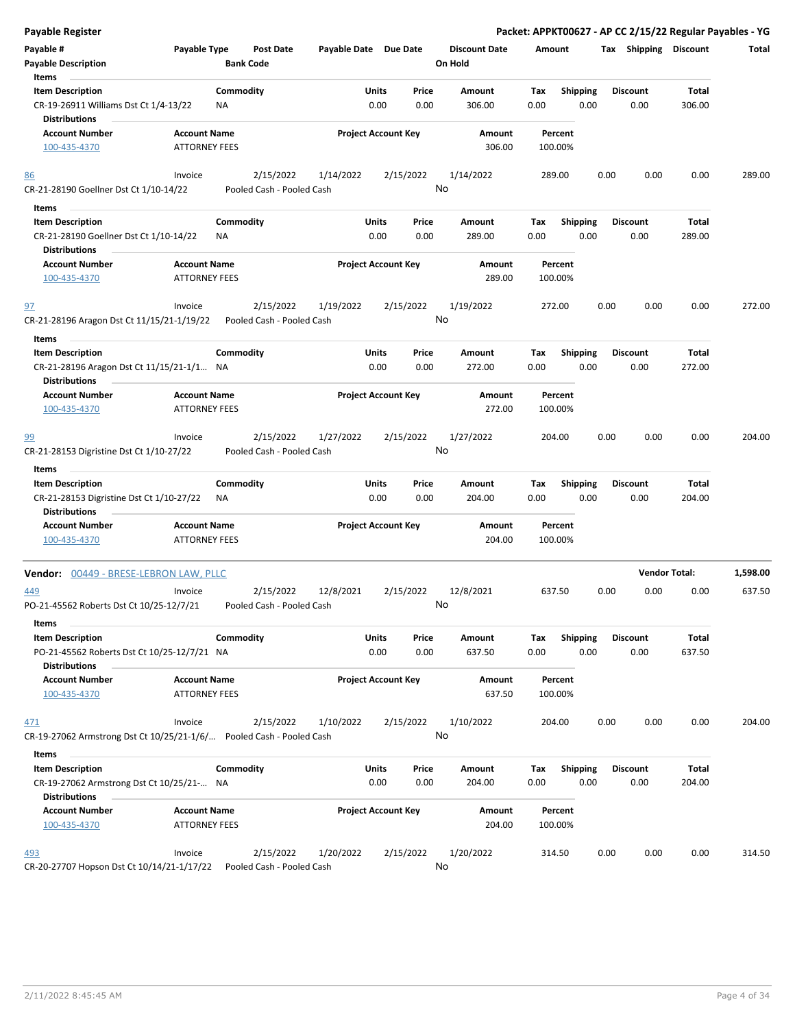# Payable Register

**Packet: APPKT00627 - AP CC 2/15/22 Regular Payables - YG**

| Payable # | Payable Type | Post Date | Payable Date | Due Date | Discount Date | Amount | Tax | Shipping | Discount | Total |
|---|---|---|---|---|---|---|---|---|---|---|
| **Payable Description** | | **Bank Code** | | | **On Hold** | | | | | |

**Items**

| Item Description | Commodity | Units | Price | Amount | Tax | Shipping | Discount | Total |
|---|---|---|---|---|---|---|---|---|
| CR-19-26911 Williams Dst Ct 1/4-13/22 | NA | 0.00 | 0.00 | 306.00 | 0.00 | 0.00 | 0.00 | 306.00 |

**Distributions**

| Account Number | Account Name | Project Account Key | Amount | Percent |
|---|---|---|---|---|
| 100-435-4370 | ATTORNEY FEES | | 306.00 | 100.00% |

| Payable # | Payable Type | Post Date | Payable Date | Due Date | Discount Date | Amount | Tax | Shipping | Discount | Total |
|---|---|---|---|---|---|---|---|---|---|---|
| 86 | Invoice | 2/15/2022 | 1/14/2022 | 2/15/2022 | 1/14/2022 | 289.00 | 0.00 | 0.00 | 0.00 | 289.00 |
| CR-21-28190 Goellner Dst Ct 1/10-14/22 | | Pooled Cash - Pooled Cash | | | No | | | | | |

**Items**

| Item Description | Commodity | Units | Price | Amount | Tax | Shipping | Discount | Total |
|---|---|---|---|---|---|---|---|---|
| CR-21-28190 Goellner Dst Ct 1/10-14/22 | NA | 0.00 | 0.00 | 289.00 | 0.00 | 0.00 | 0.00 | 289.00 |

**Distributions**

| Account Number | Account Name | Project Account Key | Amount | Percent |
|---|---|---|---|---|
| 100-435-4370 | ATTORNEY FEES | | 289.00 | 100.00% |

| Payable # | Payable Type | Post Date | Payable Date | Due Date | Discount Date | Amount | Tax | Shipping | Discount | Total |
|---|---|---|---|---|---|---|---|---|---|---|
| 97 | Invoice | 2/15/2022 | 1/19/2022 | 2/15/2022 | 1/19/2022 | 272.00 | 0.00 | 0.00 | 0.00 | 272.00 |
| CR-21-28196 Aragon Dst Ct 11/15/21-1/19/22 | | Pooled Cash - Pooled Cash | | | No | | | | | |

**Items**

| Item Description | Commodity | Units | Price | Amount | Tax | Shipping | Discount | Total |
|---|---|---|---|---|---|---|---|---|
| CR-21-28196 Aragon Dst Ct 11/15/21-1/1... | NA | 0.00 | 0.00 | 272.00 | 0.00 | 0.00 | 0.00 | 272.00 |

**Distributions**

| Account Number | Account Name | Project Account Key | Amount | Percent |
|---|---|---|---|---|
| 100-435-4370 | ATTORNEY FEES | | 272.00 | 100.00% |

| Payable # | Payable Type | Post Date | Payable Date | Due Date | Discount Date | Amount | Tax | Shipping | Discount | Total |
|---|---|---|---|---|---|---|---|---|---|---|
| 99 | Invoice | 2/15/2022 | 1/27/2022 | 2/15/2022 | 1/27/2022 | 204.00 | 0.00 | 0.00 | 0.00 | 204.00 |
| CR-21-28153 Digristine Dst Ct 1/10-27/22 | | Pooled Cash - Pooled Cash | | | No | | | | | |

**Items**

| Item Description | Commodity | Units | Price | Amount | Tax | Shipping | Discount | Total |
|---|---|---|---|---|---|---|---|---|
| CR-21-28153 Digristine Dst Ct 1/10-27/22 | NA | 0.00 | 0.00 | 204.00 | 0.00 | 0.00 | 0.00 | 204.00 |

**Distributions**

| Account Number | Account Name | Project Account Key | Amount | Percent |
|---|---|---|---|---|
| 100-435-4370 | ATTORNEY FEES | | 204.00 | 100.00% |

## Vendor: 00449 - BRESE-LEBRON LAW, PLLC

**Vendor Total: 1,598.00**

| Payable # | Payable Type | Post Date | Payable Date | Due Date | Discount Date | Amount | Tax | Shipping | Discount | Total |
|---|---|---|---|---|---|---|---|---|---|---|
| 449 | Invoice | 2/15/2022 | 12/8/2021 | 2/15/2022 | 12/8/2021 | 637.50 | 0.00 | 0.00 | 0.00 | 637.50 |
| PO-21-45562 Roberts Dst Ct 10/25-12/7/21 | | Pooled Cash - Pooled Cash | | | No | | | | | |

**Items**

| Item Description | Commodity | Units | Price | Amount | Tax | Shipping | Discount | Total |
|---|---|---|---|---|---|---|---|---|
| PO-21-45562 Roberts Dst Ct 10/25-12/7/21 | NA | 0.00 | 0.00 | 637.50 | 0.00 | 0.00 | 0.00 | 637.50 |

**Distributions**

| Account Number | Account Name | Project Account Key | Amount | Percent |
|---|---|---|---|---|
| 100-435-4370 | ATTORNEY FEES | | 637.50 | 100.00% |

| Payable # | Payable Type | Post Date | Payable Date | Due Date | Discount Date | Amount | Tax | Shipping | Discount | Total |
|---|---|---|---|---|---|---|---|---|---|---|
| 471 | Invoice | 2/15/2022 | 1/10/2022 | 2/15/2022 | 1/10/2022 | 204.00 | 0.00 | 0.00 | 0.00 | 204.00 |
| CR-19-27062 Armstrong Dst Ct 10/25/21-1/6/... | | Pooled Cash - Pooled Cash | | | No | | | | | |

**Items**

| Item Description | Commodity | Units | Price | Amount | Tax | Shipping | Discount | Total |
|---|---|---|---|---|---|---|---|---|
| CR-19-27062 Armstrong Dst Ct 10/25/21-... | NA | 0.00 | 0.00 | 204.00 | 0.00 | 0.00 | 0.00 | 204.00 |

**Distributions**

| Account Number | Account Name | Project Account Key | Amount | Percent |
|---|---|---|---|---|
| 100-435-4370 | ATTORNEY FEES | | 204.00 | 100.00% |

| Payable # | Payable Type | Post Date | Payable Date | Due Date | Discount Date | Amount | Tax | Shipping | Discount | Total |
|---|---|---|---|---|---|---|---|---|---|---|
| 493 | Invoice | 2/15/2022 | 1/20/2022 | 2/15/2022 | 1/20/2022 | 314.50 | 0.00 | 0.00 | 0.00 | 314.50 |
| CR-20-27707 Hopson Dst Ct 10/14/21-1/17/22 | | Pooled Cash - Pooled Cash | | | No | | | | | |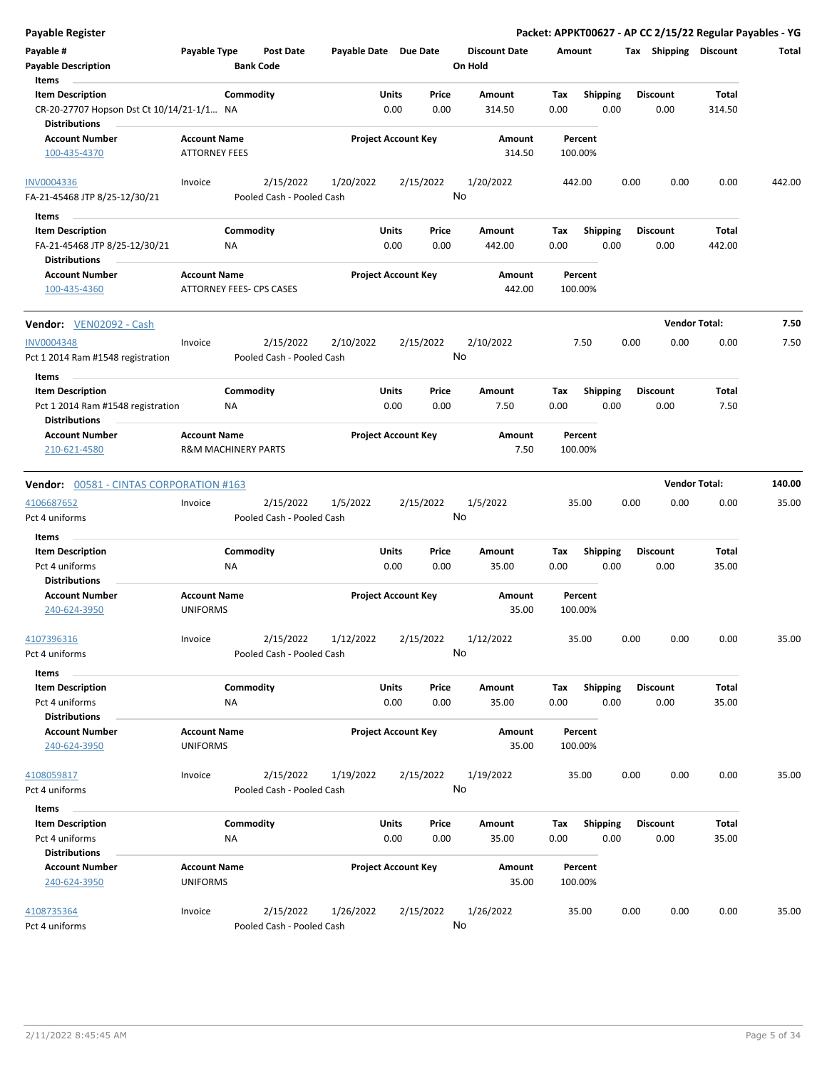**Payable Register** — **Packet: APPKT00627 - AP CC 2/15/22 Regular Payables - YG**

| Payable # | Payable Type | Post Date | Payable Date | Due Date | Discount Date | Amount | Tax | Shipping | Discount | Total |
|---|---|---|---|---|---|---|---|---|---|---|
| Payable Description | | Bank Code | | | On Hold | | | | | |

**Items**

| Item Description | Commodity | Units | Price | Amount | Tax | Shipping | Discount | Total |
|---|---|---|---|---|---|---|---|---|
| CR-20-27707 Hopson Dst Ct 10/14/21-1/1... | NA | 0.00 | 0.00 | 314.50 | 0.00 | 0.00 | 0.00 | 314.50 |

**Distributions**

| Account Number | Account Name | Project Account Key | Amount | Percent |
|---|---|---|---|---|
| 100-435-4370 | ATTORNEY FEES | | 314.50 | 100.00% |

| Payable # | Payable Type | Post Date | Payable Date | Due Date | Discount Date | Amount | Tax | Shipping | Discount | Total |
|---|---|---|---|---|---|---|---|---|---|---|
| INV0004336 | Invoice | 2/15/2022 | 1/20/2022 | 2/15/2022 | 1/20/2022 | 442.00 | 0.00 | 0.00 | 0.00 | 442.00 |
| FA-21-45468 JTP 8/25-12/30/21 | | Pooled Cash - Pooled Cash | | | No | | | | | |

**Items**

| Item Description | Commodity | Units | Price | Amount | Tax | Shipping | Discount | Total |
|---|---|---|---|---|---|---|---|---|
| FA-21-45468 JTP 8/25-12/30/21 | NA | 0.00 | 0.00 | 442.00 | 0.00 | 0.00 | 0.00 | 442.00 |

**Distributions**

| Account Number | Account Name | Project Account Key | Amount | Percent |
|---|---|---|---|---|
| 100-435-4360 | ATTORNEY FEES- CPS CASES | | 442.00 | 100.00% |

**Vendor: VEN02092 - Cash** — **Vendor Total: 7.50**

| Payable # | Payable Type | Post Date | Payable Date | Due Date | Discount Date | Amount | Tax | Shipping | Discount | Total |
|---|---|---|---|---|---|---|---|---|---|---|
| INV0004348 | Invoice | 2/15/2022 | 2/10/2022 | 2/15/2022 | 2/10/2022 | 7.50 | 0.00 | 0.00 | 0.00 | 7.50 |
| Pct 1 2014 Ram #1548 registration | | Pooled Cash - Pooled Cash | | | No | | | | | |

**Items**

| Item Description | Commodity | Units | Price | Amount | Tax | Shipping | Discount | Total |
|---|---|---|---|---|---|---|---|---|
| Pct 1 2014 Ram #1548 registration | NA | 0.00 | 0.00 | 7.50 | 0.00 | 0.00 | 0.00 | 7.50 |

**Distributions**

| Account Number | Account Name | Project Account Key | Amount | Percent |
|---|---|---|---|---|
| 210-621-4580 | R&M MACHINERY PARTS | | 7.50 | 100.00% |

**Vendor: 00581 - CINTAS CORPORATION #163** — **Vendor Total: 140.00**

| Payable # | Payable Type | Post Date | Payable Date | Due Date | Discount Date | Amount | Tax | Shipping | Discount | Total |
|---|---|---|---|---|---|---|---|---|---|---|
| 4106687652 | Invoice | 2/15/2022 | 1/5/2022 | 2/15/2022 | 1/5/2022 | 35.00 | 0.00 | 0.00 | 0.00 | 35.00 |
| Pct 4 uniforms | | Pooled Cash - Pooled Cash | | | No | | | | | |

**Items**

| Item Description | Commodity | Units | Price | Amount | Tax | Shipping | Discount | Total |
|---|---|---|---|---|---|---|---|---|
| Pct 4 uniforms | NA | 0.00 | 0.00 | 35.00 | 0.00 | 0.00 | 0.00 | 35.00 |

**Distributions**

| Account Number | Account Name | Project Account Key | Amount | Percent |
|---|---|---|---|---|
| 240-624-3950 | UNIFORMS | | 35.00 | 100.00% |

| Payable # | Payable Type | Post Date | Payable Date | Due Date | Discount Date | Amount | Tax | Shipping | Discount | Total |
|---|---|---|---|---|---|---|---|---|---|---|
| 4107396316 | Invoice | 2/15/2022 | 1/12/2022 | 2/15/2022 | 1/12/2022 | 35.00 | 0.00 | 0.00 | 0.00 | 35.00 |
| Pct 4 uniforms | | Pooled Cash - Pooled Cash | | | No | | | | | |

**Items**

| Item Description | Commodity | Units | Price | Amount | Tax | Shipping | Discount | Total |
|---|---|---|---|---|---|---|---|---|
| Pct 4 uniforms | NA | 0.00 | 0.00 | 35.00 | 0.00 | 0.00 | 0.00 | 35.00 |

**Distributions**

| Account Number | Account Name | Project Account Key | Amount | Percent |
|---|---|---|---|---|
| 240-624-3950 | UNIFORMS | | 35.00 | 100.00% |

| Payable # | Payable Type | Post Date | Payable Date | Due Date | Discount Date | Amount | Tax | Shipping | Discount | Total |
|---|---|---|---|---|---|---|---|---|---|---|
| 4108059817 | Invoice | 2/15/2022 | 1/19/2022 | 2/15/2022 | 1/19/2022 | 35.00 | 0.00 | 0.00 | 0.00 | 35.00 |
| Pct 4 uniforms | | Pooled Cash - Pooled Cash | | | No | | | | | |

**Items**

| Item Description | Commodity | Units | Price | Amount | Tax | Shipping | Discount | Total |
|---|---|---|---|---|---|---|---|---|
| Pct 4 uniforms | NA | 0.00 | 0.00 | 35.00 | 0.00 | 0.00 | 0.00 | 35.00 |

**Distributions**

| Account Number | Account Name | Project Account Key | Amount | Percent |
|---|---|---|---|---|
| 240-624-3950 | UNIFORMS | | 35.00 | 100.00% |

| Payable # | Payable Type | Post Date | Payable Date | Due Date | Discount Date | Amount | Tax | Shipping | Discount | Total |
|---|---|---|---|---|---|---|---|---|---|---|
| 4108735364 | Invoice | 2/15/2022 | 1/26/2022 | 2/15/2022 | 1/26/2022 | 35.00 | 0.00 | 0.00 | 0.00 | 35.00 |
| Pct 4 uniforms | | Pooled Cash - Pooled Cash | | | No | | | | | |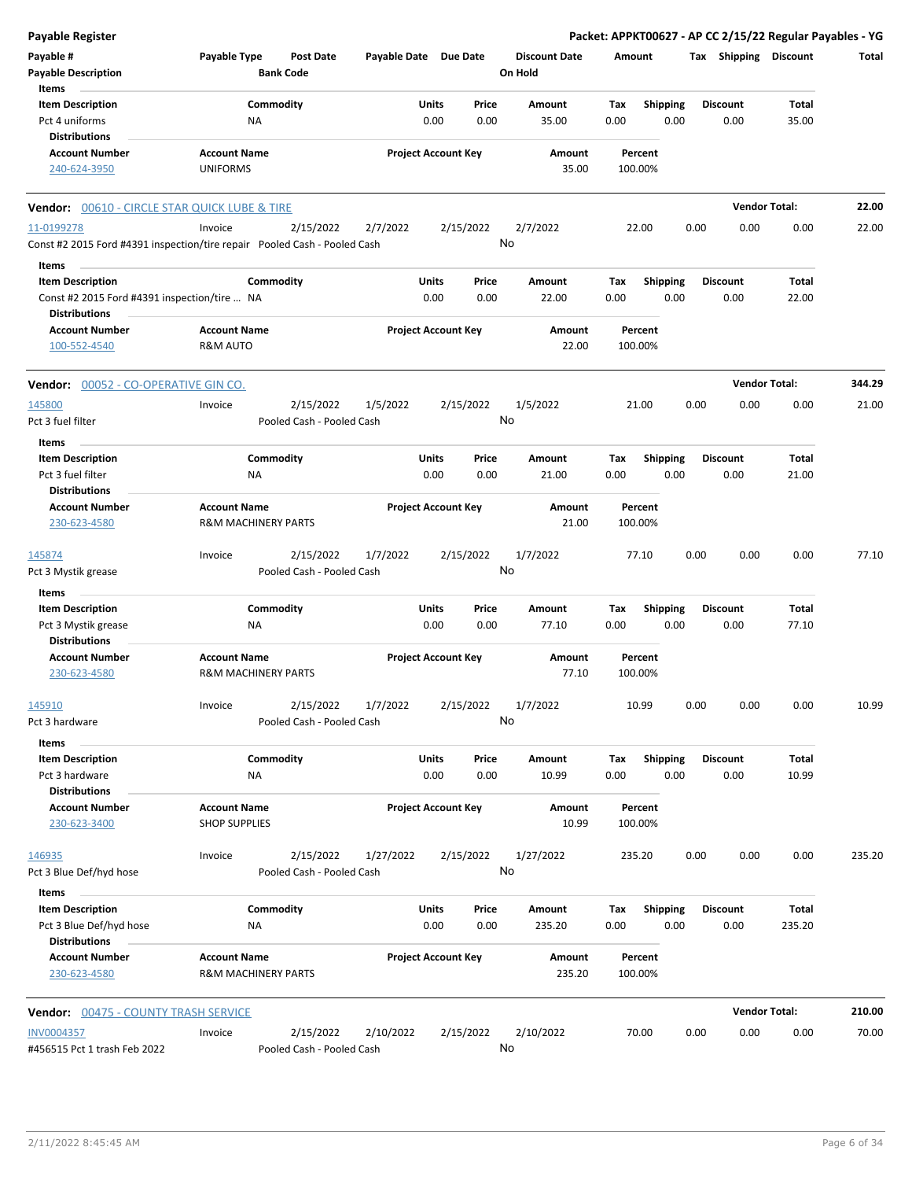**Payable Register** — **Packet: APPKT00627 - AP CC 2/15/22 Regular Payables - YG**

| Payable # | Payable Type | Post Date | Payable Date | Due Date | Discount Date | Amount | Tax | Shipping | Discount | Total |
|---|---|---|---|---|---|---|---|---|---|---|
| Payable Description | | Bank Code | | | On Hold | | | | | |

**Items**

| Item Description | Commodity | Units | Price | Amount | Tax | Shipping | Discount | Total |
|---|---|---|---|---|---|---|---|---|
| Pct 4 uniforms | NA | 0.00 | 0.00 | 35.00 | 0.00 | 0.00 | 0.00 | 35.00 |

**Distributions**

| Account Number | Account Name | Project Account Key | Amount | Percent |
|---|---|---|---|---|
| 240-624-3950 | UNIFORMS | | 35.00 | 100.00% |

---

**Vendor: 00610 - CIRCLE STAR QUICK LUBE & TIRE** — **Vendor Total: 22.00**

| Payable # | Payable Type | Post Date | Payable Date | Due Date | Discount Date | Amount | Tax | Shipping | Discount | Total |
|---|---|---|---|---|---|---|---|---|---|---|
| 11-0199278 | Invoice | 2/15/2022 | 2/7/2022 | 2/15/2022 | 2/7/2022 | 22.00 | 0.00 | 0.00 | 0.00 | 22.00 |
| Const #2 2015 Ford #4391 inspection/tire repair | | Pooled Cash - Pooled Cash | | | No | | | | | |

**Items**

| Item Description | Commodity | Units | Price | Amount | Tax | Shipping | Discount | Total |
|---|---|---|---|---|---|---|---|---|
| Const #2 2015 Ford #4391 inspection/tire ... | NA | 0.00 | 0.00 | 22.00 | 0.00 | 0.00 | 0.00 | 22.00 |

**Distributions**

| Account Number | Account Name | Project Account Key | Amount | Percent |
|---|---|---|---|---|
| 100-552-4540 | R&M AUTO | | 22.00 | 100.00% |

---

**Vendor: 00052 - CO-OPERATIVE GIN CO.** — **Vendor Total: 344.29**

| Payable # | Payable Type | Post Date | Payable Date | Due Date | Discount Date | Amount | Tax | Shipping | Discount | Total |
|---|---|---|---|---|---|---|---|---|---|---|
| 145800 | Invoice | 2/15/2022 | 1/5/2022 | 2/15/2022 | 1/5/2022 | 21.00 | 0.00 | 0.00 | 0.00 | 21.00 |
| Pct 3 fuel filter | | Pooled Cash - Pooled Cash | | | No | | | | | |

**Items**

| Item Description | Commodity | Units | Price | Amount | Tax | Shipping | Discount | Total |
|---|---|---|---|---|---|---|---|---|
| Pct 3 fuel filter | NA | 0.00 | 0.00 | 21.00 | 0.00 | 0.00 | 0.00 | 21.00 |

**Distributions**

| Account Number | Account Name | Project Account Key | Amount | Percent |
|---|---|---|---|---|
| 230-623-4580 | R&M MACHINERY PARTS | | 21.00 | 100.00% |

| Payable # | Payable Type | Post Date | Payable Date | Due Date | Discount Date | Amount | Tax | Shipping | Discount | Total |
|---|---|---|---|---|---|---|---|---|---|---|
| 145874 | Invoice | 2/15/2022 | 1/7/2022 | 2/15/2022 | 1/7/2022 | 77.10 | 0.00 | 0.00 | 0.00 | 77.10 |
| Pct 3 Mystik grease | | Pooled Cash - Pooled Cash | | | No | | | | | |

**Items**

| Item Description | Commodity | Units | Price | Amount | Tax | Shipping | Discount | Total |
|---|---|---|---|---|---|---|---|---|
| Pct 3 Mystik grease | NA | 0.00 | 0.00 | 77.10 | 0.00 | 0.00 | 0.00 | 77.10 |

**Distributions**

| Account Number | Account Name | Project Account Key | Amount | Percent |
|---|---|---|---|---|
| 230-623-4580 | R&M MACHINERY PARTS | | 77.10 | 100.00% |

| Payable # | Payable Type | Post Date | Payable Date | Due Date | Discount Date | Amount | Tax | Shipping | Discount | Total |
|---|---|---|---|---|---|---|---|---|---|---|
| 145910 | Invoice | 2/15/2022 | 1/7/2022 | 2/15/2022 | 1/7/2022 | 10.99 | 0.00 | 0.00 | 0.00 | 10.99 |
| Pct 3 hardware | | Pooled Cash - Pooled Cash | | | No | | | | | |

**Items**

| Item Description | Commodity | Units | Price | Amount | Tax | Shipping | Discount | Total |
|---|---|---|---|---|---|---|---|---|
| Pct 3 hardware | NA | 0.00 | 0.00 | 10.99 | 0.00 | 0.00 | 0.00 | 10.99 |

**Distributions**

| Account Number | Account Name | Project Account Key | Amount | Percent |
|---|---|---|---|---|
| 230-623-3400 | SHOP SUPPLIES | | 10.99 | 100.00% |

| Payable # | Payable Type | Post Date | Payable Date | Due Date | Discount Date | Amount | Tax | Shipping | Discount | Total |
|---|---|---|---|---|---|---|---|---|---|---|
| 146935 | Invoice | 2/15/2022 | 1/27/2022 | 2/15/2022 | 1/27/2022 | 235.20 | 0.00 | 0.00 | 0.00 | 235.20 |
| Pct 3 Blue Def/hyd hose | | Pooled Cash - Pooled Cash | | | No | | | | | |

**Items**

| Item Description | Commodity | Units | Price | Amount | Tax | Shipping | Discount | Total |
|---|---|---|---|---|---|---|---|---|
| Pct 3 Blue Def/hyd hose | NA | 0.00 | 0.00 | 235.20 | 0.00 | 0.00 | 0.00 | 235.20 |

**Distributions**

| Account Number | Account Name | Project Account Key | Amount | Percent |
|---|---|---|---|---|
| 230-623-4580 | R&M MACHINERY PARTS | | 235.20 | 100.00% |

---

**Vendor: 00475 - COUNTY TRASH SERVICE** — **Vendor Total: 210.00**

| Payable # | Payable Type | Post Date | Payable Date | Due Date | Discount Date | Amount | Tax | Shipping | Discount | Total |
|---|---|---|---|---|---|---|---|---|---|---|
| INV0004357 | Invoice | 2/15/2022 | 2/10/2022 | 2/15/2022 | 2/10/2022 | 70.00 | 0.00 | 0.00 | 0.00 | 70.00 |
| #456515 Pct 1 trash Feb 2022 | | Pooled Cash - Pooled Cash | | | No | | | | | |

2/11/2022 8:45:45 AM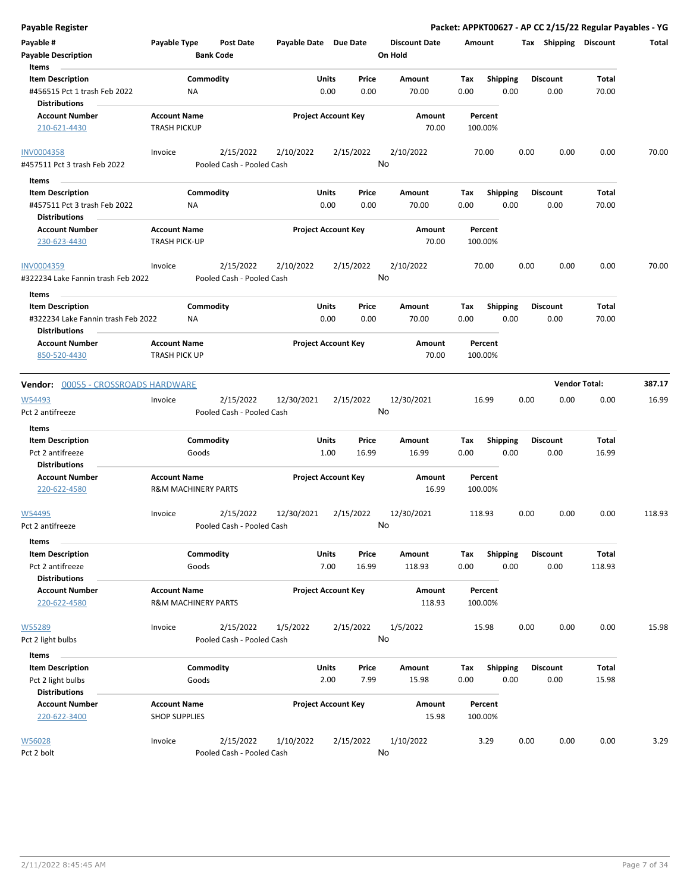# Payable Register

**Packet: APPKT00627 - AP CC 2/15/22 Regular Payables - YG**

| Payable # | Payable Type | Post Date | Payable Date | Due Date | Discount Date | Amount | Tax | Shipping | Discount | Total |
|---|---|---|---|---|---|---|---|---|---|---|
| Payable Description | | Bank Code | | | On Hold | | | | | |

**Items**

| Item Description | Commodity | Units | Price | Amount | Tax | Shipping | Discount | Total |
|---|---|---|---|---|---|---|---|---|
| #456515 Pct 1 trash Feb 2022 | NA | 0.00 | 0.00 | 70.00 | 0.00 | 0.00 | 0.00 | 70.00 |

**Distributions**

| Account Number | Account Name | Project Account Key | Amount | Percent |
|---|---|---|---|---|
| 210-621-4430 | TRASH PICKUP | | 70.00 | 100.00% |

| Payable # | Payable Type | Post Date | Payable Date | Due Date | Discount Date | Amount | Tax | Shipping | Discount | Total |
|---|---|---|---|---|---|---|---|---|---|---|
| INV0004358 | Invoice | 2/15/2022 | 2/10/2022 | 2/15/2022 | 2/10/2022 | 70.00 | 0.00 | 0.00 | 0.00 | 70.00 |
| #457511 Pct 3 trash Feb 2022 | | Pooled Cash - Pooled Cash | | | No | | | | | |

**Items**

| Item Description | Commodity | Units | Price | Amount | Tax | Shipping | Discount | Total |
|---|---|---|---|---|---|---|---|---|
| #457511 Pct 3 trash Feb 2022 | NA | 0.00 | 0.00 | 70.00 | 0.00 | 0.00 | 0.00 | 70.00 |

**Distributions**

| Account Number | Account Name | Project Account Key | Amount | Percent |
|---|---|---|---|---|
| 230-623-4430 | TRASH PICK-UP | | 70.00 | 100.00% |

| Payable # | Payable Type | Post Date | Payable Date | Due Date | Discount Date | Amount | Tax | Shipping | Discount | Total |
|---|---|---|---|---|---|---|---|---|---|---|
| INV0004359 | Invoice | 2/15/2022 | 2/10/2022 | 2/15/2022 | 2/10/2022 | 70.00 | 0.00 | 0.00 | 0.00 | 70.00 |
| #322234 Lake Fannin trash Feb 2022 | | Pooled Cash - Pooled Cash | | | No | | | | | |

**Items**

| Item Description | Commodity | Units | Price | Amount | Tax | Shipping | Discount | Total |
|---|---|---|---|---|---|---|---|---|
| #322234 Lake Fannin trash Feb 2022 | NA | 0.00 | 0.00 | 70.00 | 0.00 | 0.00 | 0.00 | 70.00 |

**Distributions**

| Account Number | Account Name | Project Account Key | Amount | Percent |
|---|---|---|---|---|
| 850-520-4430 | TRASH PICK UP | | 70.00 | 100.00% |

## Vendor: 00055 - CROSSROADS HARDWARE

**Vendor Total: 387.17**

| Payable # | Payable Type | Post Date | Payable Date | Due Date | Discount Date | Amount | Tax | Shipping | Discount | Total |
|---|---|---|---|---|---|---|---|---|---|---|
| W54493 | Invoice | 2/15/2022 | 12/30/2021 | 2/15/2022 | 12/30/2021 | 16.99 | 0.00 | 0.00 | 0.00 | 16.99 |
| Pct 2 antifreeze | | Pooled Cash - Pooled Cash | | | No | | | | | |

**Items**

| Item Description | Commodity | Units | Price | Amount | Tax | Shipping | Discount | Total |
|---|---|---|---|---|---|---|---|---|
| Pct 2 antifreeze | Goods | 1.00 | 16.99 | 16.99 | 0.00 | 0.00 | 0.00 | 16.99 |

**Distributions**

| Account Number | Account Name | Project Account Key | Amount | Percent |
|---|---|---|---|---|
| 220-622-4580 | R&M MACHINERY PARTS | | 16.99 | 100.00% |

| Payable # | Payable Type | Post Date | Payable Date | Due Date | Discount Date | Amount | Tax | Shipping | Discount | Total |
|---|---|---|---|---|---|---|---|---|---|---|
| W54495 | Invoice | 2/15/2022 | 12/30/2021 | 2/15/2022 | 12/30/2021 | 118.93 | 0.00 | 0.00 | 0.00 | 118.93 |
| Pct 2 antifreeze | | Pooled Cash - Pooled Cash | | | No | | | | | |

**Items**

| Item Description | Commodity | Units | Price | Amount | Tax | Shipping | Discount | Total |
|---|---|---|---|---|---|---|---|---|
| Pct 2 antifreeze | Goods | 7.00 | 16.99 | 118.93 | 0.00 | 0.00 | 0.00 | 118.93 |

**Distributions**

| Account Number | Account Name | Project Account Key | Amount | Percent |
|---|---|---|---|---|
| 220-622-4580 | R&M MACHINERY PARTS | | 118.93 | 100.00% |

| Payable # | Payable Type | Post Date | Payable Date | Due Date | Discount Date | Amount | Tax | Shipping | Discount | Total |
|---|---|---|---|---|---|---|---|---|---|---|
| W55289 | Invoice | 2/15/2022 | 1/5/2022 | 2/15/2022 | 1/5/2022 | 15.98 | 0.00 | 0.00 | 0.00 | 15.98 |
| Pct 2 light bulbs | | Pooled Cash - Pooled Cash | | | No | | | | | |

**Items**

| Item Description | Commodity | Units | Price | Amount | Tax | Shipping | Discount | Total |
|---|---|---|---|---|---|---|---|---|
| Pct 2 light bulbs | Goods | 2.00 | 7.99 | 15.98 | 0.00 | 0.00 | 0.00 | 15.98 |

**Distributions**

| Account Number | Account Name | Project Account Key | Amount | Percent |
|---|---|---|---|---|
| 220-622-3400 | SHOP SUPPLIES | | 15.98 | 100.00% |

| Payable # | Payable Type | Post Date | Payable Date | Due Date | Discount Date | Amount | Tax | Shipping | Discount | Total |
|---|---|---|---|---|---|---|---|---|---|---|
| W56028 | Invoice | 2/15/2022 | 1/10/2022 | 2/15/2022 | 1/10/2022 | 3.29 | 0.00 | 0.00 | 0.00 | 3.29 |
| Pct 2 bolt | | Pooled Cash - Pooled Cash | | | No | | | | | |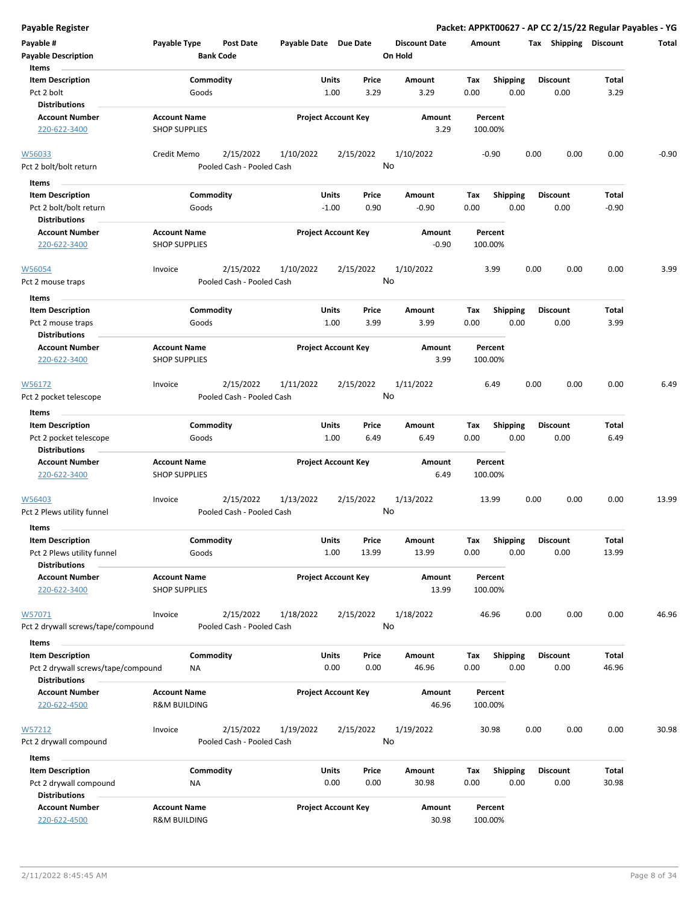# Payable Register

**Packet: APPKT00627 - AP CC 2/15/22 Regular Payables - YG**

| Payable # | Payable Type | Post Date | Payable Date | Due Date | Discount Date | Amount | Tax | Shipping | Discount | Total |
|---|---|---|---|---|---|---|---|---|---|---|
| Payable Description | | Bank Code | | | On Hold | | | | | |

**Items**

| Item Description | Commodity | Units | Price | Amount | Tax | Shipping | Discount | Total |
|---|---|---|---|---|---|---|---|---|
| Pct 2 bolt | Goods | 1.00 | 3.29 | 3.29 | 0.00 | 0.00 | 0.00 | 3.29 |

**Distributions**

| Account Number | Account Name | Project Account Key | Amount | Percent |
|---|---|---|---|---|
| 220-622-3400 | SHOP SUPPLIES | | 3.29 | 100.00% |

---

| Payable # | Payable Type | Post Date | Payable Date | Due Date | Discount Date | Amount | Tax | Shipping | Discount | Total |
|---|---|---|---|---|---|---|---|---|---|---|
| W56033 | Credit Memo | 2/15/2022 | 1/10/2022 | 2/15/2022 | 1/10/2022 | -0.90 | 0.00 | 0.00 | 0.00 | -0.90 |
| Pct 2 bolt/bolt return | | Pooled Cash - Pooled Cash | | | No | | | | | |

**Items**

| Item Description | Commodity | Units | Price | Amount | Tax | Shipping | Discount | Total |
|---|---|---|---|---|---|---|---|---|
| Pct 2 bolt/bolt return | Goods | -1.00 | 0.90 | -0.90 | 0.00 | 0.00 | 0.00 | -0.90 |

**Distributions**

| Account Number | Account Name | Project Account Key | Amount | Percent |
|---|---|---|---|---|
| 220-622-3400 | SHOP SUPPLIES | | -0.90 | 100.00% |

---

| Payable # | Payable Type | Post Date | Payable Date | Due Date | Discount Date | Amount | Tax | Shipping | Discount | Total |
|---|---|---|---|---|---|---|---|---|---|---|
| W56054 | Invoice | 2/15/2022 | 1/10/2022 | 2/15/2022 | 1/10/2022 | 3.99 | 0.00 | 0.00 | 0.00 | 3.99 |
| Pct 2 mouse traps | | Pooled Cash - Pooled Cash | | | No | | | | | |

**Items**

| Item Description | Commodity | Units | Price | Amount | Tax | Shipping | Discount | Total |
|---|---|---|---|---|---|---|---|---|
| Pct 2 mouse traps | Goods | 1.00 | 3.99 | 3.99 | 0.00 | 0.00 | 0.00 | 3.99 |

**Distributions**

| Account Number | Account Name | Project Account Key | Amount | Percent |
|---|---|---|---|---|
| 220-622-3400 | SHOP SUPPLIES | | 3.99 | 100.00% |

---

| Payable # | Payable Type | Post Date | Payable Date | Due Date | Discount Date | Amount | Tax | Shipping | Discount | Total |
|---|---|---|---|---|---|---|---|---|---|---|
| W56172 | Invoice | 2/15/2022 | 1/11/2022 | 2/15/2022 | 1/11/2022 | 6.49 | 0.00 | 0.00 | 0.00 | 6.49 |
| Pct 2 pocket telescope | | Pooled Cash - Pooled Cash | | | No | | | | | |

**Items**

| Item Description | Commodity | Units | Price | Amount | Tax | Shipping | Discount | Total |
|---|---|---|---|---|---|---|---|---|
| Pct 2 pocket telescope | Goods | 1.00 | 6.49 | 6.49 | 0.00 | 0.00 | 0.00 | 6.49 |

**Distributions**

| Account Number | Account Name | Project Account Key | Amount | Percent |
|---|---|---|---|---|
| 220-622-3400 | SHOP SUPPLIES | | 6.49 | 100.00% |

---

| Payable # | Payable Type | Post Date | Payable Date | Due Date | Discount Date | Amount | Tax | Shipping | Discount | Total |
|---|---|---|---|---|---|---|---|---|---|---|
| W56403 | Invoice | 2/15/2022 | 1/13/2022 | 2/15/2022 | 1/13/2022 | 13.99 | 0.00 | 0.00 | 0.00 | 13.99 |
| Pct 2 Plews utility funnel | | Pooled Cash - Pooled Cash | | | No | | | | | |

**Items**

| Item Description | Commodity | Units | Price | Amount | Tax | Shipping | Discount | Total |
|---|---|---|---|---|---|---|---|---|
| Pct 2 Plews utility funnel | Goods | 1.00 | 13.99 | 13.99 | 0.00 | 0.00 | 0.00 | 13.99 |

**Distributions**

| Account Number | Account Name | Project Account Key | Amount | Percent |
|---|---|---|---|---|
| 220-622-3400 | SHOP SUPPLIES | | 13.99 | 100.00% |

---

| Payable # | Payable Type | Post Date | Payable Date | Due Date | Discount Date | Amount | Tax | Shipping | Discount | Total |
|---|---|---|---|---|---|---|---|---|---|---|
| W57071 | Invoice | 2/15/2022 | 1/18/2022 | 2/15/2022 | 1/18/2022 | 46.96 | 0.00 | 0.00 | 0.00 | 46.96 |
| Pct 2 drywall screws/tape/compound | | Pooled Cash - Pooled Cash | | | No | | | | | |

**Items**

| Item Description | Commodity | Units | Price | Amount | Tax | Shipping | Discount | Total |
|---|---|---|---|---|---|---|---|---|
| Pct 2 drywall screws/tape/compound | NA | 0.00 | 0.00 | 46.96 | 0.00 | 0.00 | 0.00 | 46.96 |

**Distributions**

| Account Number | Account Name | Project Account Key | Amount | Percent |
|---|---|---|---|---|
| 220-622-4500 | R&M BUILDING | | 46.96 | 100.00% |

---

| Payable # | Payable Type | Post Date | Payable Date | Due Date | Discount Date | Amount | Tax | Shipping | Discount | Total |
|---|---|---|---|---|---|---|---|---|---|---|
| W57212 | Invoice | 2/15/2022 | 1/19/2022 | 2/15/2022 | 1/19/2022 | 30.98 | 0.00 | 0.00 | 0.00 | 30.98 |
| Pct 2 drywall compound | | Pooled Cash - Pooled Cash | | | No | | | | | |

**Items**

| Item Description | Commodity | Units | Price | Amount | Tax | Shipping | Discount | Total |
|---|---|---|---|---|---|---|---|---|
| Pct 2 drywall compound | NA | 0.00 | 0.00 | 30.98 | 0.00 | 0.00 | 0.00 | 30.98 |

**Distributions**

| Account Number | Account Name | Project Account Key | Amount | Percent |
|---|---|---|---|---|
| 220-622-4500 | R&M BUILDING | | 30.98 | 100.00% |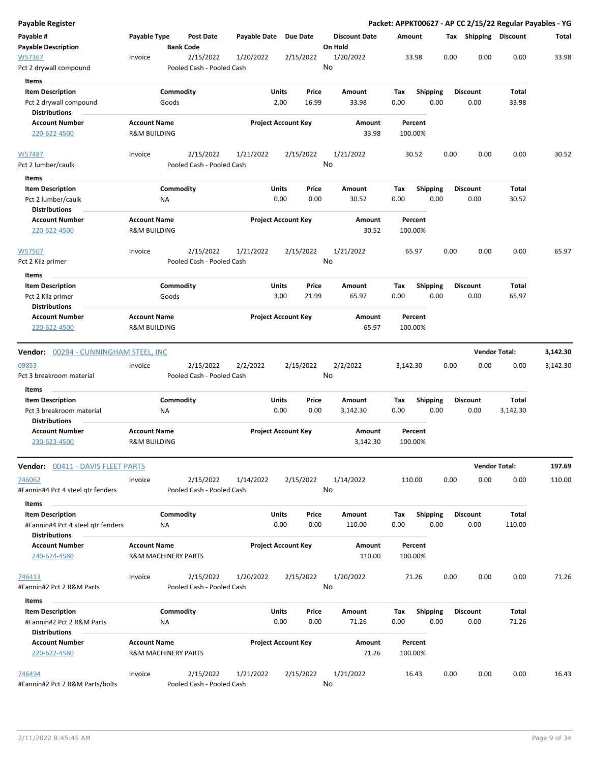## Payable Register

**Packet: APPKT00627 - AP CC 2/15/22 Regular Payables - YG**

| Payable # / Payable Description | Payable Type | Post Date / Bank Code | Payable Date | Due Date | Discount Date / On Hold | Amount | Tax | Shipping | Discount | Total |
|---|---|---|---|---|---|---|---|---|---|---|
| W57367 | Invoice | 2/15/2022 | 1/20/2022 | 2/15/2022 | 1/20/2022 | 33.98 | 0.00 | 0.00 | 0.00 | 33.98 |
| Pct 2 drywall compound | | Pooled Cash - Pooled Cash | | | No | | | | | |

**Items**

| Item Description | Commodity | Units | Price | Amount | Tax | Shipping | Discount | Total |
|---|---|---|---|---|---|---|---|---|
| Pct 2 drywall compound | Goods | 2.00 | 16.99 | 33.98 | 0.00 | 0.00 | 0.00 | 33.98 |

**Distributions**

| Account Number | Account Name | Project Account Key | Amount | Percent |
|---|---|---|---|---|
| 220-622-4500 | R&M BUILDING | | 33.98 | 100.00% |

| Payable # / Payable Description | Payable Type | Post Date / Bank Code | Payable Date | Due Date | Discount Date / On Hold | Amount | Tax | Shipping | Discount | Total |
|---|---|---|---|---|---|---|---|---|---|---|
| W57487 | Invoice | 2/15/2022 | 1/21/2022 | 2/15/2022 | 1/21/2022 | 30.52 | 0.00 | 0.00 | 0.00 | 30.52 |
| Pct 2 lumber/caulk | | Pooled Cash - Pooled Cash | | | No | | | | | |

**Items**

| Item Description | Commodity | Units | Price | Amount | Tax | Shipping | Discount | Total |
|---|---|---|---|---|---|---|---|---|
| Pct 2 lumber/caulk | NA | 0.00 | 0.00 | 30.52 | 0.00 | 0.00 | 0.00 | 30.52 |

**Distributions**

| Account Number | Account Name | Project Account Key | Amount | Percent |
|---|---|---|---|---|
| 220-622-4500 | R&M BUILDING | | 30.52 | 100.00% |

| Payable # / Payable Description | Payable Type | Post Date / Bank Code | Payable Date | Due Date | Discount Date / On Hold | Amount | Tax | Shipping | Discount | Total |
|---|---|---|---|---|---|---|---|---|---|---|
| W57507 | Invoice | 2/15/2022 | 1/21/2022 | 2/15/2022 | 1/21/2022 | 65.97 | 0.00 | 0.00 | 0.00 | 65.97 |
| Pct 2 Kilz primer | | Pooled Cash - Pooled Cash | | | No | | | | | |

**Items**

| Item Description | Commodity | Units | Price | Amount | Tax | Shipping | Discount | Total |
|---|---|---|---|---|---|---|---|---|
| Pct 2 Kilz primer | Goods | 3.00 | 21.99 | 65.97 | 0.00 | 0.00 | 0.00 | 65.97 |

**Distributions**

| Account Number | Account Name | Project Account Key | Amount | Percent |
|---|---|---|---|---|
| 220-622-4500 | R&M BUILDING | | 65.97 | 100.00% |

---

### Vendor: 00294 - CUNNINGHAM STEEL, INC — Vendor Total: 3,142.30

| Payable # / Payable Description | Payable Type | Post Date / Bank Code | Payable Date | Due Date | Discount Date / On Hold | Amount | Tax | Shipping | Discount | Total |
|---|---|---|---|---|---|---|---|---|---|---|
| 09853 | Invoice | 2/15/2022 | 2/2/2022 | 2/15/2022 | 2/2/2022 | 3,142.30 | 0.00 | 0.00 | 0.00 | 3,142.30 |
| Pct 3 breakroom material | | Pooled Cash - Pooled Cash | | | No | | | | | |

**Items**

| Item Description | Commodity | Units | Price | Amount | Tax | Shipping | Discount | Total |
|---|---|---|---|---|---|---|---|---|
| Pct 3 breakroom material | NA | 0.00 | 0.00 | 3,142.30 | 0.00 | 0.00 | 0.00 | 3,142.30 |

**Distributions**

| Account Number | Account Name | Project Account Key | Amount | Percent |
|---|---|---|---|---|
| 230-623-4500 | R&M BUILDING | | 3,142.30 | 100.00% |

---

### Vendor: 00411 - DAVIS FLEET PARTS — Vendor Total: 197.69

| Payable # / Payable Description | Payable Type | Post Date / Bank Code | Payable Date | Due Date | Discount Date / On Hold | Amount | Tax | Shipping | Discount | Total |
|---|---|---|---|---|---|---|---|---|---|---|
| 746062 | Invoice | 2/15/2022 | 1/14/2022 | 2/15/2022 | 1/14/2022 | 110.00 | 0.00 | 0.00 | 0.00 | 110.00 |
| #Fannin#4 Pct 4 steel qtr fenders | | Pooled Cash - Pooled Cash | | | No | | | | | |

**Items**

| Item Description | Commodity | Units | Price | Amount | Tax | Shipping | Discount | Total |
|---|---|---|---|---|---|---|---|---|
| #Fannin#4 Pct 4 steel qtr fenders | NA | 0.00 | 0.00 | 110.00 | 0.00 | 0.00 | 0.00 | 110.00 |

**Distributions**

| Account Number | Account Name | Project Account Key | Amount | Percent |
|---|---|---|---|---|
| 240-624-4580 | R&M MACHINERY PARTS | | 110.00 | 100.00% |

| Payable # / Payable Description | Payable Type | Post Date / Bank Code | Payable Date | Due Date | Discount Date / On Hold | Amount | Tax | Shipping | Discount | Total |
|---|---|---|---|---|---|---|---|---|---|---|
| 746413 | Invoice | 2/15/2022 | 1/20/2022 | 2/15/2022 | 1/20/2022 | 71.26 | 0.00 | 0.00 | 0.00 | 71.26 |
| #Fannin#2 Pct 2 R&M Parts | | Pooled Cash - Pooled Cash | | | No | | | | | |

**Items**

| Item Description | Commodity | Units | Price | Amount | Tax | Shipping | Discount | Total |
|---|---|---|---|---|---|---|---|---|
| #Fannin#2 Pct 2 R&M Parts | NA | 0.00 | 0.00 | 71.26 | 0.00 | 0.00 | 0.00 | 71.26 |

**Distributions**

| Account Number | Account Name | Project Account Key | Amount | Percent |
|---|---|---|---|---|
| 220-622-4580 | R&M MACHINERY PARTS | | 71.26 | 100.00% |

| Payable # / Payable Description | Payable Type | Post Date / Bank Code | Payable Date | Due Date | Discount Date / On Hold | Amount | Tax | Shipping | Discount | Total |
|---|---|---|---|---|---|---|---|---|---|---|
| 746494 | Invoice | 2/15/2022 | 1/21/2022 | 2/15/2022 | 1/21/2022 | 16.43 | 0.00 | 0.00 | 0.00 | 16.43 |
| #Fannin#2 Pct 2 R&M Parts/bolts | | Pooled Cash - Pooled Cash | | | No | | | | | |

2/11/2022 8:45:45 AM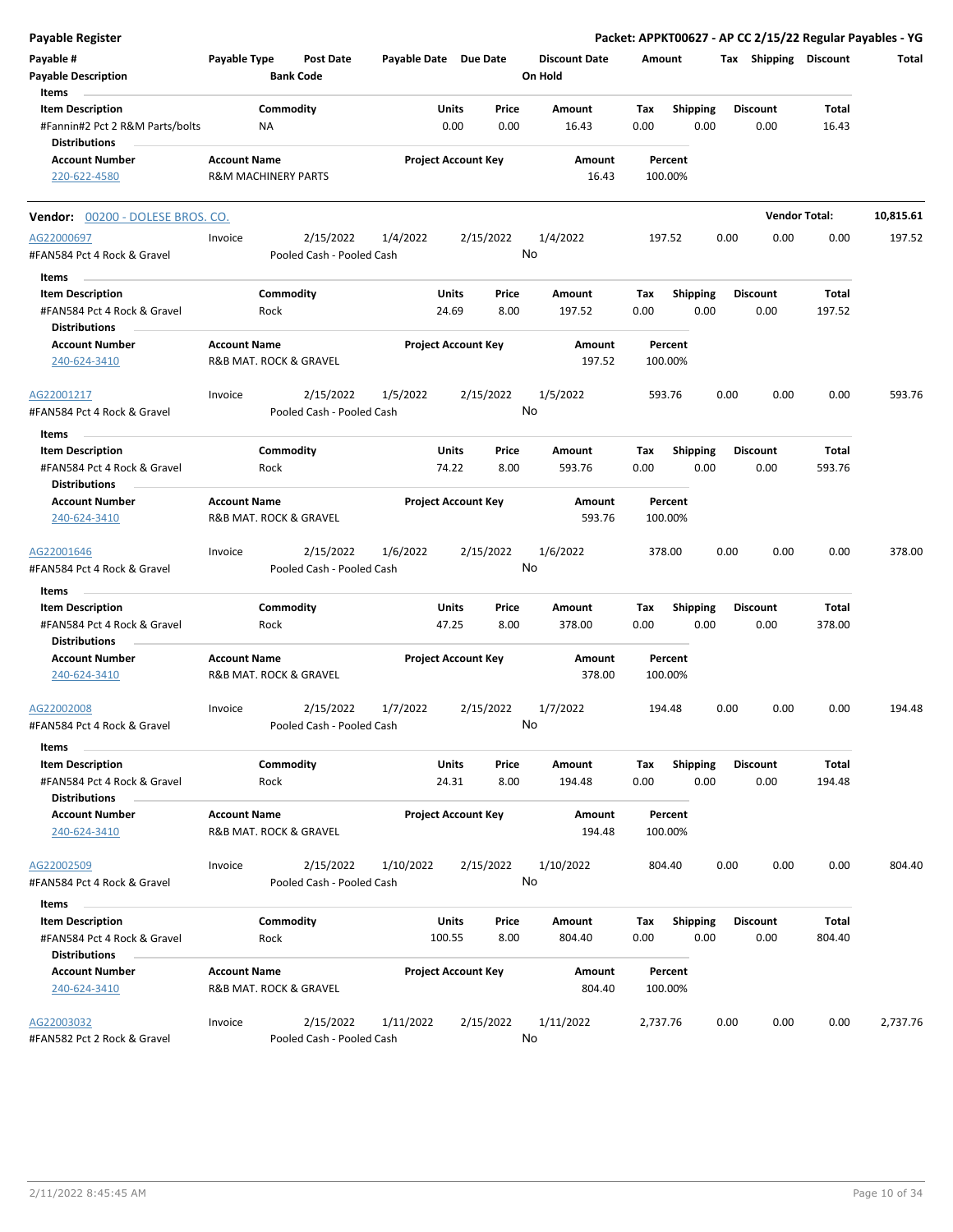**Payable Register**

**Packet: APPKT00627 - AP CC 2/15/22 Regular Payables - YG**

| Payable # | Payable Type | Post Date | Payable Date | Due Date | Discount Date | Amount | Tax | Shipping | Discount | Total |
|---|---|---|---|---|---|---|---|---|---|---|
| Payable Description | | Bank Code | | | On Hold | | | | | |

**Items**

| Item Description | Commodity | Units | Price | Amount | Tax | Shipping | Discount | Total |
|---|---|---|---|---|---|---|---|---|
| #Fannin#2 Pct 2 R&M Parts/bolts | NA | 0.00 | 0.00 | 16.43 | 0.00 | 0.00 | 0.00 | 16.43 |

**Distributions**

| Account Number | Account Name | Project Account Key | Amount | Percent |
|---|---|---|---|---|
| 220-622-4580 | R&M MACHINERY PARTS | | 16.43 | 100.00% |

---

**Vendor:** 00200 - DOLESE BROS. CO. — **Vendor Total:** 10,815.61

| Payable # | Payable Type | Post Date | Payable Date | Due Date | Discount Date | Amount | Tax | Shipping | Discount | Total |
|---|---|---|---|---|---|---|---|---|---|---|
| AG22000697 | Invoice | 2/15/2022 | 1/4/2022 | 2/15/2022 | 1/4/2022 | 197.52 | 0.00 | 0.00 | 0.00 | 197.52 |
| #FAN584 Pct 4 Rock & Gravel | | Pooled Cash - Pooled Cash | | | No | | | | | |

**Items**

| Item Description | Commodity | Units | Price | Amount | Tax | Shipping | Discount | Total |
|---|---|---|---|---|---|---|---|---|
| #FAN584 Pct 4 Rock & Gravel | Rock | 24.69 | 8.00 | 197.52 | 0.00 | 0.00 | 0.00 | 197.52 |

**Distributions**

| Account Number | Account Name | Project Account Key | Amount | Percent |
|---|---|---|---|---|
| 240-624-3410 | R&B MAT. ROCK & GRAVEL | | 197.52 | 100.00% |

| Payable # | Payable Type | Post Date | Payable Date | Due Date | Discount Date | Amount | Tax | Shipping | Discount | Total |
|---|---|---|---|---|---|---|---|---|---|---|
| AG22001217 | Invoice | 2/15/2022 | 1/5/2022 | 2/15/2022 | 1/5/2022 | 593.76 | 0.00 | 0.00 | 0.00 | 593.76 |
| #FAN584 Pct 4 Rock & Gravel | | Pooled Cash - Pooled Cash | | | No | | | | | |

**Items**

| Item Description | Commodity | Units | Price | Amount | Tax | Shipping | Discount | Total |
|---|---|---|---|---|---|---|---|---|
| #FAN584 Pct 4 Rock & Gravel | Rock | 74.22 | 8.00 | 593.76 | 0.00 | 0.00 | 0.00 | 593.76 |

**Distributions**

| Account Number | Account Name | Project Account Key | Amount | Percent |
|---|---|---|---|---|
| 240-624-3410 | R&B MAT. ROCK & GRAVEL | | 593.76 | 100.00% |

| Payable # | Payable Type | Post Date | Payable Date | Due Date | Discount Date | Amount | Tax | Shipping | Discount | Total |
|---|---|---|---|---|---|---|---|---|---|---|
| AG22001646 | Invoice | 2/15/2022 | 1/6/2022 | 2/15/2022 | 1/6/2022 | 378.00 | 0.00 | 0.00 | 0.00 | 378.00 |
| #FAN584 Pct 4 Rock & Gravel | | Pooled Cash - Pooled Cash | | | No | | | | | |

**Items**

| Item Description | Commodity | Units | Price | Amount | Tax | Shipping | Discount | Total |
|---|---|---|---|---|---|---|---|---|
| #FAN584 Pct 4 Rock & Gravel | Rock | 47.25 | 8.00 | 378.00 | 0.00 | 0.00 | 0.00 | 378.00 |

**Distributions**

| Account Number | Account Name | Project Account Key | Amount | Percent |
|---|---|---|---|---|
| 240-624-3410 | R&B MAT. ROCK & GRAVEL | | 378.00 | 100.00% |

| Payable # | Payable Type | Post Date | Payable Date | Due Date | Discount Date | Amount | Tax | Shipping | Discount | Total |
|---|---|---|---|---|---|---|---|---|---|---|
| AG22002008 | Invoice | 2/15/2022 | 1/7/2022 | 2/15/2022 | 1/7/2022 | 194.48 | 0.00 | 0.00 | 0.00 | 194.48 |
| #FAN584 Pct 4 Rock & Gravel | | Pooled Cash - Pooled Cash | | | No | | | | | |

**Items**

| Item Description | Commodity | Units | Price | Amount | Tax | Shipping | Discount | Total |
|---|---|---|---|---|---|---|---|---|
| #FAN584 Pct 4 Rock & Gravel | Rock | 24.31 | 8.00 | 194.48 | 0.00 | 0.00 | 0.00 | 194.48 |

**Distributions**

| Account Number | Account Name | Project Account Key | Amount | Percent |
|---|---|---|---|---|
| 240-624-3410 | R&B MAT. ROCK & GRAVEL | | 194.48 | 100.00% |

| Payable # | Payable Type | Post Date | Payable Date | Due Date | Discount Date | Amount | Tax | Shipping | Discount | Total |
|---|---|---|---|---|---|---|---|---|---|---|
| AG22002509 | Invoice | 2/15/2022 | 1/10/2022 | 2/15/2022 | 1/10/2022 | 804.40 | 0.00 | 0.00 | 0.00 | 804.40 |
| #FAN584 Pct 4 Rock & Gravel | | Pooled Cash - Pooled Cash | | | No | | | | | |

**Items**

| Item Description | Commodity | Units | Price | Amount | Tax | Shipping | Discount | Total |
|---|---|---|---|---|---|---|---|---|
| #FAN584 Pct 4 Rock & Gravel | Rock | 100.55 | 8.00 | 804.40 | 0.00 | 0.00 | 0.00 | 804.40 |

**Distributions**

| Account Number | Account Name | Project Account Key | Amount | Percent |
|---|---|---|---|---|
| 240-624-3410 | R&B MAT. ROCK & GRAVEL | | 804.40 | 100.00% |

| Payable # | Payable Type | Post Date | Payable Date | Due Date | Discount Date | Amount | Tax | Shipping | Discount | Total |
|---|---|---|---|---|---|---|---|---|---|---|
| AG22003032 | Invoice | 2/15/2022 | 1/11/2022 | 2/15/2022 | 1/11/2022 | 2,737.76 | 0.00 | 0.00 | 0.00 | 2,737.76 |
| #FAN582 Pct 2 Rock & Gravel | | Pooled Cash - Pooled Cash | | | No | | | | | |

2/11/2022 8:45:45 AM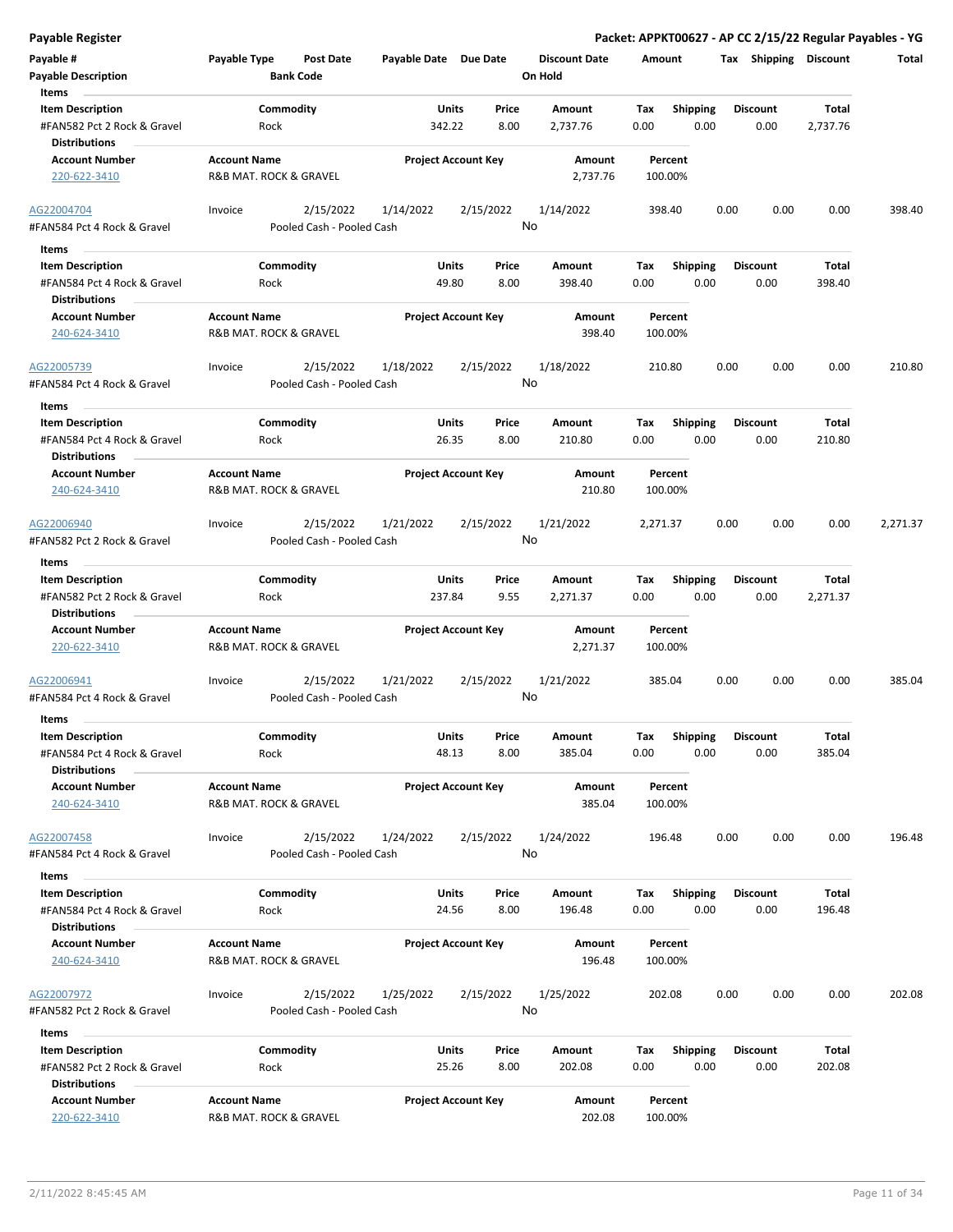## Payable Register

**Packet: APPKT00627 - AP CC 2/15/22 Regular Payables - YG**

| Payable # | Payable Type | Post Date | Payable Date | Due Date | Discount Date | Amount | Tax | Shipping | Discount | Total |
|---|---|---|---|---|---|---|---|---|---|---|
| Payable Description | | Bank Code | | | On Hold | | | | | |

**Items**

| Item Description | Commodity | Units | Price | Amount | Tax | Shipping | Discount | Total |
|---|---|---|---|---|---|---|---|---|
| #FAN582 Pct 2 Rock & Gravel | Rock | 342.22 | 8.00 | 2,737.76 | 0.00 | 0.00 | 0.00 | 2,737.76 |

**Distributions**

| Account Number | Account Name | Project Account Key | Amount | Percent |
|---|---|---|---|---|
| 220-622-3410 | R&B MAT. ROCK & GRAVEL | | 2,737.76 | 100.00% |

---

| Payable # | Payable Type | Post Date | Payable Date | Due Date | Discount Date | Amount | Tax | Shipping | Discount | Total |
|---|---|---|---|---|---|---|---|---|---|---|
| AG22004704 | Invoice | 2/15/2022 | 1/14/2022 | 2/15/2022 | 1/14/2022 | 398.40 | 0.00 | 0.00 | 0.00 | 398.40 |
| #FAN584 Pct 4 Rock & Gravel | | Pooled Cash - Pooled Cash | | | No | | | | | |

**Items**

| Item Description | Commodity | Units | Price | Amount | Tax | Shipping | Discount | Total |
|---|---|---|---|---|---|---|---|---|
| #FAN584 Pct 4 Rock & Gravel | Rock | 49.80 | 8.00 | 398.40 | 0.00 | 0.00 | 0.00 | 398.40 |

**Distributions**

| Account Number | Account Name | Project Account Key | Amount | Percent |
|---|---|---|---|---|
| 240-624-3410 | R&B MAT. ROCK & GRAVEL | | 398.40 | 100.00% |

---

| Payable # | Payable Type | Post Date | Payable Date | Due Date | Discount Date | Amount | Tax | Shipping | Discount | Total |
|---|---|---|---|---|---|---|---|---|---|---|
| AG22005739 | Invoice | 2/15/2022 | 1/18/2022 | 2/15/2022 | 1/18/2022 | 210.80 | 0.00 | 0.00 | 0.00 | 210.80 |
| #FAN584 Pct 4 Rock & Gravel | | Pooled Cash - Pooled Cash | | | No | | | | | |

**Items**

| Item Description | Commodity | Units | Price | Amount | Tax | Shipping | Discount | Total |
|---|---|---|---|---|---|---|---|---|
| #FAN584 Pct 4 Rock & Gravel | Rock | 26.35 | 8.00 | 210.80 | 0.00 | 0.00 | 0.00 | 210.80 |

**Distributions**

| Account Number | Account Name | Project Account Key | Amount | Percent |
|---|---|---|---|---|
| 240-624-3410 | R&B MAT. ROCK & GRAVEL | | 210.80 | 100.00% |

---

| Payable # | Payable Type | Post Date | Payable Date | Due Date | Discount Date | Amount | Tax | Shipping | Discount | Total |
|---|---|---|---|---|---|---|---|---|---|---|
| AG22006940 | Invoice | 2/15/2022 | 1/21/2022 | 2/15/2022 | 1/21/2022 | 2,271.37 | 0.00 | 0.00 | 0.00 | 2,271.37 |
| #FAN582 Pct 2 Rock & Gravel | | Pooled Cash - Pooled Cash | | | No | | | | | |

**Items**

| Item Description | Commodity | Units | Price | Amount | Tax | Shipping | Discount | Total |
|---|---|---|---|---|---|---|---|---|
| #FAN582 Pct 2 Rock & Gravel | Rock | 237.84 | 9.55 | 2,271.37 | 0.00 | 0.00 | 0.00 | 2,271.37 |

**Distributions**

| Account Number | Account Name | Project Account Key | Amount | Percent |
|---|---|---|---|---|
| 220-622-3410 | R&B MAT. ROCK & GRAVEL | | 2,271.37 | 100.00% |

---

| Payable # | Payable Type | Post Date | Payable Date | Due Date | Discount Date | Amount | Tax | Shipping | Discount | Total |
|---|---|---|---|---|---|---|---|---|---|---|
| AG22006941 | Invoice | 2/15/2022 | 1/21/2022 | 2/15/2022 | 1/21/2022 | 385.04 | 0.00 | 0.00 | 0.00 | 385.04 |
| #FAN584 Pct 4 Rock & Gravel | | Pooled Cash - Pooled Cash | | | No | | | | | |

**Items**

| Item Description | Commodity | Units | Price | Amount | Tax | Shipping | Discount | Total |
|---|---|---|---|---|---|---|---|---|
| #FAN584 Pct 4 Rock & Gravel | Rock | 48.13 | 8.00 | 385.04 | 0.00 | 0.00 | 0.00 | 385.04 |

**Distributions**

| Account Number | Account Name | Project Account Key | Amount | Percent |
|---|---|---|---|---|
| 240-624-3410 | R&B MAT. ROCK & GRAVEL | | 385.04 | 100.00% |

---

| Payable # | Payable Type | Post Date | Payable Date | Due Date | Discount Date | Amount | Tax | Shipping | Discount | Total |
|---|---|---|---|---|---|---|---|---|---|---|
| AG22007458 | Invoice | 2/15/2022 | 1/24/2022 | 2/15/2022 | 1/24/2022 | 196.48 | 0.00 | 0.00 | 0.00 | 196.48 |
| #FAN584 Pct 4 Rock & Gravel | | Pooled Cash - Pooled Cash | | | No | | | | | |

**Items**

| Item Description | Commodity | Units | Price | Amount | Tax | Shipping | Discount | Total |
|---|---|---|---|---|---|---|---|---|
| #FAN584 Pct 4 Rock & Gravel | Rock | 24.56 | 8.00 | 196.48 | 0.00 | 0.00 | 0.00 | 196.48 |

**Distributions**

| Account Number | Account Name | Project Account Key | Amount | Percent |
|---|---|---|---|---|
| 240-624-3410 | R&B MAT. ROCK & GRAVEL | | 196.48 | 100.00% |

---

| Payable # | Payable Type | Post Date | Payable Date | Due Date | Discount Date | Amount | Tax | Shipping | Discount | Total |
|---|---|---|---|---|---|---|---|---|---|---|
| AG22007972 | Invoice | 2/15/2022 | 1/25/2022 | 2/15/2022 | 1/25/2022 | 202.08 | 0.00 | 0.00 | 0.00 | 202.08 |
| #FAN582 Pct 2 Rock & Gravel | | Pooled Cash - Pooled Cash | | | No | | | | | |

**Items**

| Item Description | Commodity | Units | Price | Amount | Tax | Shipping | Discount | Total |
|---|---|---|---|---|---|---|---|---|
| #FAN582 Pct 2 Rock & Gravel | Rock | 25.26 | 8.00 | 202.08 | 0.00 | 0.00 | 0.00 | 202.08 |

**Distributions**

| Account Number | Account Name | Project Account Key | Amount | Percent |
|---|---|---|---|---|
| 220-622-3410 | R&B MAT. ROCK & GRAVEL | | 202.08 | 100.00% |

2/11/2022 8:45:45 AM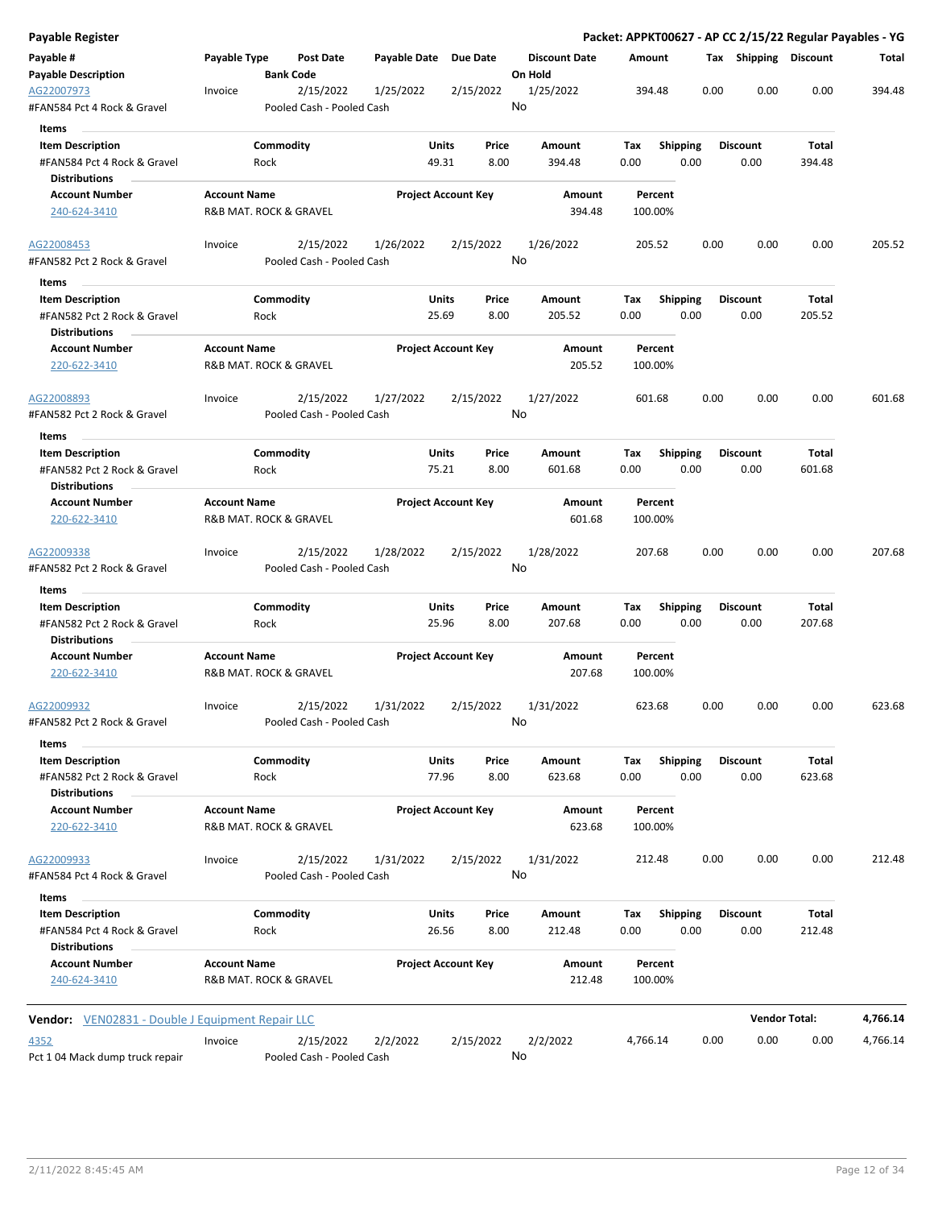**Payable Register** — **Packet: APPKT00627 - AP CC 2/15/22 Regular Payables - YG**

| Payable # / Payable Description | Payable Type | Post Date / Bank Code | Payable Date | Due Date | Discount Date / On Hold | Amount | Tax | Shipping | Discount | Total |
|---|---|---|---|---|---|---|---|---|---|---|
| AG22007973 / #FAN584 Pct 4 Rock & Gravel | Invoice | 2/15/2022 / Pooled Cash - Pooled Cash | 1/25/2022 | 2/15/2022 | 1/25/2022 / No | 394.48 | 0.00 | 0.00 | 0.00 | 394.48 |

**Items**

| Item Description | Commodity | Units | Price | Amount | Tax | Shipping | Discount | Total |
|---|---|---|---|---|---|---|---|---|
| #FAN584 Pct 4 Rock & Gravel | Rock | 49.31 | 8.00 | 394.48 | 0.00 | 0.00 | 0.00 | 394.48 |

**Distributions**

| Account Number | Account Name | Project Account Key | Amount | Percent |
|---|---|---|---|---|
| 240-624-3410 | R&B MAT. ROCK & GRAVEL | | 394.48 | 100.00% |

| Payable # / Payable Description | Payable Type | Post Date / Bank Code | Payable Date | Due Date | Discount Date / On Hold | Amount | Tax | Shipping | Discount | Total |
|---|---|---|---|---|---|---|---|---|---|---|
| AG22008453 / #FAN582 Pct 2 Rock & Gravel | Invoice | 2/15/2022 / Pooled Cash - Pooled Cash | 1/26/2022 | 2/15/2022 | 1/26/2022 / No | 205.52 | 0.00 | 0.00 | 0.00 | 205.52 |

**Items**

| Item Description | Commodity | Units | Price | Amount | Tax | Shipping | Discount | Total |
|---|---|---|---|---|---|---|---|---|
| #FAN582 Pct 2 Rock & Gravel | Rock | 25.69 | 8.00 | 205.52 | 0.00 | 0.00 | 0.00 | 205.52 |

**Distributions**

| Account Number | Account Name | Project Account Key | Amount | Percent |
|---|---|---|---|---|
| 220-622-3410 | R&B MAT. ROCK & GRAVEL | | 205.52 | 100.00% |

| Payable # / Payable Description | Payable Type | Post Date / Bank Code | Payable Date | Due Date | Discount Date / On Hold | Amount | Tax | Shipping | Discount | Total |
|---|---|---|---|---|---|---|---|---|---|---|
| AG22008893 / #FAN582 Pct 2 Rock & Gravel | Invoice | 2/15/2022 / Pooled Cash - Pooled Cash | 1/27/2022 | 2/15/2022 | 1/27/2022 / No | 601.68 | 0.00 | 0.00 | 0.00 | 601.68 |

**Items**

| Item Description | Commodity | Units | Price | Amount | Tax | Shipping | Discount | Total |
|---|---|---|---|---|---|---|---|---|
| #FAN582 Pct 2 Rock & Gravel | Rock | 75.21 | 8.00 | 601.68 | 0.00 | 0.00 | 0.00 | 601.68 |

**Distributions**

| Account Number | Account Name | Project Account Key | Amount | Percent |
|---|---|---|---|---|
| 220-622-3410 | R&B MAT. ROCK & GRAVEL | | 601.68 | 100.00% |

| Payable # / Payable Description | Payable Type | Post Date / Bank Code | Payable Date | Due Date | Discount Date / On Hold | Amount | Tax | Shipping | Discount | Total |
|---|---|---|---|---|---|---|---|---|---|---|
| AG22009338 / #FAN582 Pct 2 Rock & Gravel | Invoice | 2/15/2022 / Pooled Cash - Pooled Cash | 1/28/2022 | 2/15/2022 | 1/28/2022 / No | 207.68 | 0.00 | 0.00 | 0.00 | 207.68 |

**Items**

| Item Description | Commodity | Units | Price | Amount | Tax | Shipping | Discount | Total |
|---|---|---|---|---|---|---|---|---|
| #FAN582 Pct 2 Rock & Gravel | Rock | 25.96 | 8.00 | 207.68 | 0.00 | 0.00 | 0.00 | 207.68 |

**Distributions**

| Account Number | Account Name | Project Account Key | Amount | Percent |
|---|---|---|---|---|
| 220-622-3410 | R&B MAT. ROCK & GRAVEL | | 207.68 | 100.00% |

| Payable # / Payable Description | Payable Type | Post Date / Bank Code | Payable Date | Due Date | Discount Date / On Hold | Amount | Tax | Shipping | Discount | Total |
|---|---|---|---|---|---|---|---|---|---|---|
| AG22009932 / #FAN582 Pct 2 Rock & Gravel | Invoice | 2/15/2022 / Pooled Cash - Pooled Cash | 1/31/2022 | 2/15/2022 | 1/31/2022 / No | 623.68 | 0.00 | 0.00 | 0.00 | 623.68 |

**Items**

| Item Description | Commodity | Units | Price | Amount | Tax | Shipping | Discount | Total |
|---|---|---|---|---|---|---|---|---|
| #FAN582 Pct 2 Rock & Gravel | Rock | 77.96 | 8.00 | 623.68 | 0.00 | 0.00 | 0.00 | 623.68 |

**Distributions**

| Account Number | Account Name | Project Account Key | Amount | Percent |
|---|---|---|---|---|
| 220-622-3410 | R&B MAT. ROCK & GRAVEL | | 623.68 | 100.00% |

| Payable # / Payable Description | Payable Type | Post Date / Bank Code | Payable Date | Due Date | Discount Date / On Hold | Amount | Tax | Shipping | Discount | Total |
|---|---|---|---|---|---|---|---|---|---|---|
| AG22009933 / #FAN584 Pct 4 Rock & Gravel | Invoice | 2/15/2022 / Pooled Cash - Pooled Cash | 1/31/2022 | 2/15/2022 | 1/31/2022 / No | 212.48 | 0.00 | 0.00 | 0.00 | 212.48 |

**Items**

| Item Description | Commodity | Units | Price | Amount | Tax | Shipping | Discount | Total |
|---|---|---|---|---|---|---|---|---|
| #FAN584 Pct 4 Rock & Gravel | Rock | 26.56 | 8.00 | 212.48 | 0.00 | 0.00 | 0.00 | 212.48 |

**Distributions**

| Account Number | Account Name | Project Account Key | Amount | Percent |
|---|---|---|---|---|
| 240-624-3410 | R&B MAT. ROCK & GRAVEL | | 212.48 | 100.00% |

**Vendor:** VEN02831 - Double J Equipment Repair LLC — **Vendor Total: 4,766.14**

| Payable # / Payable Description | Payable Type | Post Date / Bank Code | Payable Date | Due Date | Discount Date / On Hold | Amount | Tax | Shipping | Discount | Total |
|---|---|---|---|---|---|---|---|---|---|---|
| 4352 / Pct 1 04 Mack dump truck repair | Invoice | 2/15/2022 / Pooled Cash - Pooled Cash | 2/2/2022 | 2/15/2022 | 2/2/2022 / No | 4,766.14 | 0.00 | 0.00 | 0.00 | 4,766.14 |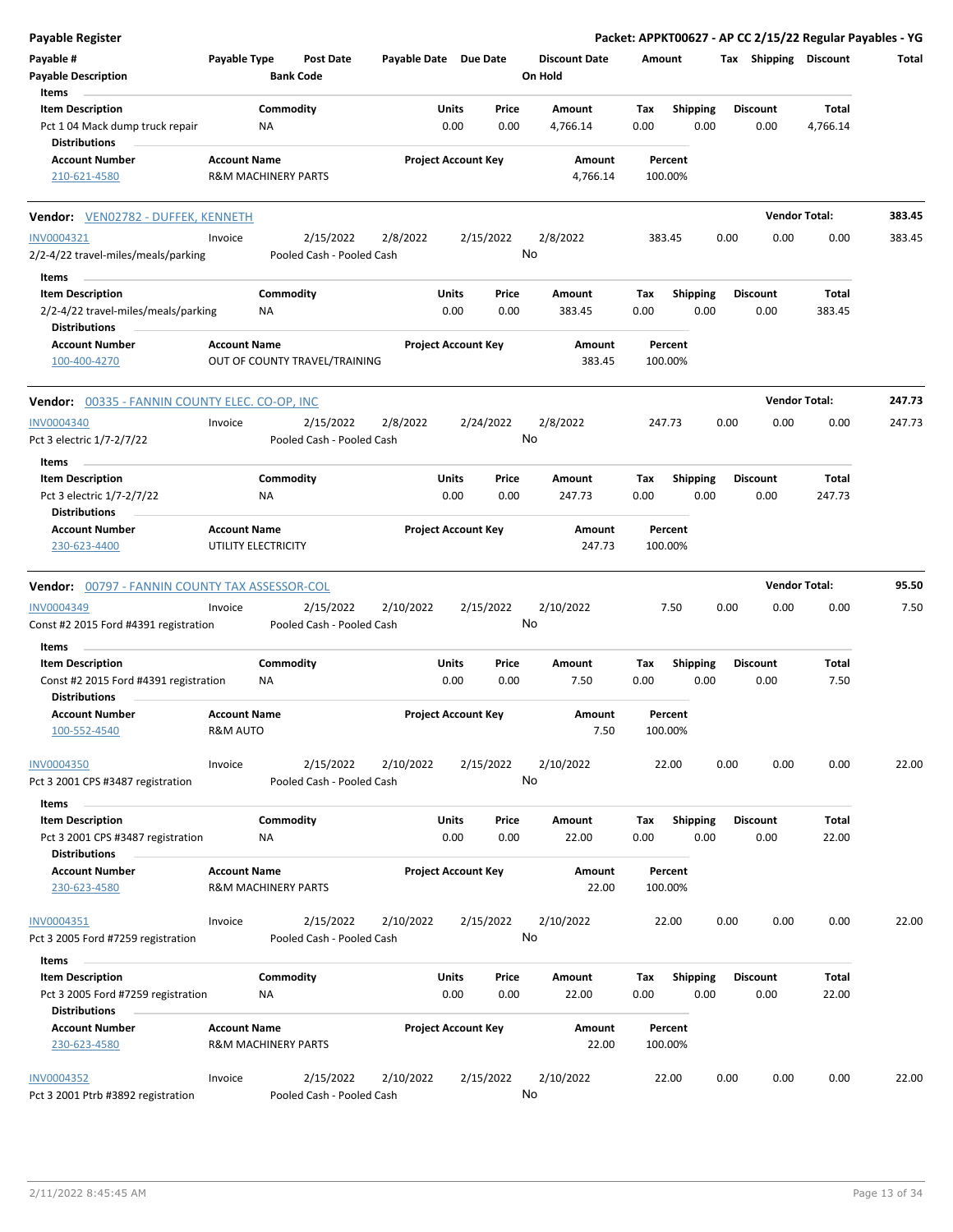**Payable Register** — **Packet: APPKT00627 - AP CC 2/15/22 Regular Payables - YG**

| Payable # | Payable Type | Post Date | Payable Date | Due Date | Discount Date | Amount | Tax | Shipping | Discount | Total |
|---|---|---|---|---|---|---|---|---|---|---|
| Payable Description | | Bank Code | | | On Hold | | | | | |

**Items**

| Item Description | Commodity | Units | Price | Amount | Tax | Shipping | Discount | Total |
|---|---|---|---|---|---|---|---|---|
| Pct 1 04 Mack dump truck repair | NA | 0.00 | 0.00 | 4,766.14 | 0.00 | 0.00 | 0.00 | 4,766.14 |

**Distributions**

| Account Number | Account Name | Project Account Key | Amount | Percent |
|---|---|---|---|---|
| 210-621-4580 | R&M MACHINERY PARTS | | 4,766.14 | 100.00% |

---

**Vendor: VEN02782 - DUFFEK, KENNETH** — Vendor Total: **383.45**

| Payable # | Payable Type | Post Date | Payable Date | Due Date | Discount Date | Amount | Tax | Shipping | Discount | Total |
|---|---|---|---|---|---|---|---|---|---|---|
| INV0004321 | Invoice | 2/15/2022 | 2/8/2022 | 2/15/2022 | 2/8/2022 | 383.45 | 0.00 | 0.00 | 0.00 | 383.45 |
| 2/2-4/22 travel-miles/meals/parking | | Pooled Cash - Pooled Cash | | | No | | | | | |

**Items**

| Item Description | Commodity | Units | Price | Amount | Tax | Shipping | Discount | Total |
|---|---|---|---|---|---|---|---|---|
| 2/2-4/22 travel-miles/meals/parking | NA | 0.00 | 0.00 | 383.45 | 0.00 | 0.00 | 0.00 | 383.45 |

**Distributions**

| Account Number | Account Name | Project Account Key | Amount | Percent |
|---|---|---|---|---|
| 100-400-4270 | OUT OF COUNTY TRAVEL/TRAINING | | 383.45 | 100.00% |

---

**Vendor: 00335 - FANNIN COUNTY ELEC. CO-OP, INC** — Vendor Total: **247.73**

| Payable # | Payable Type | Post Date | Payable Date | Due Date | Discount Date | Amount | Tax | Shipping | Discount | Total |
|---|---|---|---|---|---|---|---|---|---|---|
| INV0004340 | Invoice | 2/15/2022 | 2/8/2022 | 2/24/2022 | 2/8/2022 | 247.73 | 0.00 | 0.00 | 0.00 | 247.73 |
| Pct 3 electric 1/7-2/7/22 | | Pooled Cash - Pooled Cash | | | No | | | | | |

**Items**

| Item Description | Commodity | Units | Price | Amount | Tax | Shipping | Discount | Total |
|---|---|---|---|---|---|---|---|---|
| Pct 3 electric 1/7-2/7/22 | NA | 0.00 | 0.00 | 247.73 | 0.00 | 0.00 | 0.00 | 247.73 |

**Distributions**

| Account Number | Account Name | Project Account Key | Amount | Percent |
|---|---|---|---|---|
| 230-623-4400 | UTILITY ELECTRICITY | | 247.73 | 100.00% |

---

**Vendor: 00797 - FANNIN COUNTY TAX ASSESSOR-COL** — Vendor Total: **95.50**

| Payable # | Payable Type | Post Date | Payable Date | Due Date | Discount Date | Amount | Tax | Shipping | Discount | Total |
|---|---|---|---|---|---|---|---|---|---|---|
| INV0004349 | Invoice | 2/15/2022 | 2/10/2022 | 2/15/2022 | 2/10/2022 | 7.50 | 0.00 | 0.00 | 0.00 | 7.50 |
| Const #2 2015 Ford #4391 registration | | Pooled Cash - Pooled Cash | | | No | | | | | |

**Items**

| Item Description | Commodity | Units | Price | Amount | Tax | Shipping | Discount | Total |
|---|---|---|---|---|---|---|---|---|
| Const #2 2015 Ford #4391 registration | NA | 0.00 | 0.00 | 7.50 | 0.00 | 0.00 | 0.00 | 7.50 |

**Distributions**

| Account Number | Account Name | Project Account Key | Amount | Percent |
|---|---|---|---|---|
| 100-552-4540 | R&M AUTO | | 7.50 | 100.00% |

| Payable # | Payable Type | Post Date | Payable Date | Due Date | Discount Date | Amount | Tax | Shipping | Discount | Total |
|---|---|---|---|---|---|---|---|---|---|---|
| INV0004350 | Invoice | 2/15/2022 | 2/10/2022 | 2/15/2022 | 2/10/2022 | 22.00 | 0.00 | 0.00 | 0.00 | 22.00 |
| Pct 3 2001 CPS #3487 registration | | Pooled Cash - Pooled Cash | | | No | | | | | |

**Items**

| Item Description | Commodity | Units | Price | Amount | Tax | Shipping | Discount | Total |
|---|---|---|---|---|---|---|---|---|
| Pct 3 2001 CPS #3487 registration | NA | 0.00 | 0.00 | 22.00 | 0.00 | 0.00 | 0.00 | 22.00 |

**Distributions**

| Account Number | Account Name | Project Account Key | Amount | Percent |
|---|---|---|---|---|
| 230-623-4580 | R&M MACHINERY PARTS | | 22.00 | 100.00% |

| Payable # | Payable Type | Post Date | Payable Date | Due Date | Discount Date | Amount | Tax | Shipping | Discount | Total |
|---|---|---|---|---|---|---|---|---|---|---|
| INV0004351 | Invoice | 2/15/2022 | 2/10/2022 | 2/15/2022 | 2/10/2022 | 22.00 | 0.00 | 0.00 | 0.00 | 22.00 |
| Pct 3 2005 Ford #7259 registration | | Pooled Cash - Pooled Cash | | | No | | | | | |

**Items**

| Item Description | Commodity | Units | Price | Amount | Tax | Shipping | Discount | Total |
|---|---|---|---|---|---|---|---|---|
| Pct 3 2005 Ford #7259 registration | NA | 0.00 | 0.00 | 22.00 | 0.00 | 0.00 | 0.00 | 22.00 |

**Distributions**

| Account Number | Account Name | Project Account Key | Amount | Percent |
|---|---|---|---|---|
| 230-623-4580 | R&M MACHINERY PARTS | | 22.00 | 100.00% |

| Payable # | Payable Type | Post Date | Payable Date | Due Date | Discount Date | Amount | Tax | Shipping | Discount | Total |
|---|---|---|---|---|---|---|---|---|---|---|
| INV0004352 | Invoice | 2/15/2022 | 2/10/2022 | 2/15/2022 | 2/10/2022 | 22.00 | 0.00 | 0.00 | 0.00 | 22.00 |
| Pct 3 2001 Ptrb #3892 registration | | Pooled Cash - Pooled Cash | | | No | | | | | |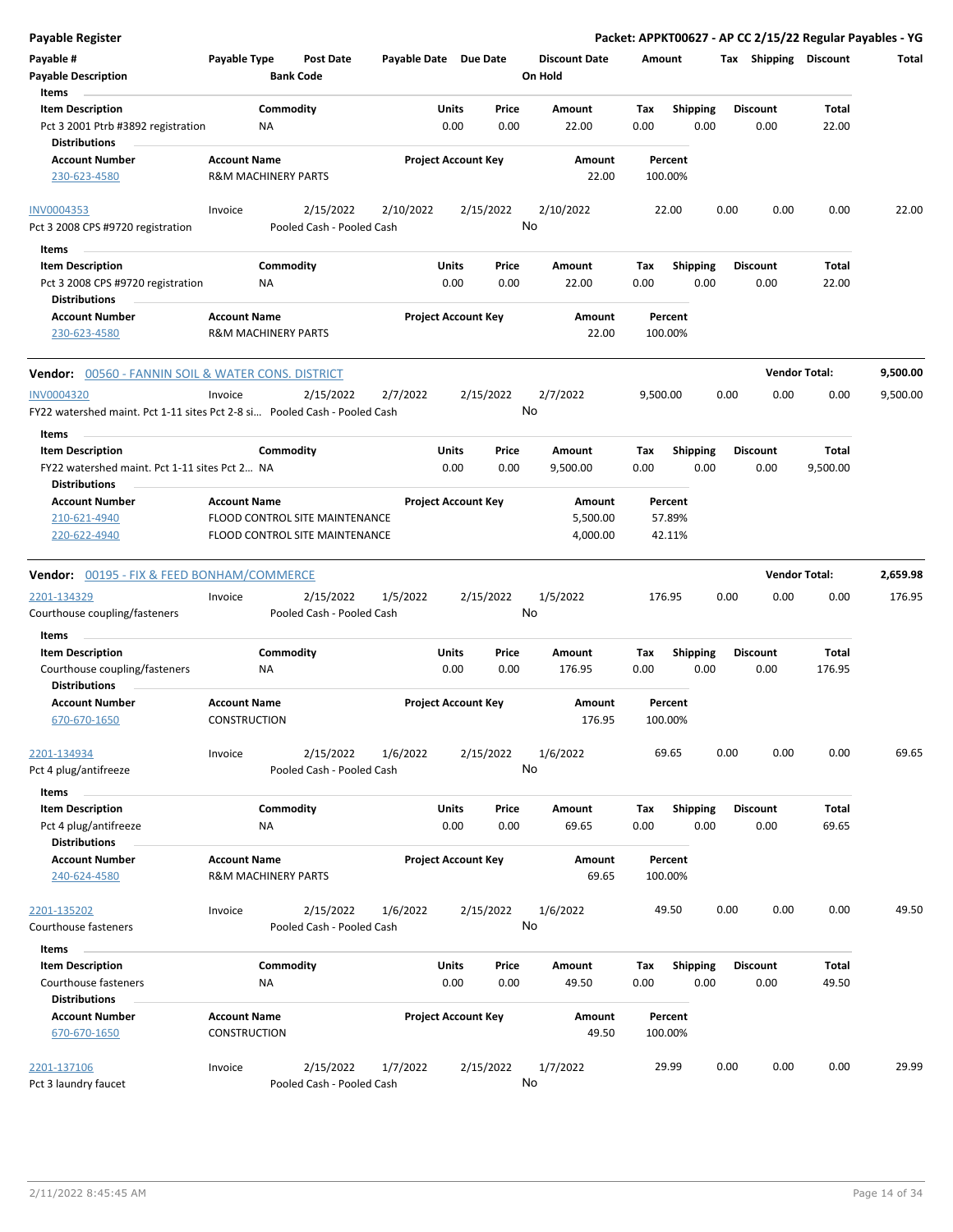**Payable Register** — **Packet: APPKT00627 - AP CC 2/15/22 Regular Payables - YG**

| Payable # | Payable Type | Post Date | Payable Date | Due Date | Discount Date | Amount | Tax | Shipping | Discount | Total |
|---|---|---|---|---|---|---|---|---|---|---|
| Payable Description | | Bank Code | | | On Hold | | | | | |

**Items**

| Item Description | Commodity | Units | Price | Amount | Tax | Shipping | Discount | Total |
|---|---|---|---|---|---|---|---|---|
| Pct 3 2001 Ptrb #3892 registration | NA | 0.00 | 0.00 | 22.00 | 0.00 | 0.00 | 0.00 | 22.00 |

**Distributions**

| Account Number | Account Name | Project Account Key | Amount | Percent |
|---|---|---|---|---|
| 230-623-4580 | R&M MACHINERY PARTS | | 22.00 | 100.00% |

| Payable # | Payable Type | Post Date | Payable Date | Due Date | Discount Date | Amount | Tax | Shipping | Discount | Total |
|---|---|---|---|---|---|---|---|---|---|---|
| INV0004353 | Invoice | 2/15/2022 | 2/10/2022 | 2/15/2022 | 2/10/2022 | 22.00 | 0.00 | 0.00 | 0.00 | 22.00 |
| Pct 3 2008 CPS #9720 registration | | Pooled Cash - Pooled Cash | | | No | | | | | |

**Items**

| Item Description | Commodity | Units | Price | Amount | Tax | Shipping | Discount | Total |
|---|---|---|---|---|---|---|---|---|
| Pct 3 2008 CPS #9720 registration | NA | 0.00 | 0.00 | 22.00 | 0.00 | 0.00 | 0.00 | 22.00 |

**Distributions**

| Account Number | Account Name | Project Account Key | Amount | Percent |
|---|---|---|---|---|
| 230-623-4580 | R&M MACHINERY PARTS | | 22.00 | 100.00% |

**Vendor: 00560 - FANNIN SOIL & WATER CONS. DISTRICT** — **Vendor Total: 9,500.00**

| Payable # | Payable Type | Post Date | Payable Date | Due Date | Discount Date | Amount | Tax | Shipping | Discount | Total |
|---|---|---|---|---|---|---|---|---|---|---|
| INV0004320 | Invoice | 2/15/2022 | 2/7/2022 | 2/15/2022 | 2/7/2022 | 9,500.00 | 0.00 | 0.00 | 0.00 | 9,500.00 |
| FY22 watershed maint. Pct 1-11 sites Pct 2-8 si... | | Pooled Cash - Pooled Cash | | | No | | | | | |

**Items**

| Item Description | Commodity | Units | Price | Amount | Tax | Shipping | Discount | Total |
|---|---|---|---|---|---|---|---|---|
| FY22 watershed maint. Pct 1-11 sites Pct 2... | NA | 0.00 | 0.00 | 9,500.00 | 0.00 | 0.00 | 0.00 | 9,500.00 |

**Distributions**

| Account Number | Account Name | Project Account Key | Amount | Percent |
|---|---|---|---|---|
| 210-621-4940 | FLOOD CONTROL SITE MAINTENANCE | | 5,500.00 | 57.89% |
| 220-622-4940 | FLOOD CONTROL SITE MAINTENANCE | | 4,000.00 | 42.11% |

**Vendor: 00195 - FIX & FEED BONHAM/COMMERCE** — **Vendor Total: 2,659.98**

| Payable # | Payable Type | Post Date | Payable Date | Due Date | Discount Date | Amount | Tax | Shipping | Discount | Total |
|---|---|---|---|---|---|---|---|---|---|---|
| 2201-134329 | Invoice | 2/15/2022 | 1/5/2022 | 2/15/2022 | 1/5/2022 | 176.95 | 0.00 | 0.00 | 0.00 | 176.95 |
| Courthouse coupling/fasteners | | Pooled Cash - Pooled Cash | | | No | | | | | |

**Items**

| Item Description | Commodity | Units | Price | Amount | Tax | Shipping | Discount | Total |
|---|---|---|---|---|---|---|---|---|
| Courthouse coupling/fasteners | NA | 0.00 | 0.00 | 176.95 | 0.00 | 0.00 | 0.00 | 176.95 |

**Distributions**

| Account Number | Account Name | Project Account Key | Amount | Percent |
|---|---|---|---|---|
| 670-670-1650 | CONSTRUCTION | | 176.95 | 100.00% |

| Payable # | Payable Type | Post Date | Payable Date | Due Date | Discount Date | Amount | Tax | Shipping | Discount | Total |
|---|---|---|---|---|---|---|---|---|---|---|
| 2201-134934 | Invoice | 2/15/2022 | 1/6/2022 | 2/15/2022 | 1/6/2022 | 69.65 | 0.00 | 0.00 | 0.00 | 69.65 |
| Pct 4 plug/antifreeze | | Pooled Cash - Pooled Cash | | | No | | | | | |

**Items**

| Item Description | Commodity | Units | Price | Amount | Tax | Shipping | Discount | Total |
|---|---|---|---|---|---|---|---|---|
| Pct 4 plug/antifreeze | NA | 0.00 | 0.00 | 69.65 | 0.00 | 0.00 | 0.00 | 69.65 |

**Distributions**

| Account Number | Account Name | Project Account Key | Amount | Percent |
|---|---|---|---|---|
| 240-624-4580 | R&M MACHINERY PARTS | | 69.65 | 100.00% |

| Payable # | Payable Type | Post Date | Payable Date | Due Date | Discount Date | Amount | Tax | Shipping | Discount | Total |
|---|---|---|---|---|---|---|---|---|---|---|
| 2201-135202 | Invoice | 2/15/2022 | 1/6/2022 | 2/15/2022 | 1/6/2022 | 49.50 | 0.00 | 0.00 | 0.00 | 49.50 |
| Courthouse fasteners | | Pooled Cash - Pooled Cash | | | No | | | | | |

**Items**

| Item Description | Commodity | Units | Price | Amount | Tax | Shipping | Discount | Total |
|---|---|---|---|---|---|---|---|---|
| Courthouse fasteners | NA | 0.00 | 0.00 | 49.50 | 0.00 | 0.00 | 0.00 | 49.50 |

**Distributions**

| Account Number | Account Name | Project Account Key | Amount | Percent |
|---|---|---|---|---|
| 670-670-1650 | CONSTRUCTION | | 49.50 | 100.00% |

| Payable # | Payable Type | Post Date | Payable Date | Due Date | Discount Date | Amount | Tax | Shipping | Discount | Total |
|---|---|---|---|---|---|---|---|---|---|---|
| 2201-137106 | Invoice | 2/15/2022 | 1/7/2022 | 2/15/2022 | 1/7/2022 | 29.99 | 0.00 | 0.00 | 0.00 | 29.99 |
| Pct 3 laundry faucet | | Pooled Cash - Pooled Cash | | | No | | | | | |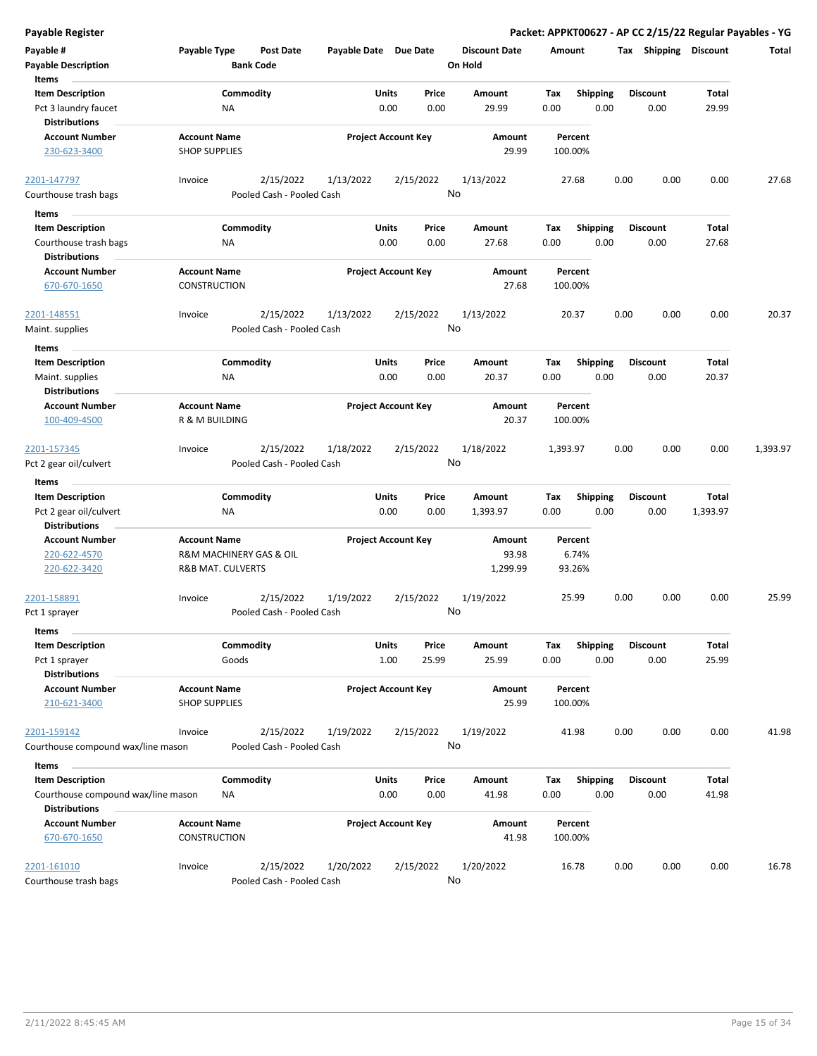# Payable Register

**Packet: APPKT00627 - AP CC 2/15/22 Regular Payables - YG**

| Payable # | Payable Type | Post Date | Payable Date | Due Date | Discount Date | Amount | Tax | Shipping | Discount | Total |
|---|---|---|---|---|---|---|---|---|---|---|
| **Payable Description** | | **Bank Code** | | | **On Hold** | | | | | |

**Items**

| Item Description | Commodity | Units | Price | Amount | Tax | Shipping | Discount | Total |
|---|---|---|---|---|---|---|---|---|
| Pct 3 laundry faucet | NA | 0.00 | 0.00 | 29.99 | 0.00 | 0.00 | 0.00 | 29.99 |

**Distributions**

| Account Number | Account Name | Project Account Key | Amount | Percent |
|---|---|---|---|---|
| 230-623-3400 | SHOP SUPPLIES | | 29.99 | 100.00% |

---

| Payable # | Payable Type | Post Date | Payable Date | Due Date | Discount Date | Amount | Tax | Shipping | Discount | Total |
|---|---|---|---|---|---|---|---|---|---|---|
| 2201-147797 | Invoice | 2/15/2022 | 1/13/2022 | 2/15/2022 | 1/13/2022 | 27.68 | 0.00 | 0.00 | 0.00 | 27.68 |
| Courthouse trash bags | | Pooled Cash - Pooled Cash | | | No | | | | | |

**Items**

| Item Description | Commodity | Units | Price | Amount | Tax | Shipping | Discount | Total |
|---|---|---|---|---|---|---|---|---|
| Courthouse trash bags | NA | 0.00 | 0.00 | 27.68 | 0.00 | 0.00 | 0.00 | 27.68 |

**Distributions**

| Account Number | Account Name | Project Account Key | Amount | Percent |
|---|---|---|---|---|
| 670-670-1650 | CONSTRUCTION | | 27.68 | 100.00% |

---

| Payable # | Payable Type | Post Date | Payable Date | Due Date | Discount Date | Amount | Tax | Shipping | Discount | Total |
|---|---|---|---|---|---|---|---|---|---|---|
| 2201-148551 | Invoice | 2/15/2022 | 1/13/2022 | 2/15/2022 | 1/13/2022 | 20.37 | 0.00 | 0.00 | 0.00 | 20.37 |
| Maint. supplies | | Pooled Cash - Pooled Cash | | | No | | | | | |

**Items**

| Item Description | Commodity | Units | Price | Amount | Tax | Shipping | Discount | Total |
|---|---|---|---|---|---|---|---|---|
| Maint. supplies | NA | 0.00 | 0.00 | 20.37 | 0.00 | 0.00 | 0.00 | 20.37 |

**Distributions**

| Account Number | Account Name | Project Account Key | Amount | Percent |
|---|---|---|---|---|
| 100-409-4500 | R & M BUILDING | | 20.37 | 100.00% |

---

| Payable # | Payable Type | Post Date | Payable Date | Due Date | Discount Date | Amount | Tax | Shipping | Discount | Total |
|---|---|---|---|---|---|---|---|---|---|---|
| 2201-157345 | Invoice | 2/15/2022 | 1/18/2022 | 2/15/2022 | 1/18/2022 | 1,393.97 | 0.00 | 0.00 | 0.00 | 1,393.97 |
| Pct 2 gear oil/culvert | | Pooled Cash - Pooled Cash | | | No | | | | | |

**Items**

| Item Description | Commodity | Units | Price | Amount | Tax | Shipping | Discount | Total |
|---|---|---|---|---|---|---|---|---|
| Pct 2 gear oil/culvert | NA | 0.00 | 0.00 | 1,393.97 | 0.00 | 0.00 | 0.00 | 1,393.97 |

**Distributions**

| Account Number | Account Name | Project Account Key | Amount | Percent |
|---|---|---|---|---|
| 220-622-4570 | R&M MACHINERY GAS & OIL | | 93.98 | 6.74% |
| 220-622-3420 | R&B MAT. CULVERTS | | 1,299.99 | 93.26% |

---

| Payable # | Payable Type | Post Date | Payable Date | Due Date | Discount Date | Amount | Tax | Shipping | Discount | Total |
|---|---|---|---|---|---|---|---|---|---|---|
| 2201-158891 | Invoice | 2/15/2022 | 1/19/2022 | 2/15/2022 | 1/19/2022 | 25.99 | 0.00 | 0.00 | 0.00 | 25.99 |
| Pct 1 sprayer | | Pooled Cash - Pooled Cash | | | No | | | | | |

**Items**

| Item Description | Commodity | Units | Price | Amount | Tax | Shipping | Discount | Total |
|---|---|---|---|---|---|---|---|---|
| Pct 1 sprayer | Goods | 1.00 | 25.99 | 25.99 | 0.00 | 0.00 | 0.00 | 25.99 |

**Distributions**

| Account Number | Account Name | Project Account Key | Amount | Percent |
|---|---|---|---|---|
| 210-621-3400 | SHOP SUPPLIES | | 25.99 | 100.00% |

---

| Payable # | Payable Type | Post Date | Payable Date | Due Date | Discount Date | Amount | Tax | Shipping | Discount | Total |
|---|---|---|---|---|---|---|---|---|---|---|
| 2201-159142 | Invoice | 2/15/2022 | 1/19/2022 | 2/15/2022 | 1/19/2022 | 41.98 | 0.00 | 0.00 | 0.00 | 41.98 |
| Courthouse compound wax/line mason | | Pooled Cash - Pooled Cash | | | No | | | | | |

**Items**

| Item Description | Commodity | Units | Price | Amount | Tax | Shipping | Discount | Total |
|---|---|---|---|---|---|---|---|---|
| Courthouse compound wax/line mason | NA | 0.00 | 0.00 | 41.98 | 0.00 | 0.00 | 0.00 | 41.98 |

**Distributions**

| Account Number | Account Name | Project Account Key | Amount | Percent |
|---|---|---|---|---|
| 670-670-1650 | CONSTRUCTION | | 41.98 | 100.00% |

---

| Payable # | Payable Type | Post Date | Payable Date | Due Date | Discount Date | Amount | Tax | Shipping | Discount | Total |
|---|---|---|---|---|---|---|---|---|---|---|
| 2201-161010 | Invoice | 2/15/2022 | 1/20/2022 | 2/15/2022 | 1/20/2022 | 16.78 | 0.00 | 0.00 | 0.00 | 16.78 |
| Courthouse trash bags | | Pooled Cash - Pooled Cash | | | No | | | | | |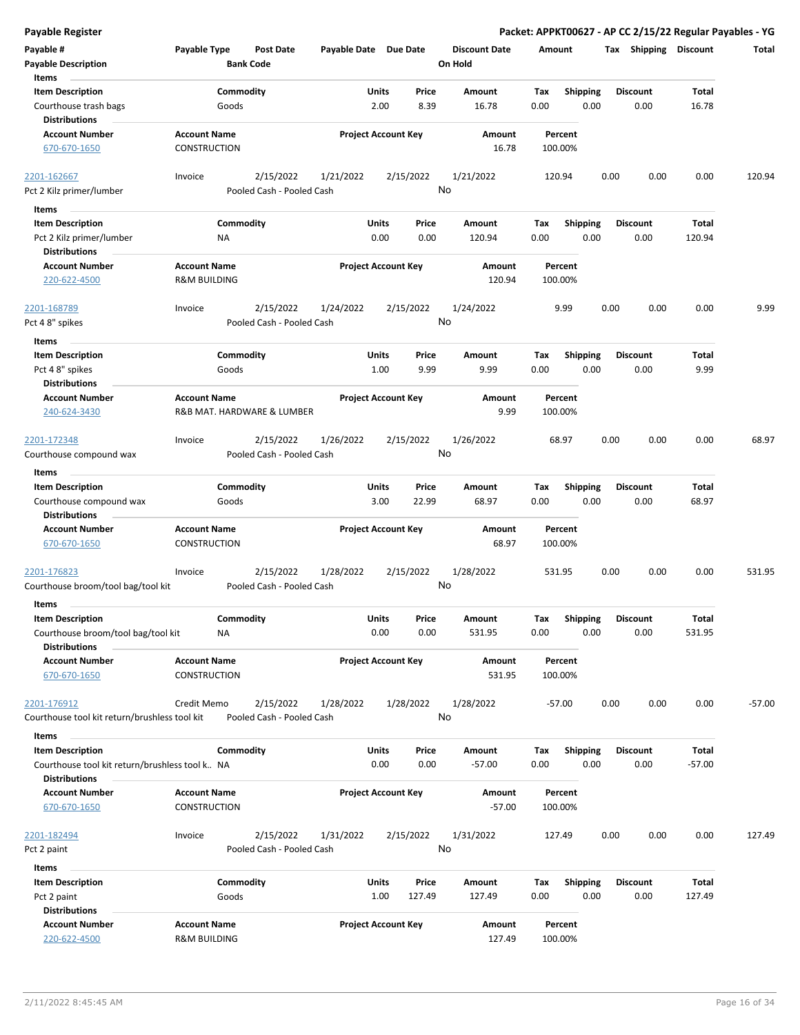# Payable Register

**Packet: APPKT00627 - AP CC 2/15/22 Regular Payables - YG**

| Payable # | Payable Type | Post Date | Payable Date | Due Date | Discount Date | Amount | Tax | Shipping | Discount | Total |
|---|---|---|---|---|---|---|---|---|---|---|
| **Payable Description** | | **Bank Code** | | | **On Hold** | | | | | |

**Items**

| Item Description | Commodity | Units | Price | Amount | Tax | Shipping | Discount | Total |
|---|---|---|---|---|---|---|---|---|
| Courthouse trash bags | Goods | 2.00 | 8.39 | 16.78 | 0.00 | 0.00 | 0.00 | 16.78 |

**Distributions**

| Account Number | Account Name | Project Account Key | Amount | Percent |
|---|---|---|---|---|
| 670-670-1650 | CONSTRUCTION | | 16.78 | 100.00% |

| Payable # | Payable Type | Post Date | Payable Date | Due Date | Discount Date | Amount | Tax | Shipping | Discount | Total |
|---|---|---|---|---|---|---|---|---|---|---|
| 2201-162667 | Invoice | 2/15/2022 | 1/21/2022 | 2/15/2022 | 1/21/2022 | 120.94 | 0.00 | 0.00 | 0.00 | 120.94 |
| Pct 2 Kilz primer/lumber | | Pooled Cash - Pooled Cash | | | No | | | | | |

**Items**

| Item Description | Commodity | Units | Price | Amount | Tax | Shipping | Discount | Total |
|---|---|---|---|---|---|---|---|---|
| Pct 2 Kilz primer/lumber | NA | 0.00 | 0.00 | 120.94 | 0.00 | 0.00 | 0.00 | 120.94 |

**Distributions**

| Account Number | Account Name | Project Account Key | Amount | Percent |
|---|---|---|---|---|
| 220-622-4500 | R&M BUILDING | | 120.94 | 100.00% |

| Payable # | Payable Type | Post Date | Payable Date | Due Date | Discount Date | Amount | Tax | Shipping | Discount | Total |
|---|---|---|---|---|---|---|---|---|---|---|
| 2201-168789 | Invoice | 2/15/2022 | 1/24/2022 | 2/15/2022 | 1/24/2022 | 9.99 | 0.00 | 0.00 | 0.00 | 9.99 |
| Pct 4 8" spikes | | Pooled Cash - Pooled Cash | | | No | | | | | |

**Items**

| Item Description | Commodity | Units | Price | Amount | Tax | Shipping | Discount | Total |
|---|---|---|---|---|---|---|---|---|
| Pct 4 8" spikes | Goods | 1.00 | 9.99 | 9.99 | 0.00 | 0.00 | 0.00 | 9.99 |

**Distributions**

| Account Number | Account Name | Project Account Key | Amount | Percent |
|---|---|---|---|---|
| 240-624-3430 | R&B MAT. HARDWARE & LUMBER | | 9.99 | 100.00% |

| Payable # | Payable Type | Post Date | Payable Date | Due Date | Discount Date | Amount | Tax | Shipping | Discount | Total |
|---|---|---|---|---|---|---|---|---|---|---|
| 2201-172348 | Invoice | 2/15/2022 | 1/26/2022 | 2/15/2022 | 1/26/2022 | 68.97 | 0.00 | 0.00 | 0.00 | 68.97 |
| Courthouse compound wax | | Pooled Cash - Pooled Cash | | | No | | | | | |

**Items**

| Item Description | Commodity | Units | Price | Amount | Tax | Shipping | Discount | Total |
|---|---|---|---|---|---|---|---|---|
| Courthouse compound wax | Goods | 3.00 | 22.99 | 68.97 | 0.00 | 0.00 | 0.00 | 68.97 |

**Distributions**

| Account Number | Account Name | Project Account Key | Amount | Percent |
|---|---|---|---|---|
| 670-670-1650 | CONSTRUCTION | | 68.97 | 100.00% |

| Payable # | Payable Type | Post Date | Payable Date | Due Date | Discount Date | Amount | Tax | Shipping | Discount | Total |
|---|---|---|---|---|---|---|---|---|---|---|
| 2201-176823 | Invoice | 2/15/2022 | 1/28/2022 | 2/15/2022 | 1/28/2022 | 531.95 | 0.00 | 0.00 | 0.00 | 531.95 |
| Courthouse broom/tool bag/tool kit | | Pooled Cash - Pooled Cash | | | No | | | | | |

**Items**

| Item Description | Commodity | Units | Price | Amount | Tax | Shipping | Discount | Total |
|---|---|---|---|---|---|---|---|---|
| Courthouse broom/tool bag/tool kit | NA | 0.00 | 0.00 | 531.95 | 0.00 | 0.00 | 0.00 | 531.95 |

**Distributions**

| Account Number | Account Name | Project Account Key | Amount | Percent |
|---|---|---|---|---|
| 670-670-1650 | CONSTRUCTION | | 531.95 | 100.00% |

| Payable # | Payable Type | Post Date | Payable Date | Due Date | Discount Date | Amount | Tax | Shipping | Discount | Total |
|---|---|---|---|---|---|---|---|---|---|---|
| 2201-176912 | Credit Memo | 2/15/2022 | 1/28/2022 | 1/28/2022 | 1/28/2022 | -57.00 | 0.00 | 0.00 | 0.00 | -57.00 |
| Courthouse tool kit return/brushless tool kit | | Pooled Cash - Pooled Cash | | | No | | | | | |

**Items**

| Item Description | Commodity | Units | Price | Amount | Tax | Shipping | Discount | Total |
|---|---|---|---|---|---|---|---|---|
| Courthouse tool kit return/brushless tool k.. | NA | 0.00 | 0.00 | -57.00 | 0.00 | 0.00 | 0.00 | -57.00 |

**Distributions**

| Account Number | Account Name | Project Account Key | Amount | Percent |
|---|---|---|---|---|
| 670-670-1650 | CONSTRUCTION | | -57.00 | 100.00% |

| Payable # | Payable Type | Post Date | Payable Date | Due Date | Discount Date | Amount | Tax | Shipping | Discount | Total |
|---|---|---|---|---|---|---|---|---|---|---|
| 2201-182494 | Invoice | 2/15/2022 | 1/31/2022 | 2/15/2022 | 1/31/2022 | 127.49 | 0.00 | 0.00 | 0.00 | 127.49 |
| Pct 2 paint | | Pooled Cash - Pooled Cash | | | No | | | | | |

**Items**

| Item Description | Commodity | Units | Price | Amount | Tax | Shipping | Discount | Total |
|---|---|---|---|---|---|---|---|---|
| Pct 2 paint | Goods | 1.00 | 127.49 | 127.49 | 0.00 | 0.00 | 0.00 | 127.49 |

**Distributions**

| Account Number | Account Name | Project Account Key | Amount | Percent |
|---|---|---|---|---|
| 220-622-4500 | R&M BUILDING | | 127.49 | 100.00% |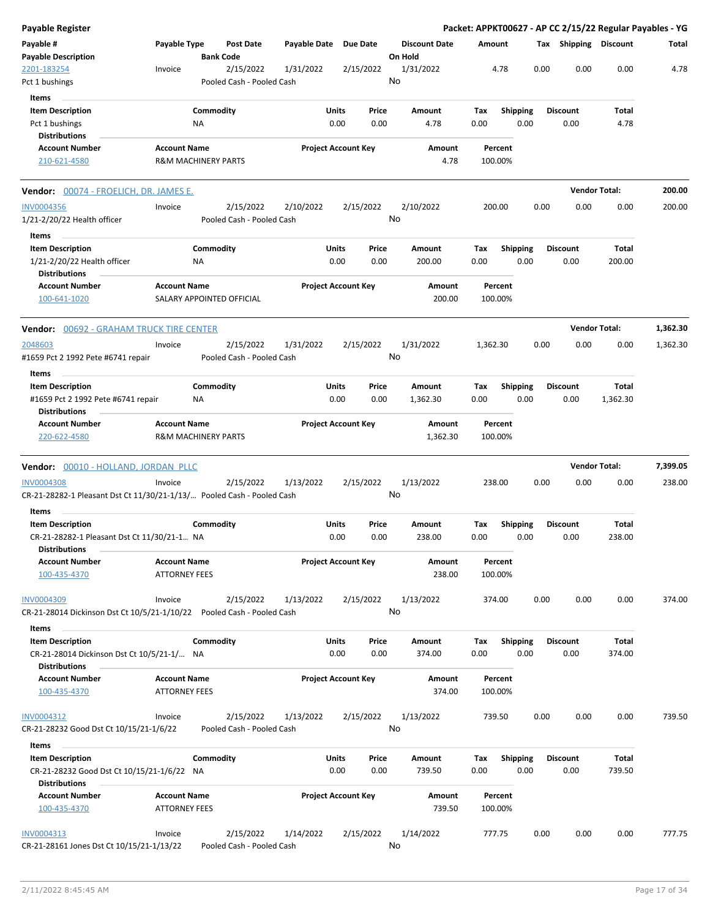**Payable Register** — **Packet: APPKT00627 - AP CC 2/15/22 Regular Payables - YG**

| Payable # / Payable Description | Payable Type | Post Date / Bank Code | Payable Date | Due Date | Discount Date / On Hold | Amount | Tax | Shipping | Discount | Total |
|---|---|---|---|---|---|---|---|---|---|---|
| 2201-183254 | Invoice | 2/15/2022 | 1/31/2022 | 2/15/2022 | 1/31/2022 | 4.78 | 0.00 | 0.00 | 0.00 | 4.78 |
| Pct 1 bushings | | Pooled Cash - Pooled Cash | | | No | | | | | |

**Items**

| Item Description | Commodity | Units | Price | Amount | Tax | Shipping | Discount | Total |
|---|---|---|---|---|---|---|---|---|
| Pct 1 bushings | NA | 0.00 | 0.00 | 4.78 | 0.00 | 0.00 | 0.00 | 4.78 |

**Distributions**

| Account Number | Account Name | Project Account Key | Amount | Percent |
|---|---|---|---|---|
| 210-621-4580 | R&M MACHINERY PARTS | | 4.78 | 100.00% |

**Vendor: 00074 - FROELICH, DR. JAMES E.** — **Vendor Total: 200.00**

| Payable # / Payable Description | Payable Type | Post Date / Bank Code | Payable Date | Due Date | Discount Date / On Hold | Amount | Tax | Shipping | Discount | Total |
|---|---|---|---|---|---|---|---|---|---|---|
| INV0004356 | Invoice | 2/15/2022 | 2/10/2022 | 2/15/2022 | 2/10/2022 | 200.00 | 0.00 | 0.00 | 0.00 | 200.00 |
| 1/21-2/20/22 Health officer | | Pooled Cash - Pooled Cash | | | No | | | | | |

**Items**

| Item Description | Commodity | Units | Price | Amount | Tax | Shipping | Discount | Total |
|---|---|---|---|---|---|---|---|---|
| 1/21-2/20/22 Health officer | NA | 0.00 | 0.00 | 200.00 | 0.00 | 0.00 | 0.00 | 200.00 |

**Distributions**

| Account Number | Account Name | Project Account Key | Amount | Percent |
|---|---|---|---|---|
| 100-641-1020 | SALARY APPOINTED OFFICIAL | | 200.00 | 100.00% |

**Vendor: 00692 - GRAHAM TRUCK TIRE CENTER** — **Vendor Total: 1,362.30**

| Payable # / Payable Description | Payable Type | Post Date / Bank Code | Payable Date | Due Date | Discount Date / On Hold | Amount | Tax | Shipping | Discount | Total |
|---|---|---|---|---|---|---|---|---|---|---|
| 2048603 | Invoice | 2/15/2022 | 1/31/2022 | 2/15/2022 | 1/31/2022 | 1,362.30 | 0.00 | 0.00 | 0.00 | 1,362.30 |
| #1659 Pct 2 1992 Pete #6741 repair | | Pooled Cash - Pooled Cash | | | No | | | | | |

**Items**

| Item Description | Commodity | Units | Price | Amount | Tax | Shipping | Discount | Total |
|---|---|---|---|---|---|---|---|---|
| #1659 Pct 2 1992 Pete #6741 repair | NA | 0.00 | 0.00 | 1,362.30 | 0.00 | 0.00 | 0.00 | 1,362.30 |

**Distributions**

| Account Number | Account Name | Project Account Key | Amount | Percent |
|---|---|---|---|---|
| 220-622-4580 | R&M MACHINERY PARTS | | 1,362.30 | 100.00% |

**Vendor: 00010 - HOLLAND, JORDAN PLLC** — **Vendor Total: 7,399.05**

| Payable # / Payable Description | Payable Type | Post Date / Bank Code | Payable Date | Due Date | Discount Date / On Hold | Amount | Tax | Shipping | Discount | Total |
|---|---|---|---|---|---|---|---|---|---|---|
| INV0004308 | Invoice | 2/15/2022 | 1/13/2022 | 2/15/2022 | 1/13/2022 | 238.00 | 0.00 | 0.00 | 0.00 | 238.00 |
| CR-21-28282-1 Pleasant Dst Ct 11/30/21-1/13/... | | Pooled Cash - Pooled Cash | | | No | | | | | |

**Items**

| Item Description | Commodity | Units | Price | Amount | Tax | Shipping | Discount | Total |
|---|---|---|---|---|---|---|---|---|
| CR-21-28282-1 Pleasant Dst Ct 11/30/21-1... | NA | 0.00 | 0.00 | 238.00 | 0.00 | 0.00 | 0.00 | 238.00 |

**Distributions**

| Account Number | Account Name | Project Account Key | Amount | Percent |
|---|---|---|---|---|
| 100-435-4370 | ATTORNEY FEES | | 238.00 | 100.00% |

| Payable # / Payable Description | Payable Type | Post Date / Bank Code | Payable Date | Due Date | Discount Date / On Hold | Amount | Tax | Shipping | Discount | Total |
|---|---|---|---|---|---|---|---|---|---|---|
| INV0004309 | Invoice | 2/15/2022 | 1/13/2022 | 2/15/2022 | 1/13/2022 | 374.00 | 0.00 | 0.00 | 0.00 | 374.00 |
| CR-21-28014 Dickinson Dst Ct 10/5/21-1/10/22 | | Pooled Cash - Pooled Cash | | | No | | | | | |

**Items**

| Item Description | Commodity | Units | Price | Amount | Tax | Shipping | Discount | Total |
|---|---|---|---|---|---|---|---|---|
| CR-21-28014 Dickinson Dst Ct 10/5/21-1/... | NA | 0.00 | 0.00 | 374.00 | 0.00 | 0.00 | 0.00 | 374.00 |

**Distributions**

| Account Number | Account Name | Project Account Key | Amount | Percent |
|---|---|---|---|---|
| 100-435-4370 | ATTORNEY FEES | | 374.00 | 100.00% |

| Payable # / Payable Description | Payable Type | Post Date / Bank Code | Payable Date | Due Date | Discount Date / On Hold | Amount | Tax | Shipping | Discount | Total |
|---|---|---|---|---|---|---|---|---|---|---|
| INV0004312 | Invoice | 2/15/2022 | 1/13/2022 | 2/15/2022 | 1/13/2022 | 739.50 | 0.00 | 0.00 | 0.00 | 739.50 |
| CR-21-28232 Good Dst Ct 10/15/21-1/6/22 | | Pooled Cash - Pooled Cash | | | No | | | | | |

**Items**

| Item Description | Commodity | Units | Price | Amount | Tax | Shipping | Discount | Total |
|---|---|---|---|---|---|---|---|---|
| CR-21-28232 Good Dst Ct 10/15/21-1/6/22 | NA | 0.00 | 0.00 | 739.50 | 0.00 | 0.00 | 0.00 | 739.50 |

**Distributions**

| Account Number | Account Name | Project Account Key | Amount | Percent |
|---|---|---|---|---|
| 100-435-4370 | ATTORNEY FEES | | 739.50 | 100.00% |

| Payable # / Payable Description | Payable Type | Post Date / Bank Code | Payable Date | Due Date | Discount Date / On Hold | Amount | Tax | Shipping | Discount | Total |
|---|---|---|---|---|---|---|---|---|---|---|
| INV0004313 | Invoice | 2/15/2022 | 1/14/2022 | 2/15/2022 | 1/14/2022 | 777.75 | 0.00 | 0.00 | 0.00 | 777.75 |
| CR-21-28161 Jones Dst Ct 10/15/21-1/13/22 | | Pooled Cash - Pooled Cash | | | No | | | | | |

2/11/2022 8:45:45 AM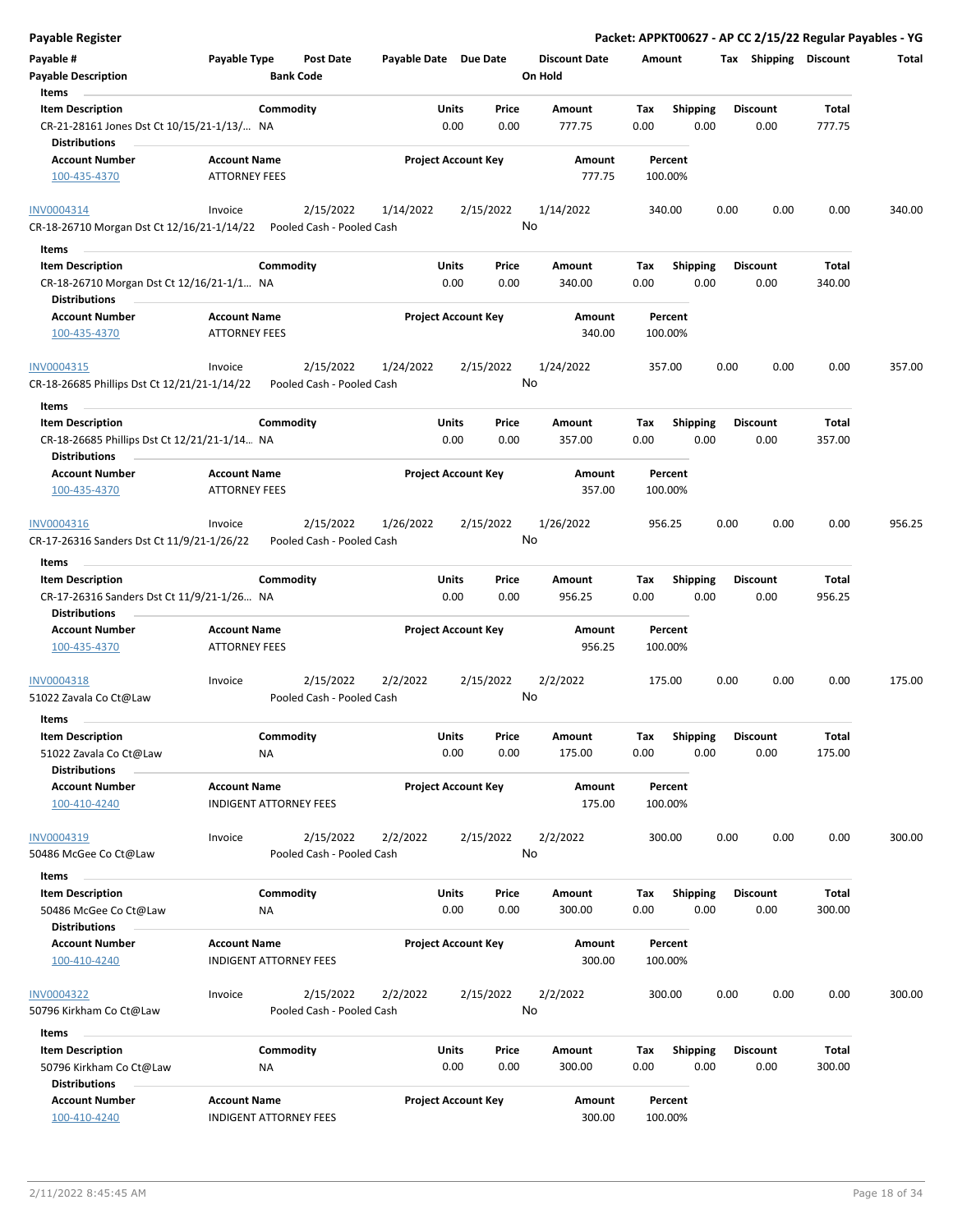| Payable # | Payable Type | Post Date | Payable Date | Due Date | Discount Date | Amount | Tax | Shipping | Discount | Total |
|---|---|---|---|---|---|---|---|---|---|---|
| Payable Description | | Bank Code | | | On Hold | | | | | |

**Items**

| Item Description | Commodity | Units | Price | Amount | Tax | Shipping | Discount | Total |
|---|---|---|---|---|---|---|---|---|
| CR-21-28161 Jones Dst Ct 10/15/21-1/13/... | NA | 0.00 | 0.00 | 777.75 | 0.00 | 0.00 | 0.00 | 777.75 |

**Distributions**

| Account Number | Account Name | Project Account Key | Amount | Percent |
|---|---|---|---|---|
| 100-435-4370 | ATTORNEY FEES | | 777.75 | 100.00% |

| Payable # | Payable Type | Post Date | Payable Date | Due Date | Discount Date | Amount | Tax | Shipping | Discount | Total |
|---|---|---|---|---|---|---|---|---|---|---|
| INV0004314 | Invoice | 2/15/2022 | 1/14/2022 | 2/15/2022 | 1/14/2022 | 340.00 | 0.00 | 0.00 | 0.00 | 340.00 |
| CR-18-26710 Morgan Dst Ct 12/16/21-1/14/22 | | Pooled Cash - Pooled Cash | | | No | | | | | |

**Items**

| Item Description | Commodity | Units | Price | Amount | Tax | Shipping | Discount | Total |
|---|---|---|---|---|---|---|---|---|
| CR-18-26710 Morgan Dst Ct 12/16/21-1/1... | NA | 0.00 | 0.00 | 340.00 | 0.00 | 0.00 | 0.00 | 340.00 |

**Distributions**

| Account Number | Account Name | Project Account Key | Amount | Percent |
|---|---|---|---|---|
| 100-435-4370 | ATTORNEY FEES | | 340.00 | 100.00% |

| Payable # | Payable Type | Post Date | Payable Date | Due Date | Discount Date | Amount | Tax | Shipping | Discount | Total |
|---|---|---|---|---|---|---|---|---|---|---|
| INV0004315 | Invoice | 2/15/2022 | 1/24/2022 | 2/15/2022 | 1/24/2022 | 357.00 | 0.00 | 0.00 | 0.00 | 357.00 |
| CR-18-26685 Phillips Dst Ct 12/21/21-1/14/22 | | Pooled Cash - Pooled Cash | | | No | | | | | |

**Items**

| Item Description | Commodity | Units | Price | Amount | Tax | Shipping | Discount | Total |
|---|---|---|---|---|---|---|---|---|
| CR-18-26685 Phillips Dst Ct 12/21/21-1/14... | NA | 0.00 | 0.00 | 357.00 | 0.00 | 0.00 | 0.00 | 357.00 |

**Distributions**

| Account Number | Account Name | Project Account Key | Amount | Percent |
|---|---|---|---|---|
| 100-435-4370 | ATTORNEY FEES | | 357.00 | 100.00% |

| Payable # | Payable Type | Post Date | Payable Date | Due Date | Discount Date | Amount | Tax | Shipping | Discount | Total |
|---|---|---|---|---|---|---|---|---|---|---|
| INV0004316 | Invoice | 2/15/2022 | 1/26/2022 | 2/15/2022 | 1/26/2022 | 956.25 | 0.00 | 0.00 | 0.00 | 956.25 |
| CR-17-26316 Sanders Dst Ct 11/9/21-1/26/22 | | Pooled Cash - Pooled Cash | | | No | | | | | |

**Items**

| Item Description | Commodity | Units | Price | Amount | Tax | Shipping | Discount | Total |
|---|---|---|---|---|---|---|---|---|
| CR-17-26316 Sanders Dst Ct 11/9/21-1/26... | NA | 0.00 | 0.00 | 956.25 | 0.00 | 0.00 | 0.00 | 956.25 |

**Distributions**

| Account Number | Account Name | Project Account Key | Amount | Percent |
|---|---|---|---|---|
| 100-435-4370 | ATTORNEY FEES | | 956.25 | 100.00% |

| Payable # | Payable Type | Post Date | Payable Date | Due Date | Discount Date | Amount | Tax | Shipping | Discount | Total |
|---|---|---|---|---|---|---|---|---|---|---|
| INV0004318 | Invoice | 2/15/2022 | 2/2/2022 | 2/15/2022 | 2/2/2022 | 175.00 | 0.00 | 0.00 | 0.00 | 175.00 |
| 51022 Zavala Co Ct@Law | | Pooled Cash - Pooled Cash | | | No | | | | | |

**Items**

| Item Description | Commodity | Units | Price | Amount | Tax | Shipping | Discount | Total |
|---|---|---|---|---|---|---|---|---|
| 51022 Zavala Co Ct@Law | NA | 0.00 | 0.00 | 175.00 | 0.00 | 0.00 | 0.00 | 175.00 |

**Distributions**

| Account Number | Account Name | Project Account Key | Amount | Percent |
|---|---|---|---|---|
| 100-410-4240 | INDIGENT ATTORNEY FEES | | 175.00 | 100.00% |

| Payable # | Payable Type | Post Date | Payable Date | Due Date | Discount Date | Amount | Tax | Shipping | Discount | Total |
|---|---|---|---|---|---|---|---|---|---|---|
| INV0004319 | Invoice | 2/15/2022 | 2/2/2022 | 2/15/2022 | 2/2/2022 | 300.00 | 0.00 | 0.00 | 0.00 | 300.00 |
| 50486 McGee Co Ct@Law | | Pooled Cash - Pooled Cash | | | No | | | | | |

**Items**

| Item Description | Commodity | Units | Price | Amount | Tax | Shipping | Discount | Total |
|---|---|---|---|---|---|---|---|---|
| 50486 McGee Co Ct@Law | NA | 0.00 | 0.00 | 300.00 | 0.00 | 0.00 | 0.00 | 300.00 |

**Distributions**

| Account Number | Account Name | Project Account Key | Amount | Percent |
|---|---|---|---|---|
| 100-410-4240 | INDIGENT ATTORNEY FEES | | 300.00 | 100.00% |

| Payable # | Payable Type | Post Date | Payable Date | Due Date | Discount Date | Amount | Tax | Shipping | Discount | Total |
|---|---|---|---|---|---|---|---|---|---|---|
| INV0004322 | Invoice | 2/15/2022 | 2/2/2022 | 2/15/2022 | 2/2/2022 | 300.00 | 0.00 | 0.00 | 0.00 | 300.00 |
| 50796 Kirkham Co Ct@Law | | Pooled Cash - Pooled Cash | | | No | | | | | |

**Items**

| Item Description | Commodity | Units | Price | Amount | Tax | Shipping | Discount | Total |
|---|---|---|---|---|---|---|---|---|
| 50796 Kirkham Co Ct@Law | NA | 0.00 | 0.00 | 300.00 | 0.00 | 0.00 | 0.00 | 300.00 |

**Distributions**

| Account Number | Account Name | Project Account Key | Amount | Percent |
|---|---|---|---|---|
| 100-410-4240 | INDIGENT ATTORNEY FEES | | 300.00 | 100.00% |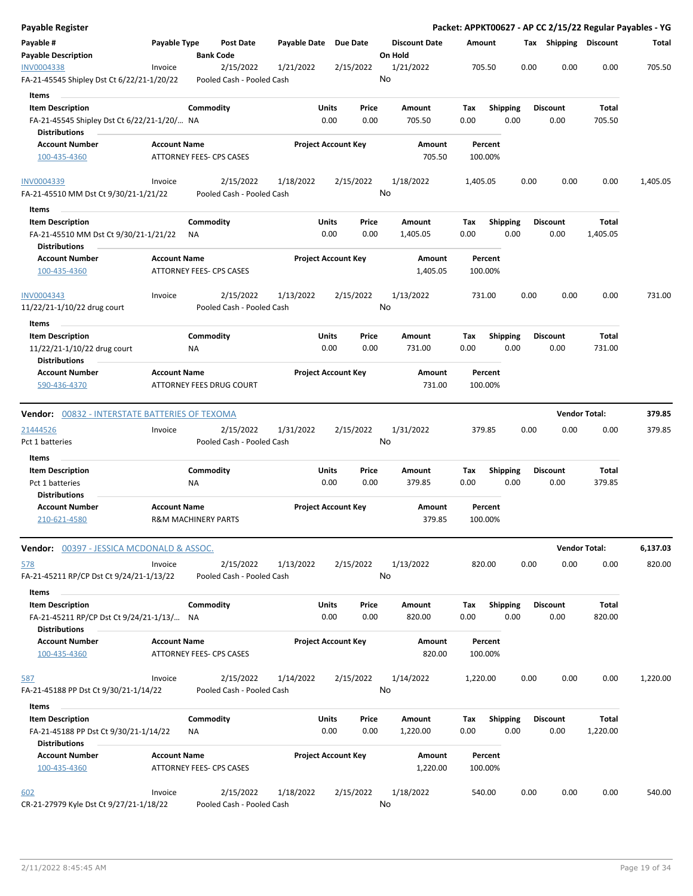**Payable Register** — **Packet: APPKT00627 - AP CC 2/15/22 Regular Payables - YG**

| Payable # / Payable Description | Payable Type | Post Date / Bank Code | Payable Date | Due Date | Discount Date / On Hold | Amount | Tax | Shipping | Discount | Total |
|---|---|---|---|---|---|---|---|---|---|---|
| INV0004338 | Invoice | 2/15/2022 | 1/21/2022 | 2/15/2022 | 1/21/2022 | 705.50 | 0.00 | 0.00 | 0.00 | 705.50 |
| FA-21-45545 Shipley Dst Ct 6/22/21-1/20/22 | | Pooled Cash - Pooled Cash | | | No | | | | | |

**Items**

| Item Description | Commodity | Units | Price | Amount | Tax | Shipping | Discount | Total |
|---|---|---|---|---|---|---|---|---|
| FA-21-45545 Shipley Dst Ct 6/22/21-1/20/... | NA | 0.00 | 0.00 | 705.50 | 0.00 | 0.00 | 0.00 | 705.50 |

**Distributions**

| Account Number | Account Name | Project Account Key | Amount | Percent |
|---|---|---|---|---|
| 100-435-4360 | ATTORNEY FEES- CPS CASES | | 705.50 | 100.00% |

| Payable # / Payable Description | Payable Type | Post Date / Bank Code | Payable Date | Due Date | Discount Date / On Hold | Amount | Tax | Shipping | Discount | Total |
|---|---|---|---|---|---|---|---|---|---|---|
| INV0004339 | Invoice | 2/15/2022 | 1/18/2022 | 2/15/2022 | 1/18/2022 | 1,405.05 | 0.00 | 0.00 | 0.00 | 1,405.05 |
| FA-21-45510 MM Dst Ct 9/30/21-1/21/22 | | Pooled Cash - Pooled Cash | | | No | | | | | |

**Items**

| Item Description | Commodity | Units | Price | Amount | Tax | Shipping | Discount | Total |
|---|---|---|---|---|---|---|---|---|
| FA-21-45510 MM Dst Ct 9/30/21-1/21/22 | NA | 0.00 | 0.00 | 1,405.05 | 0.00 | 0.00 | 0.00 | 1,405.05 |

**Distributions**

| Account Number | Account Name | Project Account Key | Amount | Percent |
|---|---|---|---|---|
| 100-435-4360 | ATTORNEY FEES- CPS CASES | | 1,405.05 | 100.00% |

| Payable # / Payable Description | Payable Type | Post Date / Bank Code | Payable Date | Due Date | Discount Date / On Hold | Amount | Tax | Shipping | Discount | Total |
|---|---|---|---|---|---|---|---|---|---|---|
| INV0004343 | Invoice | 2/15/2022 | 1/13/2022 | 2/15/2022 | 1/13/2022 | 731.00 | 0.00 | 0.00 | 0.00 | 731.00 |
| 11/22/21-1/10/22 drug court | | Pooled Cash - Pooled Cash | | | No | | | | | |

**Items**

| Item Description | Commodity | Units | Price | Amount | Tax | Shipping | Discount | Total |
|---|---|---|---|---|---|---|---|---|
| 11/22/21-1/10/22 drug court | NA | 0.00 | 0.00 | 731.00 | 0.00 | 0.00 | 0.00 | 731.00 |

**Distributions**

| Account Number | Account Name | Project Account Key | Amount | Percent |
|---|---|---|---|---|
| 590-436-4370 | ATTORNEY FEES DRUG COURT | | 731.00 | 100.00% |

**Vendor: 00832 - INTERSTATE BATTERIES OF TEXOMA** — **Vendor Total: 379.85**

| Payable # / Payable Description | Payable Type | Post Date / Bank Code | Payable Date | Due Date | Discount Date / On Hold | Amount | Tax | Shipping | Discount | Total |
|---|---|---|---|---|---|---|---|---|---|---|
| 21444526 | Invoice | 2/15/2022 | 1/31/2022 | 2/15/2022 | 1/31/2022 | 379.85 | 0.00 | 0.00 | 0.00 | 379.85 |
| Pct 1 batteries | | Pooled Cash - Pooled Cash | | | No | | | | | |

**Items**

| Item Description | Commodity | Units | Price | Amount | Tax | Shipping | Discount | Total |
|---|---|---|---|---|---|---|---|---|
| Pct 1 batteries | NA | 0.00 | 0.00 | 379.85 | 0.00 | 0.00 | 0.00 | 379.85 |

**Distributions**

| Account Number | Account Name | Project Account Key | Amount | Percent |
|---|---|---|---|---|
| 210-621-4580 | R&M MACHINERY PARTS | | 379.85 | 100.00% |

**Vendor: 00397 - JESSICA MCDONALD & ASSOC.** — **Vendor Total: 6,137.03**

| Payable # / Payable Description | Payable Type | Post Date / Bank Code | Payable Date | Due Date | Discount Date / On Hold | Amount | Tax | Shipping | Discount | Total |
|---|---|---|---|---|---|---|---|---|---|---|
| 578 | Invoice | 2/15/2022 | 1/13/2022 | 2/15/2022 | 1/13/2022 | 820.00 | 0.00 | 0.00 | 0.00 | 820.00 |
| FA-21-45211 RP/CP Dst Ct 9/24/21-1/13/22 | | Pooled Cash - Pooled Cash | | | No | | | | | |

**Items**

| Item Description | Commodity | Units | Price | Amount | Tax | Shipping | Discount | Total |
|---|---|---|---|---|---|---|---|---|
| FA-21-45211 RP/CP Dst Ct 9/24/21-1/13/... | NA | 0.00 | 0.00 | 820.00 | 0.00 | 0.00 | 0.00 | 820.00 |

**Distributions**

| Account Number | Account Name | Project Account Key | Amount | Percent |
|---|---|---|---|---|
| 100-435-4360 | ATTORNEY FEES- CPS CASES | | 820.00 | 100.00% |

| Payable # / Payable Description | Payable Type | Post Date / Bank Code | Payable Date | Due Date | Discount Date / On Hold | Amount | Tax | Shipping | Discount | Total |
|---|---|---|---|---|---|---|---|---|---|---|
| 587 | Invoice | 2/15/2022 | 1/14/2022 | 2/15/2022 | 1/14/2022 | 1,220.00 | 0.00 | 0.00 | 0.00 | 1,220.00 |
| FA-21-45188 PP Dst Ct 9/30/21-1/14/22 | | Pooled Cash - Pooled Cash | | | No | | | | | |

**Items**

| Item Description | Commodity | Units | Price | Amount | Tax | Shipping | Discount | Total |
|---|---|---|---|---|---|---|---|---|
| FA-21-45188 PP Dst Ct 9/30/21-1/14/22 | NA | 0.00 | 0.00 | 1,220.00 | 0.00 | 0.00 | 0.00 | 1,220.00 |

**Distributions**

| Account Number | Account Name | Project Account Key | Amount | Percent |
|---|---|---|---|---|
| 100-435-4360 | ATTORNEY FEES- CPS CASES | | 1,220.00 | 100.00% |

| Payable # / Payable Description | Payable Type | Post Date / Bank Code | Payable Date | Due Date | Discount Date / On Hold | Amount | Tax | Shipping | Discount | Total |
|---|---|---|---|---|---|---|---|---|---|---|
| 602 | Invoice | 2/15/2022 | 1/18/2022 | 2/15/2022 | 1/18/2022 | 540.00 | 0.00 | 0.00 | 0.00 | 540.00 |
| CR-21-27979 Kyle Dst Ct 9/27/21-1/18/22 | | Pooled Cash - Pooled Cash | | | No | | | | | |

2/11/2022 8:45:45 AM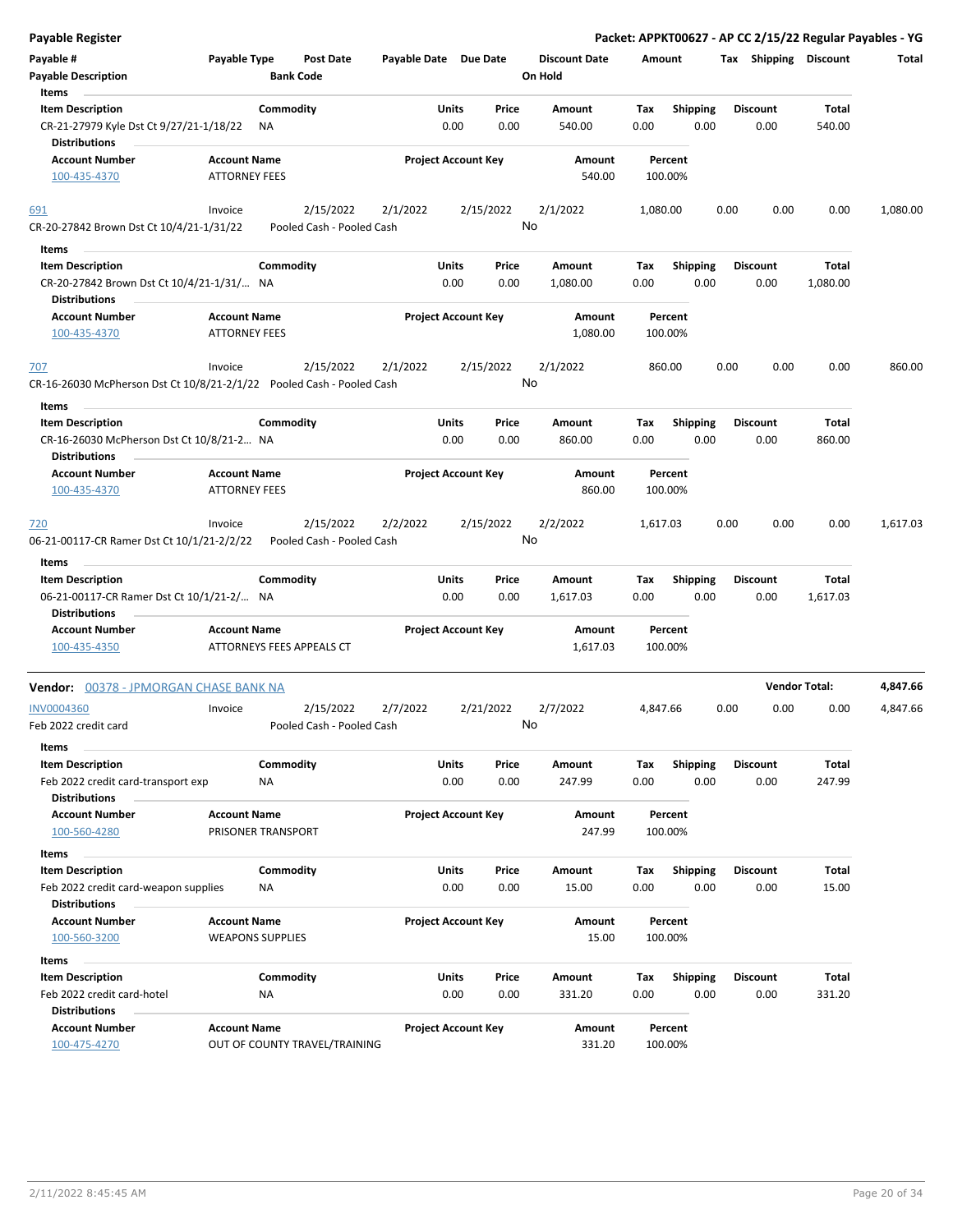# Payable Register

**Packet: APPKT00627 - AP CC 2/15/22 Regular Payables - YG**

| Payable # | Payable Type | Post Date | Payable Date | Due Date | Discount Date | Amount | Tax | Shipping | Discount | Total |
|---|---|---|---|---|---|---|---|---|---|---|
| Payable Description | | Bank Code | | | On Hold | | | | | |

**Items**

| Item Description | Commodity | Units | Price | Amount | Tax | Shipping | Discount | Total |
|---|---|---|---|---|---|---|---|---|
| CR-21-27979 Kyle Dst Ct 9/27/21-1/18/22 | NA | 0.00 | 0.00 | 540.00 | 0.00 | 0.00 | 0.00 | 540.00 |

**Distributions**

| Account Number | Account Name | Project Account Key | Amount | Percent |
|---|---|---|---|---|
| 100-435-4370 | ATTORNEY FEES | | 540.00 | 100.00% |

| Payable # | Payable Type | Post Date | Payable Date | Due Date | Discount Date | Amount | Tax | Shipping | Discount | Total |
|---|---|---|---|---|---|---|---|---|---|---|
| 691 | Invoice | 2/15/2022 | 2/1/2022 | 2/15/2022 | 2/1/2022 | 1,080.00 | 0.00 | 0.00 | 0.00 | 1,080.00 |
| CR-20-27842 Brown Dst Ct 10/4/21-1/31/22 | | Pooled Cash - Pooled Cash | | | No | | | | | |

**Items**

| Item Description | Commodity | Units | Price | Amount | Tax | Shipping | Discount | Total |
|---|---|---|---|---|---|---|---|---|
| CR-20-27842 Brown Dst Ct 10/4/21-1/31/... | NA | 0.00 | 0.00 | 1,080.00 | 0.00 | 0.00 | 0.00 | 1,080.00 |

**Distributions**

| Account Number | Account Name | Project Account Key | Amount | Percent |
|---|---|---|---|---|
| 100-435-4370 | ATTORNEY FEES | | 1,080.00 | 100.00% |

| Payable # | Payable Type | Post Date | Payable Date | Due Date | Discount Date | Amount | Tax | Shipping | Discount | Total |
|---|---|---|---|---|---|---|---|---|---|---|
| 707 | Invoice | 2/15/2022 | 2/1/2022 | 2/15/2022 | 2/1/2022 | 860.00 | 0.00 | 0.00 | 0.00 | 860.00 |
| CR-16-26030 McPherson Dst Ct 10/8/21-2/1/22 | | Pooled Cash - Pooled Cash | | | No | | | | | |

**Items**

| Item Description | Commodity | Units | Price | Amount | Tax | Shipping | Discount | Total |
|---|---|---|---|---|---|---|---|---|
| CR-16-26030 McPherson Dst Ct 10/8/21-2... | NA | 0.00 | 0.00 | 860.00 | 0.00 | 0.00 | 0.00 | 860.00 |

**Distributions**

| Account Number | Account Name | Project Account Key | Amount | Percent |
|---|---|---|---|---|
| 100-435-4370 | ATTORNEY FEES | | 860.00 | 100.00% |

| Payable # | Payable Type | Post Date | Payable Date | Due Date | Discount Date | Amount | Tax | Shipping | Discount | Total |
|---|---|---|---|---|---|---|---|---|---|---|
| 720 | Invoice | 2/15/2022 | 2/2/2022 | 2/15/2022 | 2/2/2022 | 1,617.03 | 0.00 | 0.00 | 0.00 | 1,617.03 |
| 06-21-00117-CR Ramer Dst Ct 10/1/21-2/2/22 | | Pooled Cash - Pooled Cash | | | No | | | | | |

**Items**

| Item Description | Commodity | Units | Price | Amount | Tax | Shipping | Discount | Total |
|---|---|---|---|---|---|---|---|---|
| 06-21-00117-CR Ramer Dst Ct 10/1/21-2/... | NA | 0.00 | 0.00 | 1,617.03 | 0.00 | 0.00 | 0.00 | 1,617.03 |

**Distributions**

| Account Number | Account Name | Project Account Key | Amount | Percent |
|---|---|---|---|---|
| 100-435-4350 | ATTORNEYS FEES APPEALS CT | | 1,617.03 | 100.00% |

## Vendor: 00378 - JPMORGAN CHASE BANK NA — Vendor Total: 4,847.66

| Payable # | Payable Type | Post Date | Payable Date | Due Date | Discount Date | Amount | Tax | Shipping | Discount | Total |
|---|---|---|---|---|---|---|---|---|---|---|
| INV0004360 | Invoice | 2/15/2022 | 2/7/2022 | 2/21/2022 | 2/7/2022 | 4,847.66 | 0.00 | 0.00 | 0.00 | 4,847.66 |
| Feb 2022 credit card | | Pooled Cash - Pooled Cash | | | No | | | | | |

**Items**

| Item Description | Commodity | Units | Price | Amount | Tax | Shipping | Discount | Total |
|---|---|---|---|---|---|---|---|---|
| Feb 2022 credit card-transport exp | NA | 0.00 | 0.00 | 247.99 | 0.00 | 0.00 | 0.00 | 247.99 |

**Distributions**

| Account Number | Account Name | Project Account Key | Amount | Percent |
|---|---|---|---|---|
| 100-560-4280 | PRISONER TRANSPORT | | 247.99 | 100.00% |

**Items**

| Item Description | Commodity | Units | Price | Amount | Tax | Shipping | Discount | Total |
|---|---|---|---|---|---|---|---|---|
| Feb 2022 credit card-weapon supplies | NA | 0.00 | 0.00 | 15.00 | 0.00 | 0.00 | 0.00 | 15.00 |

**Distributions**

| Account Number | Account Name | Project Account Key | Amount | Percent |
|---|---|---|---|---|
| 100-560-3200 | WEAPONS SUPPLIES | | 15.00 | 100.00% |

**Items**

| Item Description | Commodity | Units | Price | Amount | Tax | Shipping | Discount | Total |
|---|---|---|---|---|---|---|---|---|
| Feb 2022 credit card-hotel | NA | 0.00 | 0.00 | 331.20 | 0.00 | 0.00 | 0.00 | 331.20 |

**Distributions**

| Account Number | Account Name | Project Account Key | Amount | Percent |
|---|---|---|---|---|
| 100-475-4270 | OUT OF COUNTY TRAVEL/TRAINING | | 331.20 | 100.00% |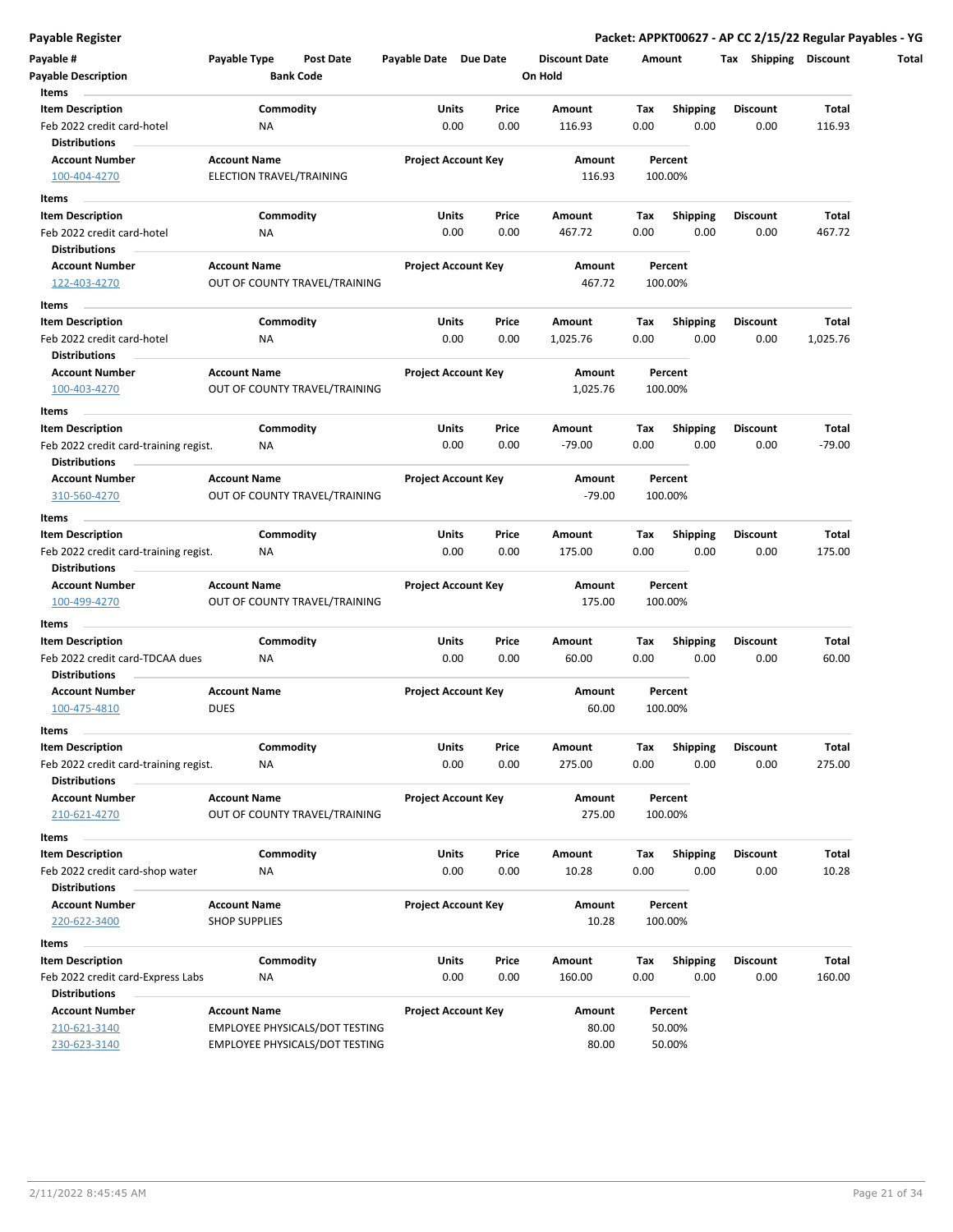**Payable Register** — **Packet: APPKT00627 - AP CC 2/15/22 Regular Payables - YG**

| Payable # | Payable Type | Post Date | Payable Date | Due Date | Discount Date | Amount | Tax | Shipping | Discount | Total |
|---|---|---|---|---|---|---|---|---|---|---|
| **Payable Description** | | **Bank Code** | | | **On Hold** | | | | | |

**Items**

| Item Description | Commodity | Units | Price | Amount | Tax | Shipping | Discount | Total |
|---|---|---|---|---|---|---|---|---|
| Feb 2022 credit card-hotel | NA | 0.00 | 0.00 | 116.93 | 0.00 | 0.00 | 0.00 | 116.93 |

**Distributions**

| Account Number | Account Name | Project Account Key | Amount | Percent |
|---|---|---|---|---|
| 100-404-4270 | ELECTION TRAVEL/TRAINING | | 116.93 | 100.00% |

**Items**

| Item Description | Commodity | Units | Price | Amount | Tax | Shipping | Discount | Total |
|---|---|---|---|---|---|---|---|---|
| Feb 2022 credit card-hotel | NA | 0.00 | 0.00 | 467.72 | 0.00 | 0.00 | 0.00 | 467.72 |

**Distributions**

| Account Number | Account Name | Project Account Key | Amount | Percent |
|---|---|---|---|---|
| 122-403-4270 | OUT OF COUNTY TRAVEL/TRAINING | | 467.72 | 100.00% |

**Items**

| Item Description | Commodity | Units | Price | Amount | Tax | Shipping | Discount | Total |
|---|---|---|---|---|---|---|---|---|
| Feb 2022 credit card-hotel | NA | 0.00 | 0.00 | 1,025.76 | 0.00 | 0.00 | 0.00 | 1,025.76 |

**Distributions**

| Account Number | Account Name | Project Account Key | Amount | Percent |
|---|---|---|---|---|
| 100-403-4270 | OUT OF COUNTY TRAVEL/TRAINING | | 1,025.76 | 100.00% |

**Items**

| Item Description | Commodity | Units | Price | Amount | Tax | Shipping | Discount | Total |
|---|---|---|---|---|---|---|---|---|
| Feb 2022 credit card-training regist. | NA | 0.00 | 0.00 | -79.00 | 0.00 | 0.00 | 0.00 | -79.00 |

**Distributions**

| Account Number | Account Name | Project Account Key | Amount | Percent |
|---|---|---|---|---|
| 310-560-4270 | OUT OF COUNTY TRAVEL/TRAINING | | -79.00 | 100.00% |

**Items**

| Item Description | Commodity | Units | Price | Amount | Tax | Shipping | Discount | Total |
|---|---|---|---|---|---|---|---|---|
| Feb 2022 credit card-training regist. | NA | 0.00 | 0.00 | 175.00 | 0.00 | 0.00 | 0.00 | 175.00 |

**Distributions**

| Account Number | Account Name | Project Account Key | Amount | Percent |
|---|---|---|---|---|
| 100-499-4270 | OUT OF COUNTY TRAVEL/TRAINING | | 175.00 | 100.00% |

**Items**

| Item Description | Commodity | Units | Price | Amount | Tax | Shipping | Discount | Total |
|---|---|---|---|---|---|---|---|---|
| Feb 2022 credit card-TDCAA dues | NA | 0.00 | 0.00 | 60.00 | 0.00 | 0.00 | 0.00 | 60.00 |

**Distributions**

| Account Number | Account Name | Project Account Key | Amount | Percent |
|---|---|---|---|---|
| 100-475-4810 | DUES | | 60.00 | 100.00% |

**Items**

| Item Description | Commodity | Units | Price | Amount | Tax | Shipping | Discount | Total |
|---|---|---|---|---|---|---|---|---|
| Feb 2022 credit card-training regist. | NA | 0.00 | 0.00 | 275.00 | 0.00 | 0.00 | 0.00 | 275.00 |

**Distributions**

| Account Number | Account Name | Project Account Key | Amount | Percent |
|---|---|---|---|---|
| 210-621-4270 | OUT OF COUNTY TRAVEL/TRAINING | | 275.00 | 100.00% |

**Items**

| Item Description | Commodity | Units | Price | Amount | Tax | Shipping | Discount | Total |
|---|---|---|---|---|---|---|---|---|
| Feb 2022 credit card-shop water | NA | 0.00 | 0.00 | 10.28 | 0.00 | 0.00 | 0.00 | 10.28 |

**Distributions**

| Account Number | Account Name | Project Account Key | Amount | Percent |
|---|---|---|---|---|
| 220-622-3400 | SHOP SUPPLIES | | 10.28 | 100.00% |

**Items**

| Item Description | Commodity | Units | Price | Amount | Tax | Shipping | Discount | Total |
|---|---|---|---|---|---|---|---|---|
| Feb 2022 credit card-Express Labs | NA | 0.00 | 0.00 | 160.00 | 0.00 | 0.00 | 0.00 | 160.00 |

**Distributions**

| Account Number | Account Name | Project Account Key | Amount | Percent |
|---|---|---|---|---|
| 210-621-3140 | EMPLOYEE PHYSICALS/DOT TESTING | | 80.00 | 50.00% |
| 230-623-3140 | EMPLOYEE PHYSICALS/DOT TESTING | | 80.00 | 50.00% |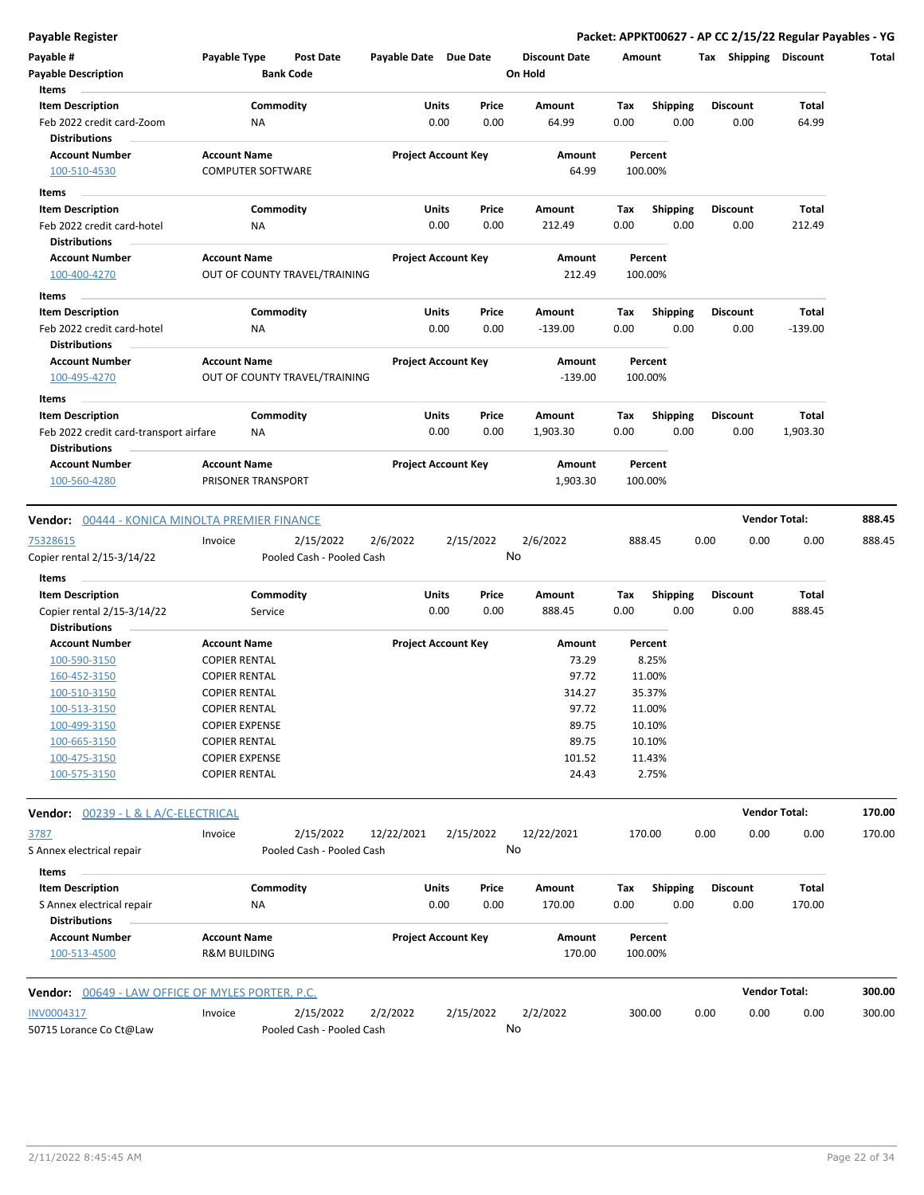# Payable Register

**Packet: APPKT00627 - AP CC 2/15/22 Regular Payables - YG**

| Payable # | Payable Type | Post Date | Payable Date | Due Date | Discount Date | Amount | Tax | Shipping | Discount | Total |
|---|---|---|---|---|---|---|---|---|---|---|
| Payable Description | | Bank Code | | | On Hold | | | | | |

**Items**

| Item Description | Commodity | Units | Price | Amount | Tax | Shipping | Discount | Total |
|---|---|---|---|---|---|---|---|---|
| Feb 2022 credit card-Zoom | NA | 0.00 | 0.00 | 64.99 | 0.00 | 0.00 | 0.00 | 64.99 |

**Distributions**

| Account Number | Account Name | Project Account Key | Amount | Percent |
|---|---|---|---|---|
| 100-510-4530 | COMPUTER SOFTWARE | | 64.99 | 100.00% |

**Items**

| Item Description | Commodity | Units | Price | Amount | Tax | Shipping | Discount | Total |
|---|---|---|---|---|---|---|---|---|
| Feb 2022 credit card-hotel | NA | 0.00 | 0.00 | 212.49 | 0.00 | 0.00 | 0.00 | 212.49 |

**Distributions**

| Account Number | Account Name | Project Account Key | Amount | Percent |
|---|---|---|---|---|
| 100-400-4270 | OUT OF COUNTY TRAVEL/TRAINING | | 212.49 | 100.00% |

**Items**

| Item Description | Commodity | Units | Price | Amount | Tax | Shipping | Discount | Total |
|---|---|---|---|---|---|---|---|---|
| Feb 2022 credit card-hotel | NA | 0.00 | 0.00 | -139.00 | 0.00 | 0.00 | 0.00 | -139.00 |

**Distributions**

| Account Number | Account Name | Project Account Key | Amount | Percent |
|---|---|---|---|---|
| 100-495-4270 | OUT OF COUNTY TRAVEL/TRAINING | | -139.00 | 100.00% |

**Items**

| Item Description | Commodity | Units | Price | Amount | Tax | Shipping | Discount | Total |
|---|---|---|---|---|---|---|---|---|
| Feb 2022 credit card-transport airfare | NA | 0.00 | 0.00 | 1,903.30 | 0.00 | 0.00 | 0.00 | 1,903.30 |

**Distributions**

| Account Number | Account Name | Project Account Key | Amount | Percent |
|---|---|---|---|---|
| 100-560-4280 | PRISONER TRANSPORT | | 1,903.30 | 100.00% |

---

**Vendor: 00444 - KONICA MINOLTA PREMIER FINANCE** — **Vendor Total: 888.45**

| Payable # | Payable Type | Post Date | Payable Date | Due Date | Discount Date | Amount | Tax | Shipping | Discount | Total |
|---|---|---|---|---|---|---|---|---|---|---|
| 75328615 | Invoice | 2/15/2022 | 2/6/2022 | 2/15/2022 | 2/6/2022 | 888.45 | 0.00 | 0.00 | 0.00 | 888.45 |
| Copier rental 2/15-3/14/22 | | Pooled Cash - Pooled Cash | | | No | | | | | |

**Items**

| Item Description | Commodity | Units | Price | Amount | Tax | Shipping | Discount | Total |
|---|---|---|---|---|---|---|---|---|
| Copier rental 2/15-3/14/22 | Service | 0.00 | 0.00 | 888.45 | 0.00 | 0.00 | 0.00 | 888.45 |

**Distributions**

| Account Number | Account Name | Project Account Key | Amount | Percent |
|---|---|---|---|---|
| 100-590-3150 | COPIER RENTAL | | 73.29 | 8.25% |
| 160-452-3150 | COPIER RENTAL | | 97.72 | 11.00% |
| 100-510-3150 | COPIER RENTAL | | 314.27 | 35.37% |
| 100-513-3150 | COPIER RENTAL | | 97.72 | 11.00% |
| 100-499-3150 | COPIER EXPENSE | | 89.75 | 10.10% |
| 100-665-3150 | COPIER RENTAL | | 89.75 | 10.10% |
| 100-475-3150 | COPIER EXPENSE | | 101.52 | 11.43% |
| 100-575-3150 | COPIER RENTAL | | 24.43 | 2.75% |

---

**Vendor: 00239 - L & L A/C-ELECTRICAL** — **Vendor Total: 170.00**

| Payable # | Payable Type | Post Date | Payable Date | Due Date | Discount Date | Amount | Tax | Shipping | Discount | Total |
|---|---|---|---|---|---|---|---|---|---|---|
| 3787 | Invoice | 2/15/2022 | 12/22/2021 | 2/15/2022 | 12/22/2021 | 170.00 | 0.00 | 0.00 | 0.00 | 170.00 |
| S Annex electrical repair | | Pooled Cash - Pooled Cash | | | No | | | | | |

**Items**

| Item Description | Commodity | Units | Price | Amount | Tax | Shipping | Discount | Total |
|---|---|---|---|---|---|---|---|---|
| S Annex electrical repair | NA | 0.00 | 0.00 | 170.00 | 0.00 | 0.00 | 0.00 | 170.00 |

**Distributions**

| Account Number | Account Name | Project Account Key | Amount | Percent |
|---|---|---|---|---|
| 100-513-4500 | R&M BUILDING | | 170.00 | 100.00% |

---

**Vendor: 00649 - LAW OFFICE OF MYLES PORTER, P.C.** — **Vendor Total: 300.00**

| Payable # | Payable Type | Post Date | Payable Date | Due Date | Discount Date | Amount | Tax | Shipping | Discount | Total |
|---|---|---|---|---|---|---|---|---|---|---|
| INV0004317 | Invoice | 2/15/2022 | 2/2/2022 | 2/15/2022 | 2/2/2022 | 300.00 | 0.00 | 0.00 | 0.00 | 300.00 |
| 50715 Lorance Co Ct@Law | | Pooled Cash - Pooled Cash | | | No | | | | | |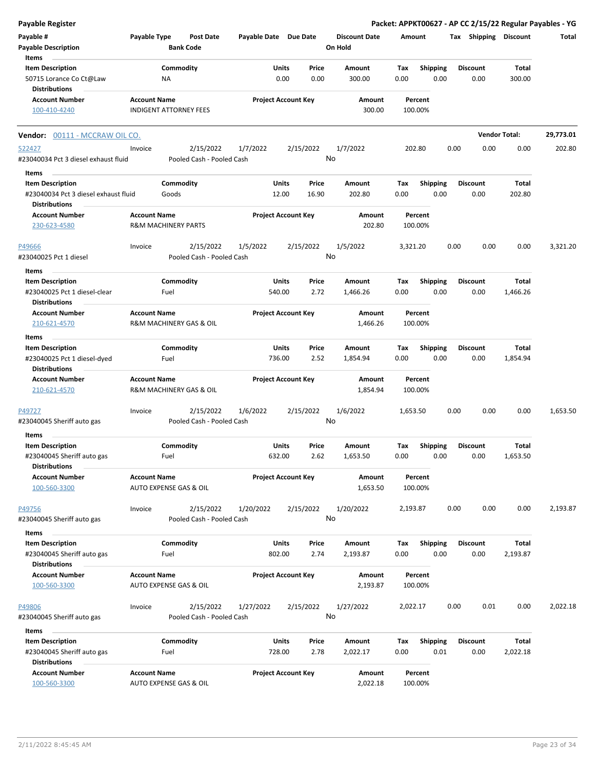**Payable Register**

**Packet: APPKT00627 - AP CC 2/15/22 Regular Payables - YG**

| Payable # | Payable Type | Post Date | Payable Date | Due Date | Discount Date | Amount | Tax | Shipping | Discount | Total |
|---|---|---|---|---|---|---|---|---|---|---|
| Payable Description | | Bank Code | | | On Hold | | | | | |

| Item Description | Commodity | Units | Price | Amount | Tax | Shipping | Discount | Total |
|---|---|---|---|---|---|---|---|---|
| 50715 Lorance Co Ct@Law | NA | 0.00 | 0.00 | 300.00 | 0.00 | 0.00 | 0.00 | 300.00 |

**Distributions**

| Account Number | Account Name | Project Account Key | Amount | Percent |
|---|---|---|---|---|
| 100-410-4240 | INDIGENT ATTORNEY FEES | | 300.00 | 100.00% |

---

**Vendor: 00111 - MCCRAW OIL CO.** — **Vendor Total: 29,773.01**

| Payable # | Payable Type | Post Date | Payable Date | Due Date | Discount Date | Amount | Tax | Shipping | Discount | Total |
|---|---|---|---|---|---|---|---|---|---|---|
| 522427 | Invoice | 2/15/2022 | 1/7/2022 | 2/15/2022 | 1/7/2022 | 202.80 | 0.00 | 0.00 | 0.00 | 202.80 |
| #23040034 Pct 3 diesel exhaust fluid | | Pooled Cash - Pooled Cash | | | No | | | | | |

| Item Description | Commodity | Units | Price | Amount | Tax | Shipping | Discount | Total |
|---|---|---|---|---|---|---|---|---|
| #23040034 Pct 3 diesel exhaust fluid | Goods | 12.00 | 16.90 | 202.80 | 0.00 | 0.00 | 0.00 | 202.80 |

**Distributions**

| Account Number | Account Name | Project Account Key | Amount | Percent |
|---|---|---|---|---|
| 230-623-4580 | R&M MACHINERY PARTS | | 202.80 | 100.00% |

| Payable # | Payable Type | Post Date | Payable Date | Due Date | Discount Date | Amount | Tax | Shipping | Discount | Total |
|---|---|---|---|---|---|---|---|---|---|---|
| P49666 | Invoice | 2/15/2022 | 1/5/2022 | 2/15/2022 | 1/5/2022 | 3,321.20 | 0.00 | 0.00 | 0.00 | 3,321.20 |
| #23040025 Pct 1 diesel | | Pooled Cash - Pooled Cash | | | No | | | | | |

| Item Description | Commodity | Units | Price | Amount | Tax | Shipping | Discount | Total |
|---|---|---|---|---|---|---|---|---|
| #23040025 Pct 1 diesel-clear | Fuel | 540.00 | 2.72 | 1,466.26 | 0.00 | 0.00 | 0.00 | 1,466.26 |

**Distributions**

| Account Number | Account Name | Project Account Key | Amount | Percent |
|---|---|---|---|---|
| 210-621-4570 | R&M MACHINERY GAS & OIL | | 1,466.26 | 100.00% |

| Item Description | Commodity | Units | Price | Amount | Tax | Shipping | Discount | Total |
|---|---|---|---|---|---|---|---|---|
| #23040025 Pct 1 diesel-dyed | Fuel | 736.00 | 2.52 | 1,854.94 | 0.00 | 0.00 | 0.00 | 1,854.94 |

**Distributions**

| Account Number | Account Name | Project Account Key | Amount | Percent |
|---|---|---|---|---|
| 210-621-4570 | R&M MACHINERY GAS & OIL | | 1,854.94 | 100.00% |

| Payable # | Payable Type | Post Date | Payable Date | Due Date | Discount Date | Amount | Tax | Shipping | Discount | Total |
|---|---|---|---|---|---|---|---|---|---|---|
| P49727 | Invoice | 2/15/2022 | 1/6/2022 | 2/15/2022 | 1/6/2022 | 1,653.50 | 0.00 | 0.00 | 0.00 | 1,653.50 |
| #23040045 Sheriff auto gas | | Pooled Cash - Pooled Cash | | | No | | | | | |

| Item Description | Commodity | Units | Price | Amount | Tax | Shipping | Discount | Total |
|---|---|---|---|---|---|---|---|---|
| #23040045 Sheriff auto gas | Fuel | 632.00 | 2.62 | 1,653.50 | 0.00 | 0.00 | 0.00 | 1,653.50 |

**Distributions**

| Account Number | Account Name | Project Account Key | Amount | Percent |
|---|---|---|---|---|
| 100-560-3300 | AUTO EXPENSE GAS & OIL | | 1,653.50 | 100.00% |

| Payable # | Payable Type | Post Date | Payable Date | Due Date | Discount Date | Amount | Tax | Shipping | Discount | Total |
|---|---|---|---|---|---|---|---|---|---|---|
| P49756 | Invoice | 2/15/2022 | 1/20/2022 | 2/15/2022 | 1/20/2022 | 2,193.87 | 0.00 | 0.00 | 0.00 | 2,193.87 |
| #23040045 Sheriff auto gas | | Pooled Cash - Pooled Cash | | | No | | | | | |

| Item Description | Commodity | Units | Price | Amount | Tax | Shipping | Discount | Total |
|---|---|---|---|---|---|---|---|---|
| #23040045 Sheriff auto gas | Fuel | 802.00 | 2.74 | 2,193.87 | 0.00 | 0.00 | 0.00 | 2,193.87 |

**Distributions**

| Account Number | Account Name | Project Account Key | Amount | Percent |
|---|---|---|---|---|
| 100-560-3300 | AUTO EXPENSE GAS & OIL | | 2,193.87 | 100.00% |

| Payable # | Payable Type | Post Date | Payable Date | Due Date | Discount Date | Amount | Tax | Shipping | Discount | Total |
|---|---|---|---|---|---|---|---|---|---|---|
| P49806 | Invoice | 2/15/2022 | 1/27/2022 | 2/15/2022 | 1/27/2022 | 2,022.17 | 0.00 | 0.01 | 0.00 | 2,022.18 |
| #23040045 Sheriff auto gas | | Pooled Cash - Pooled Cash | | | No | | | | | |

| Item Description | Commodity | Units | Price | Amount | Tax | Shipping | Discount | Total |
|---|---|---|---|---|---|---|---|---|
| #23040045 Sheriff auto gas | Fuel | 728.00 | 2.78 | 2,022.17 | 0.00 | 0.01 | 0.00 | 2,022.18 |

**Distributions**

| Account Number | Account Name | Project Account Key | Amount | Percent |
|---|---|---|---|---|
| 100-560-3300 | AUTO EXPENSE GAS & OIL | | 2,022.18 | 100.00% |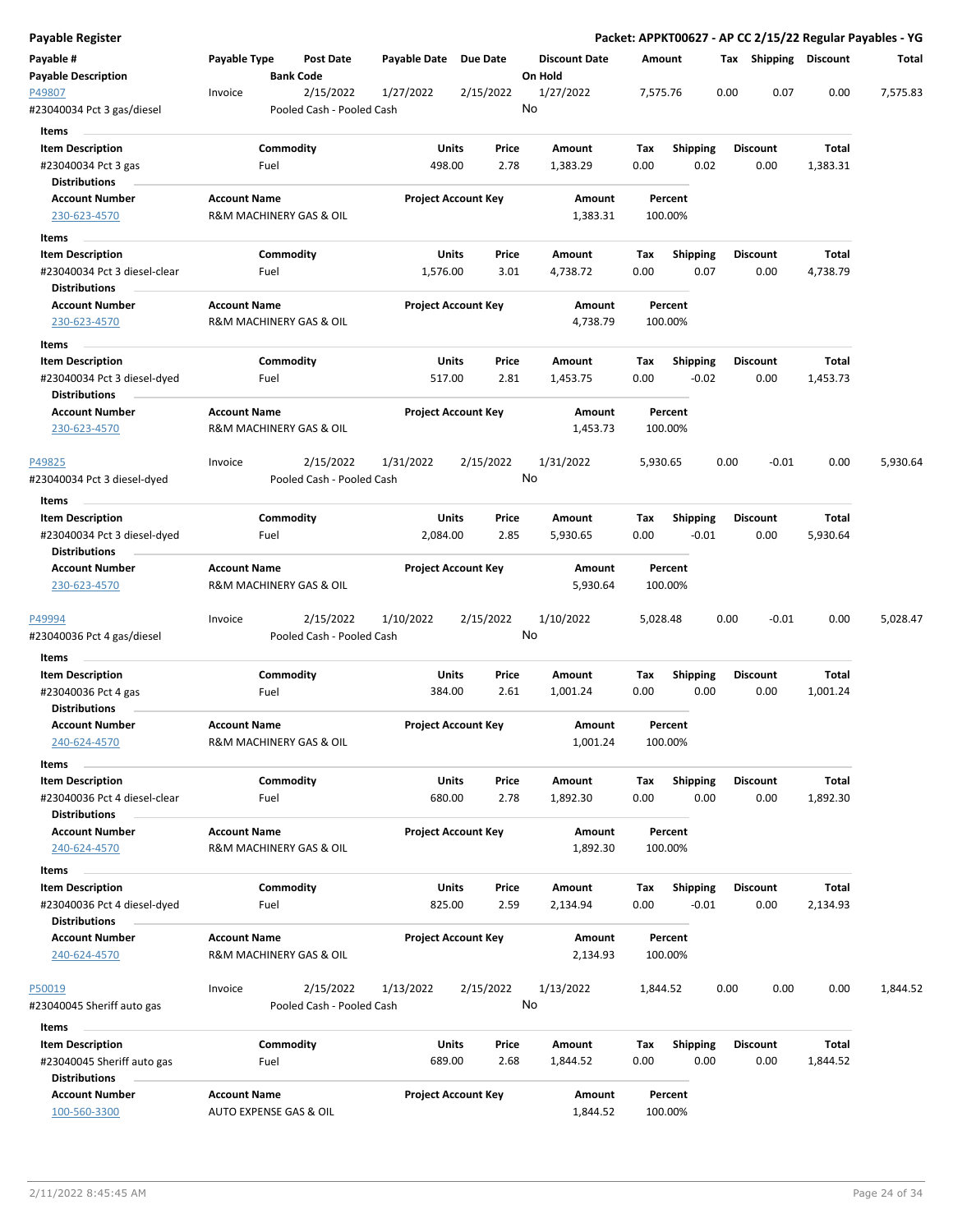**Payable Register** — **Packet: APPKT00627 - AP CC 2/15/22 Regular Payables - YG**

| Payable # / Payable Description | Payable Type | Post Date / Bank Code | Payable Date | Due Date | Discount Date / On Hold | Amount | Tax | Shipping | Discount | Total |
|---|---|---|---|---|---|---|---|---|---|---|
| P49807 | Invoice | 2/15/2022 | 1/27/2022 | 2/15/2022 | 1/27/2022 | 7,575.76 | 0.00 | 0.07 | 0.00 | 7,575.83 |
| #23040034 Pct 3 gas/diesel | | Pooled Cash - Pooled Cash | | | No | | | | | |

**Items**

| Item Description | Commodity | Units | Price | Amount | Tax | Shipping | Discount | Total |
|---|---|---|---|---|---|---|---|---|
| #23040034 Pct 3 gas | Fuel | 498.00 | 2.78 | 1,383.29 | 0.00 | 0.02 | 0.00 | 1,383.31 |

**Distributions**

| Account Number | Account Name | Project Account Key | Amount | Percent |
|---|---|---|---|---|
| 230-623-4570 | R&M MACHINERY GAS & OIL | | 1,383.31 | 100.00% |

**Items**

| Item Description | Commodity | Units | Price | Amount | Tax | Shipping | Discount | Total |
|---|---|---|---|---|---|---|---|---|
| #23040034 Pct 3 diesel-clear | Fuel | 1,576.00 | 3.01 | 4,738.72 | 0.00 | 0.07 | 0.00 | 4,738.79 |

**Distributions**

| Account Number | Account Name | Project Account Key | Amount | Percent |
|---|---|---|---|---|
| 230-623-4570 | R&M MACHINERY GAS & OIL | | 4,738.79 | 100.00% |

**Items**

| Item Description | Commodity | Units | Price | Amount | Tax | Shipping | Discount | Total |
|---|---|---|---|---|---|---|---|---|
| #23040034 Pct 3 diesel-dyed | Fuel | 517.00 | 2.81 | 1,453.75 | 0.00 | -0.02 | 0.00 | 1,453.73 |

**Distributions**

| Account Number | Account Name | Project Account Key | Amount | Percent |
|---|---|---|---|---|
| 230-623-4570 | R&M MACHINERY GAS & OIL | | 1,453.73 | 100.00% |

| Payable # / Payable Description | Payable Type | Post Date / Bank Code | Payable Date | Due Date | Discount Date / On Hold | Amount | Tax | Shipping | Discount | Total |
|---|---|---|---|---|---|---|---|---|---|---|
| P49825 | Invoice | 2/15/2022 | 1/31/2022 | 2/15/2022 | 1/31/2022 | 5,930.65 | 0.00 | -0.01 | 0.00 | 5,930.64 |
| #23040034 Pct 3 diesel-dyed | | Pooled Cash - Pooled Cash | | | No | | | | | |

**Items**

| Item Description | Commodity | Units | Price | Amount | Tax | Shipping | Discount | Total |
|---|---|---|---|---|---|---|---|---|
| #23040034 Pct 3 diesel-dyed | Fuel | 2,084.00 | 2.85 | 5,930.65 | 0.00 | -0.01 | 0.00 | 5,930.64 |

**Distributions**

| Account Number | Account Name | Project Account Key | Amount | Percent |
|---|---|---|---|---|
| 230-623-4570 | R&M MACHINERY GAS & OIL | | 5,930.64 | 100.00% |

| Payable # / Payable Description | Payable Type | Post Date / Bank Code | Payable Date | Due Date | Discount Date / On Hold | Amount | Tax | Shipping | Discount | Total |
|---|---|---|---|---|---|---|---|---|---|---|
| P49994 | Invoice | 2/15/2022 | 1/10/2022 | 2/15/2022 | 1/10/2022 | 5,028.48 | 0.00 | -0.01 | 0.00 | 5,028.47 |
| #23040036 Pct 4 gas/diesel | | Pooled Cash - Pooled Cash | | | No | | | | | |

**Items**

| Item Description | Commodity | Units | Price | Amount | Tax | Shipping | Discount | Total |
|---|---|---|---|---|---|---|---|---|
| #23040036 Pct 4 gas | Fuel | 384.00 | 2.61 | 1,001.24 | 0.00 | 0.00 | 0.00 | 1,001.24 |

**Distributions**

| Account Number | Account Name | Project Account Key | Amount | Percent |
|---|---|---|---|---|
| 240-624-4570 | R&M MACHINERY GAS & OIL | | 1,001.24 | 100.00% |

**Items**

| Item Description | Commodity | Units | Price | Amount | Tax | Shipping | Discount | Total |
|---|---|---|---|---|---|---|---|---|
| #23040036 Pct 4 diesel-clear | Fuel | 680.00 | 2.78 | 1,892.30 | 0.00 | 0.00 | 0.00 | 1,892.30 |

**Distributions**

| Account Number | Account Name | Project Account Key | Amount | Percent |
|---|---|---|---|---|
| 240-624-4570 | R&M MACHINERY GAS & OIL | | 1,892.30 | 100.00% |

**Items**

| Item Description | Commodity | Units | Price | Amount | Tax | Shipping | Discount | Total |
|---|---|---|---|---|---|---|---|---|
| #23040036 Pct 4 diesel-dyed | Fuel | 825.00 | 2.59 | 2,134.94 | 0.00 | -0.01 | 0.00 | 2,134.93 |

**Distributions**

| Account Number | Account Name | Project Account Key | Amount | Percent |
|---|---|---|---|---|
| 240-624-4570 | R&M MACHINERY GAS & OIL | | 2,134.93 | 100.00% |

| Payable # / Payable Description | Payable Type | Post Date / Bank Code | Payable Date | Due Date | Discount Date / On Hold | Amount | Tax | Shipping | Discount | Total |
|---|---|---|---|---|---|---|---|---|---|---|
| P50019 | Invoice | 2/15/2022 | 1/13/2022 | 2/15/2022 | 1/13/2022 | 1,844.52 | 0.00 | 0.00 | 0.00 | 1,844.52 |
| #23040045 Sheriff auto gas | | Pooled Cash - Pooled Cash | | | No | | | | | |

**Items**

| Item Description | Commodity | Units | Price | Amount | Tax | Shipping | Discount | Total |
|---|---|---|---|---|---|---|---|---|
| #23040045 Sheriff auto gas | Fuel | 689.00 | 2.68 | 1,844.52 | 0.00 | 0.00 | 0.00 | 1,844.52 |

**Distributions**

| Account Number | Account Name | Project Account Key | Amount | Percent |
|---|---|---|---|---|
| 100-560-3300 | AUTO EXPENSE GAS & OIL | | 1,844.52 | 100.00% |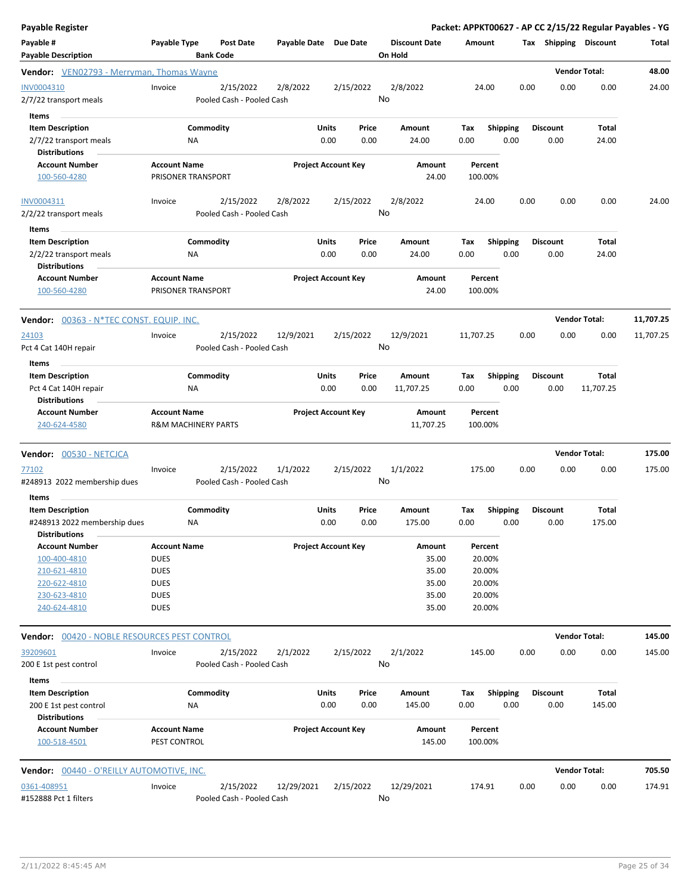**Payable Register** — **Packet: APPKT00627 - AP CC 2/15/22 Regular Payables - YG**

| Payable # / Payable Description | Payable Type | Post Date / Bank Code | Payable Date | Due Date | Discount Date / On Hold | Amount | Tax | Shipping | Discount | Total |
|---|---|---|---|---|---|---|---|---|---|---|

**Vendor: VEN02793 - Merryman, Thomas Wayne** — Vendor Total: 48.00

| Payable # | Payable Type | Post Date | Payable Date | Due Date | Discount Date | Amount | Tax | Shipping | Discount | Total |
|---|---|---|---|---|---|---|---|---|---|---|
| INV0004310 | Invoice | 2/15/2022 | 2/8/2022 | 2/15/2022 | 2/8/2022 | 24.00 | 0.00 | 0.00 | 0.00 | 24.00 |
| 2/7/22 transport meals | | Pooled Cash - Pooled Cash | | | No | | | | | |

Items

| Item Description | Commodity | Units | Price | Amount | Tax | Shipping | Discount | Total |
|---|---|---|---|---|---|---|---|---|
| 2/7/22 transport meals | NA | 0.00 | 0.00 | 24.00 | 0.00 | 0.00 | 0.00 | 24.00 |

Distributions

| Account Number | Account Name | Project Account Key | Amount | Percent |
|---|---|---|---|---|
| 100-560-4280 | PRISONER TRANSPORT | | 24.00 | 100.00% |

| Payable # | Payable Type | Post Date | Payable Date | Due Date | Discount Date | Amount | Tax | Shipping | Discount | Total |
|---|---|---|---|---|---|---|---|---|---|---|
| INV0004311 | Invoice | 2/15/2022 | 2/8/2022 | 2/15/2022 | 2/8/2022 | 24.00 | 0.00 | 0.00 | 0.00 | 24.00 |
| 2/2/22 transport meals | | Pooled Cash - Pooled Cash | | | No | | | | | |

Items

| Item Description | Commodity | Units | Price | Amount | Tax | Shipping | Discount | Total |
|---|---|---|---|---|---|---|---|---|
| 2/2/22 transport meals | NA | 0.00 | 0.00 | 24.00 | 0.00 | 0.00 | 0.00 | 24.00 |

Distributions

| Account Number | Account Name | Project Account Key | Amount | Percent |
|---|---|---|---|---|
| 100-560-4280 | PRISONER TRANSPORT | | 24.00 | 100.00% |

**Vendor: 00363 - N*TEC CONST. EQUIP. INC.** — Vendor Total: 11,707.25

| Payable # | Payable Type | Post Date | Payable Date | Due Date | Discount Date | Amount | Tax | Shipping | Discount | Total |
|---|---|---|---|---|---|---|---|---|---|---|
| 24103 | Invoice | 2/15/2022 | 12/9/2021 | 2/15/2022 | 12/9/2021 | 11,707.25 | 0.00 | 0.00 | 0.00 | 11,707.25 |
| Pct 4 Cat 140H repair | | Pooled Cash - Pooled Cash | | | No | | | | | |

Items

| Item Description | Commodity | Units | Price | Amount | Tax | Shipping | Discount | Total |
|---|---|---|---|---|---|---|---|---|
| Pct 4 Cat 140H repair | NA | 0.00 | 0.00 | 11,707.25 | 0.00 | 0.00 | 0.00 | 11,707.25 |

Distributions

| Account Number | Account Name | Project Account Key | Amount | Percent |
|---|---|---|---|---|
| 240-624-4580 | R&M MACHINERY PARTS | | 11,707.25 | 100.00% |

**Vendor: 00530 - NETCJCA** — Vendor Total: 175.00

| Payable # | Payable Type | Post Date | Payable Date | Due Date | Discount Date | Amount | Tax | Shipping | Discount | Total |
|---|---|---|---|---|---|---|---|---|---|---|
| 77102 | Invoice | 2/15/2022 | 1/1/2022 | 2/15/2022 | 1/1/2022 | 175.00 | 0.00 | 0.00 | 0.00 | 175.00 |
| #248913 2022 membership dues | | Pooled Cash - Pooled Cash | | | No | | | | | |

Items

| Item Description | Commodity | Units | Price | Amount | Tax | Shipping | Discount | Total |
|---|---|---|---|---|---|---|---|---|
| #248913 2022 membership dues | NA | 0.00 | 0.00 | 175.00 | 0.00 | 0.00 | 0.00 | 175.00 |

Distributions

| Account Number | Account Name | Project Account Key | Amount | Percent |
|---|---|---|---|---|
| 100-400-4810 | DUES | | 35.00 | 20.00% |
| 210-621-4810 | DUES | | 35.00 | 20.00% |
| 220-622-4810 | DUES | | 35.00 | 20.00% |
| 230-623-4810 | DUES | | 35.00 | 20.00% |
| 240-624-4810 | DUES | | 35.00 | 20.00% |

**Vendor: 00420 - NOBLE RESOURCES PEST CONTROL** — Vendor Total: 145.00

| Payable # | Payable Type | Post Date | Payable Date | Due Date | Discount Date | Amount | Tax | Shipping | Discount | Total |
|---|---|---|---|---|---|---|---|---|---|---|
| 39209601 | Invoice | 2/15/2022 | 2/1/2022 | 2/15/2022 | 2/1/2022 | 145.00 | 0.00 | 0.00 | 0.00 | 145.00 |
| 200 E 1st pest control | | Pooled Cash - Pooled Cash | | | No | | | | | |

Items

| Item Description | Commodity | Units | Price | Amount | Tax | Shipping | Discount | Total |
|---|---|---|---|---|---|---|---|---|
| 200 E 1st pest control | NA | 0.00 | 0.00 | 145.00 | 0.00 | 0.00 | 0.00 | 145.00 |

Distributions

| Account Number | Account Name | Project Account Key | Amount | Percent |
|---|---|---|---|---|
| 100-518-4501 | PEST CONTROL | | 145.00 | 100.00% |

**Vendor: 00440 - O'REILLY AUTOMOTIVE, INC.** — Vendor Total: 705.50

| Payable # | Payable Type | Post Date | Payable Date | Due Date | Discount Date | Amount | Tax | Shipping | Discount | Total |
|---|---|---|---|---|---|---|---|---|---|---|
| 0361-408951 | Invoice | 2/15/2022 | 12/29/2021 | 2/15/2022 | 12/29/2021 | 174.91 | 0.00 | 0.00 | 0.00 | 174.91 |
| #152888 Pct 1 filters | | Pooled Cash - Pooled Cash | | | No | | | | | |

2/11/2022 8:45:45 AM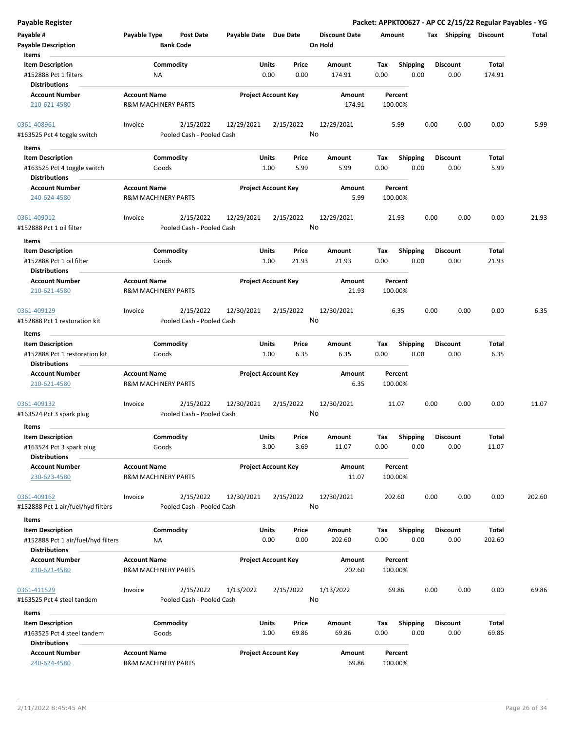## Payable Register

**Packet: APPKT00627 - AP CC 2/15/22 Regular Payables - YG**

| Payable # | Payable Type | Post Date | Payable Date | Due Date | Discount Date | Amount | Tax | Shipping | Discount | Total |
|---|---|---|---|---|---|---|---|---|---|---|
| Payable Description | | Bank Code | | | On Hold | | | | | |

**Items**

| Item Description | Commodity | Units | Price | Amount | Tax | Shipping | Discount | Total |
|---|---|---|---|---|---|---|---|---|
| #152888 Pct 1 filters | NA | 0.00 | 0.00 | 174.91 | 0.00 | 0.00 | 0.00 | 174.91 |

**Distributions**

| Account Number | Account Name | Project Account Key | Amount | Percent |
|---|---|---|---|---|
| 210-621-4580 | R&M MACHINERY PARTS | | 174.91 | 100.00% |

---

| Payable # | Payable Type | Post Date | Payable Date | Due Date | Discount Date | Amount | Tax | Shipping | Discount | Total |
|---|---|---|---|---|---|---|---|---|---|---|
| 0361-408961 | Invoice | 2/15/2022 | 12/29/2021 | 2/15/2022 | 12/29/2021 | 5.99 | 0.00 | 0.00 | 0.00 | 5.99 |
| #163525 Pct 4 toggle switch | | Pooled Cash - Pooled Cash | | | No | | | | | |

**Items**

| Item Description | Commodity | Units | Price | Amount | Tax | Shipping | Discount | Total |
|---|---|---|---|---|---|---|---|---|
| #163525 Pct 4 toggle switch | Goods | 1.00 | 5.99 | 5.99 | 0.00 | 0.00 | 0.00 | 5.99 |

**Distributions**

| Account Number | Account Name | Project Account Key | Amount | Percent |
|---|---|---|---|---|
| 240-624-4580 | R&M MACHINERY PARTS | | 5.99 | 100.00% |

---

| Payable # | Payable Type | Post Date | Payable Date | Due Date | Discount Date | Amount | Tax | Shipping | Discount | Total |
|---|---|---|---|---|---|---|---|---|---|---|
| 0361-409012 | Invoice | 2/15/2022 | 12/29/2021 | 2/15/2022 | 12/29/2021 | 21.93 | 0.00 | 0.00 | 0.00 | 21.93 |
| #152888 Pct 1 oil filter | | Pooled Cash - Pooled Cash | | | No | | | | | |

**Items**

| Item Description | Commodity | Units | Price | Amount | Tax | Shipping | Discount | Total |
|---|---|---|---|---|---|---|---|---|
| #152888 Pct 1 oil filter | Goods | 1.00 | 21.93 | 21.93 | 0.00 | 0.00 | 0.00 | 21.93 |

**Distributions**

| Account Number | Account Name | Project Account Key | Amount | Percent |
|---|---|---|---|---|
| 210-621-4580 | R&M MACHINERY PARTS | | 21.93 | 100.00% |

---

| Payable # | Payable Type | Post Date | Payable Date | Due Date | Discount Date | Amount | Tax | Shipping | Discount | Total |
|---|---|---|---|---|---|---|---|---|---|---|
| 0361-409129 | Invoice | 2/15/2022 | 12/30/2021 | 2/15/2022 | 12/30/2021 | 6.35 | 0.00 | 0.00 | 0.00 | 6.35 |
| #152888 Pct 1 restoration kit | | Pooled Cash - Pooled Cash | | | No | | | | | |

**Items**

| Item Description | Commodity | Units | Price | Amount | Tax | Shipping | Discount | Total |
|---|---|---|---|---|---|---|---|---|
| #152888 Pct 1 restoration kit | Goods | 1.00 | 6.35 | 6.35 | 0.00 | 0.00 | 0.00 | 6.35 |

**Distributions**

| Account Number | Account Name | Project Account Key | Amount | Percent |
|---|---|---|---|---|
| 210-621-4580 | R&M MACHINERY PARTS | | 6.35 | 100.00% |

---

| Payable # | Payable Type | Post Date | Payable Date | Due Date | Discount Date | Amount | Tax | Shipping | Discount | Total |
|---|---|---|---|---|---|---|---|---|---|---|
| 0361-409132 | Invoice | 2/15/2022 | 12/30/2021 | 2/15/2022 | 12/30/2021 | 11.07 | 0.00 | 0.00 | 0.00 | 11.07 |
| #163524 Pct 3 spark plug | | Pooled Cash - Pooled Cash | | | No | | | | | |

**Items**

| Item Description | Commodity | Units | Price | Amount | Tax | Shipping | Discount | Total |
|---|---|---|---|---|---|---|---|---|
| #163524 Pct 3 spark plug | Goods | 3.00 | 3.69 | 11.07 | 0.00 | 0.00 | 0.00 | 11.07 |

**Distributions**

| Account Number | Account Name | Project Account Key | Amount | Percent |
|---|---|---|---|---|
| 230-623-4580 | R&M MACHINERY PARTS | | 11.07 | 100.00% |

---

| Payable # | Payable Type | Post Date | Payable Date | Due Date | Discount Date | Amount | Tax | Shipping | Discount | Total |
|---|---|---|---|---|---|---|---|---|---|---|
| 0361-409162 | Invoice | 2/15/2022 | 12/30/2021 | 2/15/2022 | 12/30/2021 | 202.60 | 0.00 | 0.00 | 0.00 | 202.60 |
| #152888 Pct 1 air/fuel/hyd filters | | Pooled Cash - Pooled Cash | | | No | | | | | |

**Items**

| Item Description | Commodity | Units | Price | Amount | Tax | Shipping | Discount | Total |
|---|---|---|---|---|---|---|---|---|
| #152888 Pct 1 air/fuel/hyd filters | NA | 0.00 | 0.00 | 202.60 | 0.00 | 0.00 | 0.00 | 202.60 |

**Distributions**

| Account Number | Account Name | Project Account Key | Amount | Percent |
|---|---|---|---|---|
| 210-621-4580 | R&M MACHINERY PARTS | | 202.60 | 100.00% |

---

| Payable # | Payable Type | Post Date | Payable Date | Due Date | Discount Date | Amount | Tax | Shipping | Discount | Total |
|---|---|---|---|---|---|---|---|---|---|---|
| 0361-411529 | Invoice | 2/15/2022 | 1/13/2022 | 2/15/2022 | 1/13/2022 | 69.86 | 0.00 | 0.00 | 0.00 | 69.86 |
| #163525 Pct 4 steel tandem | | Pooled Cash - Pooled Cash | | | No | | | | | |

**Items**

| Item Description | Commodity | Units | Price | Amount | Tax | Shipping | Discount | Total |
|---|---|---|---|---|---|---|---|---|
| #163525 Pct 4 steel tandem | Goods | 1.00 | 69.86 | 69.86 | 0.00 | 0.00 | 0.00 | 69.86 |

**Distributions**

| Account Number | Account Name | Project Account Key | Amount | Percent |
|---|---|---|---|---|
| 240-624-4580 | R&M MACHINERY PARTS | | 69.86 | 100.00% |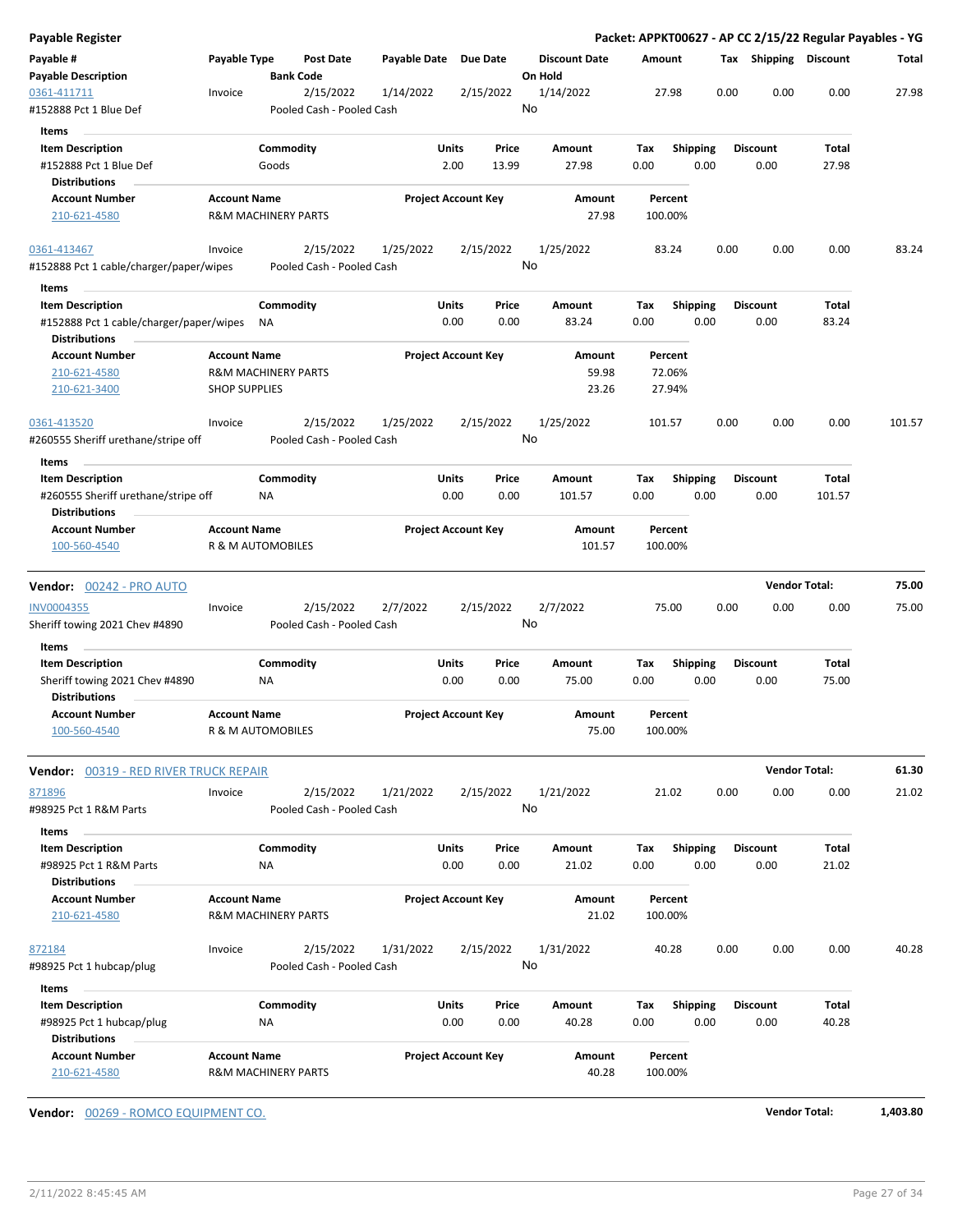**Payable Register** — **Packet: APPKT00627 - AP CC 2/15/22 Regular Payables - YG**

| Payable # | Payable Type | Post Date | Payable Date | Due Date | Discount Date | Amount | Tax | Shipping | Discount | Total |
|---|---|---|---|---|---|---|---|---|---|---|
| **Payable Description** | | **Bank Code** | | | **On Hold** | | | | | |

---

**0361-411711** | Invoice | 2/15/2022 | 1/14/2022 | 2/15/2022 | 1/14/2022 | 27.98 | 0.00 | 0.00 | 0.00 | 27.98

#152888 Pct 1 Blue Def | Pooled Cash - Pooled Cash | On Hold: No

Items

| Item Description | Commodity | Units | Price | Amount | Tax | Shipping | Discount | Total |
|---|---|---|---|---|---|---|---|---|
| #152888 Pct 1 Blue Def | Goods | 2.00 | 13.99 | 27.98 | 0.00 | 0.00 | 0.00 | 27.98 |

Distributions

| Account Number | Account Name | Project Account Key | Amount | Percent |
|---|---|---|---|---|
| 210-621-4580 | R&M MACHINERY PARTS | | 27.98 | 100.00% |

---

**0361-413467** | Invoice | 2/15/2022 | 1/25/2022 | 2/15/2022 | 1/25/2022 | 83.24 | 0.00 | 0.00 | 0.00 | 83.24

#152888 Pct 1 cable/charger/paper/wipes | Pooled Cash - Pooled Cash | On Hold: No

Items

| Item Description | Commodity | Units | Price | Amount | Tax | Shipping | Discount | Total |
|---|---|---|---|---|---|---|---|---|
| #152888 Pct 1 cable/charger/paper/wipes | NA | 0.00 | 0.00 | 83.24 | 0.00 | 0.00 | 0.00 | 83.24 |

Distributions

| Account Number | Account Name | Project Account Key | Amount | Percent |
|---|---|---|---|---|
| 210-621-4580 | R&M MACHINERY PARTS | | 59.98 | 72.06% |
| 210-621-3400 | SHOP SUPPLIES | | 23.26 | 27.94% |

---

**0361-413520** | Invoice | 2/15/2022 | 1/25/2022 | 2/15/2022 | 1/25/2022 | 101.57 | 0.00 | 0.00 | 0.00 | 101.57

#260555 Sheriff urethane/stripe off | Pooled Cash - Pooled Cash | On Hold: No

Items

| Item Description | Commodity | Units | Price | Amount | Tax | Shipping | Discount | Total |
|---|---|---|---|---|---|---|---|---|
| #260555 Sheriff urethane/stripe off | NA | 0.00 | 0.00 | 101.57 | 0.00 | 0.00 | 0.00 | 101.57 |

Distributions

| Account Number | Account Name | Project Account Key | Amount | Percent |
|---|---|---|---|---|
| 100-560-4540 | R & M AUTOMOBILES | | 101.57 | 100.00% |

---

## Vendor: 00242 - PRO AUTO — Vendor Total: 75.00

**INV0004355** | Invoice | 2/15/2022 | 2/7/2022 | 2/15/2022 | 2/7/2022 | 75.00 | 0.00 | 0.00 | 0.00 | 75.00

Sheriff towing 2021 Chev #4890 | Pooled Cash - Pooled Cash | On Hold: No

Items

| Item Description | Commodity | Units | Price | Amount | Tax | Shipping | Discount | Total |
|---|---|---|---|---|---|---|---|---|
| Sheriff towing 2021 Chev #4890 | NA | 0.00 | 0.00 | 75.00 | 0.00 | 0.00 | 0.00 | 75.00 |

Distributions

| Account Number | Account Name | Project Account Key | Amount | Percent |
|---|---|---|---|---|
| 100-560-4540 | R & M AUTOMOBILES | | 75.00 | 100.00% |

---

## Vendor: 00319 - RED RIVER TRUCK REPAIR — Vendor Total: 61.30

**871896** | Invoice | 2/15/2022 | 1/21/2022 | 2/15/2022 | 1/21/2022 | 21.02 | 0.00 | 0.00 | 0.00 | 21.02

#98925 Pct 1 R&M Parts | Pooled Cash - Pooled Cash | On Hold: No

Items

| Item Description | Commodity | Units | Price | Amount | Tax | Shipping | Discount | Total |
|---|---|---|---|---|---|---|---|---|
| #98925 Pct 1 R&M Parts | NA | 0.00 | 0.00 | 21.02 | 0.00 | 0.00 | 0.00 | 21.02 |

Distributions

| Account Number | Account Name | Project Account Key | Amount | Percent |
|---|---|---|---|---|
| 210-621-4580 | R&M MACHINERY PARTS | | 21.02 | 100.00% |

---

**872184** | Invoice | 2/15/2022 | 1/31/2022 | 2/15/2022 | 1/31/2022 | 40.28 | 0.00 | 0.00 | 0.00 | 40.28

#98925 Pct 1 hubcap/plug | Pooled Cash - Pooled Cash | On Hold: No

Items

| Item Description | Commodity | Units | Price | Amount | Tax | Shipping | Discount | Total |
|---|---|---|---|---|---|---|---|---|
| #98925 Pct 1 hubcap/plug | NA | 0.00 | 0.00 | 40.28 | 0.00 | 0.00 | 0.00 | 40.28 |

Distributions

| Account Number | Account Name | Project Account Key | Amount | Percent |
|---|---|---|---|---|
| 210-621-4580 | R&M MACHINERY PARTS | | 40.28 | 100.00% |

---

## Vendor: 00269 - ROMCO EQUIPMENT CO. — Vendor Total: 1,403.80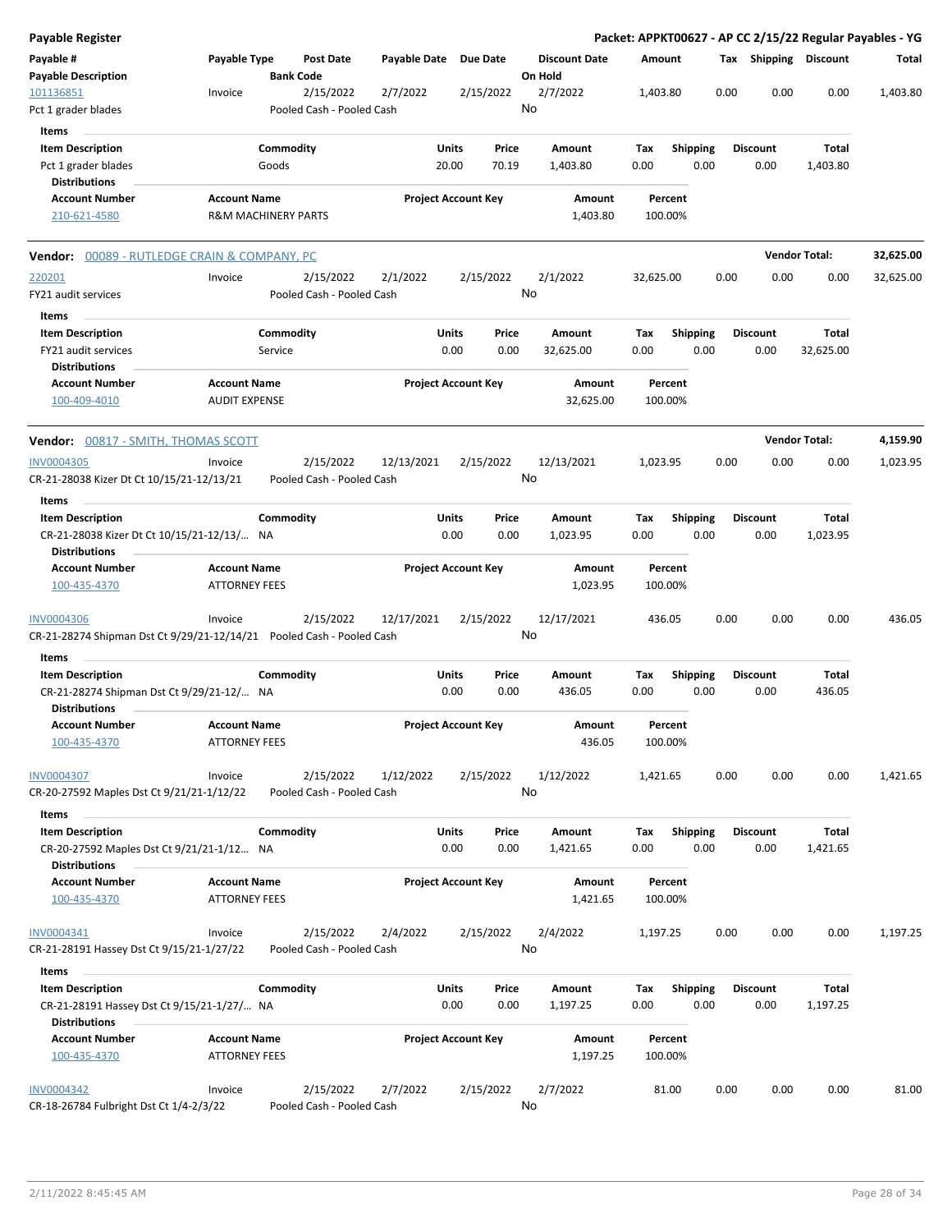**Payable Register** — **Packet: APPKT00627 - AP CC 2/15/22 Regular Payables - YG**

| Payable # / Payable Description | Payable Type | Post Date / Bank Code | Payable Date | Due Date | Discount Date / On Hold | Amount | Tax | Shipping | Discount | Total |
|---|---|---|---|---|---|---|---|---|---|---|
| 101136851 | Invoice | 2/15/2022 | 2/7/2022 | 2/15/2022 | 2/7/2022 | 1,403.80 | 0.00 | 0.00 | 0.00 | 1,403.80 |
| Pct 1 grader blades | | Pooled Cash - Pooled Cash | | | No | | | | | |

**Items**

| Item Description | Commodity | Units | Price | Amount | Tax | Shipping | Discount | Total |
|---|---|---|---|---|---|---|---|---|
| Pct 1 grader blades | Goods | 20.00 | 70.19 | 1,403.80 | 0.00 | 0.00 | 0.00 | 1,403.80 |

**Distributions**

| Account Number | Account Name | Project Account Key | Amount | Percent |
|---|---|---|---|---|
| 210-621-4580 | R&M MACHINERY PARTS | | 1,403.80 | 100.00% |

**Vendor:** 00089 - RUTLEDGE CRAIN & COMPANY, PC — **Vendor Total: 32,625.00**

| Payable # / Payable Description | Payable Type | Post Date / Bank Code | Payable Date | Due Date | Discount Date / On Hold | Amount | Tax | Shipping | Discount | Total |
|---|---|---|---|---|---|---|---|---|---|---|
| 220201 | Invoice | 2/15/2022 | 2/1/2022 | 2/15/2022 | 2/1/2022 | 32,625.00 | 0.00 | 0.00 | 0.00 | 32,625.00 |
| FY21 audit services | | Pooled Cash - Pooled Cash | | | No | | | | | |

**Items**

| Item Description | Commodity | Units | Price | Amount | Tax | Shipping | Discount | Total |
|---|---|---|---|---|---|---|---|---|
| FY21 audit services | Service | 0.00 | 0.00 | 32,625.00 | 0.00 | 0.00 | 0.00 | 32,625.00 |

**Distributions**

| Account Number | Account Name | Project Account Key | Amount | Percent |
|---|---|---|---|---|
| 100-409-4010 | AUDIT EXPENSE | | 32,625.00 | 100.00% |

**Vendor:** 00817 - SMITH, THOMAS SCOTT — **Vendor Total: 4,159.90**

| Payable # / Payable Description | Payable Type | Post Date / Bank Code | Payable Date | Due Date | Discount Date / On Hold | Amount | Tax | Shipping | Discount | Total |
|---|---|---|---|---|---|---|---|---|---|---|
| INV0004305 | Invoice | 2/15/2022 | 12/13/2021 | 2/15/2022 | 12/13/2021 | 1,023.95 | 0.00 | 0.00 | 0.00 | 1,023.95 |
| CR-21-28038 Kizer Dt Ct 10/15/21-12/13/21 | | Pooled Cash - Pooled Cash | | | No | | | | | |

**Items**

| Item Description | Commodity | Units | Price | Amount | Tax | Shipping | Discount | Total |
|---|---|---|---|---|---|---|---|---|
| CR-21-28038 Kizer Dt Ct 10/15/21-12/13/... | NA | 0.00 | 0.00 | 1,023.95 | 0.00 | 0.00 | 0.00 | 1,023.95 |

**Distributions**

| Account Number | Account Name | Project Account Key | Amount | Percent |
|---|---|---|---|---|
| 100-435-4370 | ATTORNEY FEES | | 1,023.95 | 100.00% |

| Payable # / Payable Description | Payable Type | Post Date / Bank Code | Payable Date | Due Date | Discount Date / On Hold | Amount | Tax | Shipping | Discount | Total |
|---|---|---|---|---|---|---|---|---|---|---|
| INV0004306 | Invoice | 2/15/2022 | 12/17/2021 | 2/15/2022 | 12/17/2021 | 436.05 | 0.00 | 0.00 | 0.00 | 436.05 |
| CR-21-28274 Shipman Dst Ct 9/29/21-12/14/21 | | Pooled Cash - Pooled Cash | | | No | | | | | |

**Items**

| Item Description | Commodity | Units | Price | Amount | Tax | Shipping | Discount | Total |
|---|---|---|---|---|---|---|---|---|
| CR-21-28274 Shipman Dst Ct 9/29/21-12/... | NA | 0.00 | 0.00 | 436.05 | 0.00 | 0.00 | 0.00 | 436.05 |

**Distributions**

| Account Number | Account Name | Project Account Key | Amount | Percent |
|---|---|---|---|---|
| 100-435-4370 | ATTORNEY FEES | | 436.05 | 100.00% |

| Payable # / Payable Description | Payable Type | Post Date / Bank Code | Payable Date | Due Date | Discount Date / On Hold | Amount | Tax | Shipping | Discount | Total |
|---|---|---|---|---|---|---|---|---|---|---|
| INV0004307 | Invoice | 2/15/2022 | 1/12/2022 | 2/15/2022 | 1/12/2022 | 1,421.65 | 0.00 | 0.00 | 0.00 | 1,421.65 |
| CR-20-27592 Maples Dst Ct 9/21/21-1/12/22 | | Pooled Cash - Pooled Cash | | | No | | | | | |

**Items**

| Item Description | Commodity | Units | Price | Amount | Tax | Shipping | Discount | Total |
|---|---|---|---|---|---|---|---|---|
| CR-20-27592 Maples Dst Ct 9/21/21-1/12... | NA | 0.00 | 0.00 | 1,421.65 | 0.00 | 0.00 | 0.00 | 1,421.65 |

**Distributions**

| Account Number | Account Name | Project Account Key | Amount | Percent |
|---|---|---|---|---|
| 100-435-4370 | ATTORNEY FEES | | 1,421.65 | 100.00% |

| Payable # / Payable Description | Payable Type | Post Date / Bank Code | Payable Date | Due Date | Discount Date / On Hold | Amount | Tax | Shipping | Discount | Total |
|---|---|---|---|---|---|---|---|---|---|---|
| INV0004341 | Invoice | 2/15/2022 | 2/4/2022 | 2/15/2022 | 2/4/2022 | 1,197.25 | 0.00 | 0.00 | 0.00 | 1,197.25 |
| CR-21-28191 Hassey Dst Ct 9/15/21-1/27/22 | | Pooled Cash - Pooled Cash | | | No | | | | | |

**Items**

| Item Description | Commodity | Units | Price | Amount | Tax | Shipping | Discount | Total |
|---|---|---|---|---|---|---|---|---|
| CR-21-28191 Hassey Dst Ct 9/15/21-1/27/... | NA | 0.00 | 0.00 | 1,197.25 | 0.00 | 0.00 | 0.00 | 1,197.25 |

**Distributions**

| Account Number | Account Name | Project Account Key | Amount | Percent |
|---|---|---|---|---|
| 100-435-4370 | ATTORNEY FEES | | 1,197.25 | 100.00% |

| Payable # / Payable Description | Payable Type | Post Date / Bank Code | Payable Date | Due Date | Discount Date / On Hold | Amount | Tax | Shipping | Discount | Total |
|---|---|---|---|---|---|---|---|---|---|---|
| INV0004342 | Invoice | 2/15/2022 | 2/7/2022 | 2/15/2022 | 2/7/2022 | 81.00 | 0.00 | 0.00 | 0.00 | 81.00 |
| CR-18-26784 Fulbright Dst Ct 1/4-2/3/22 | | Pooled Cash - Pooled Cash | | | No | | | | | |

2/11/2022 8:45:45 AM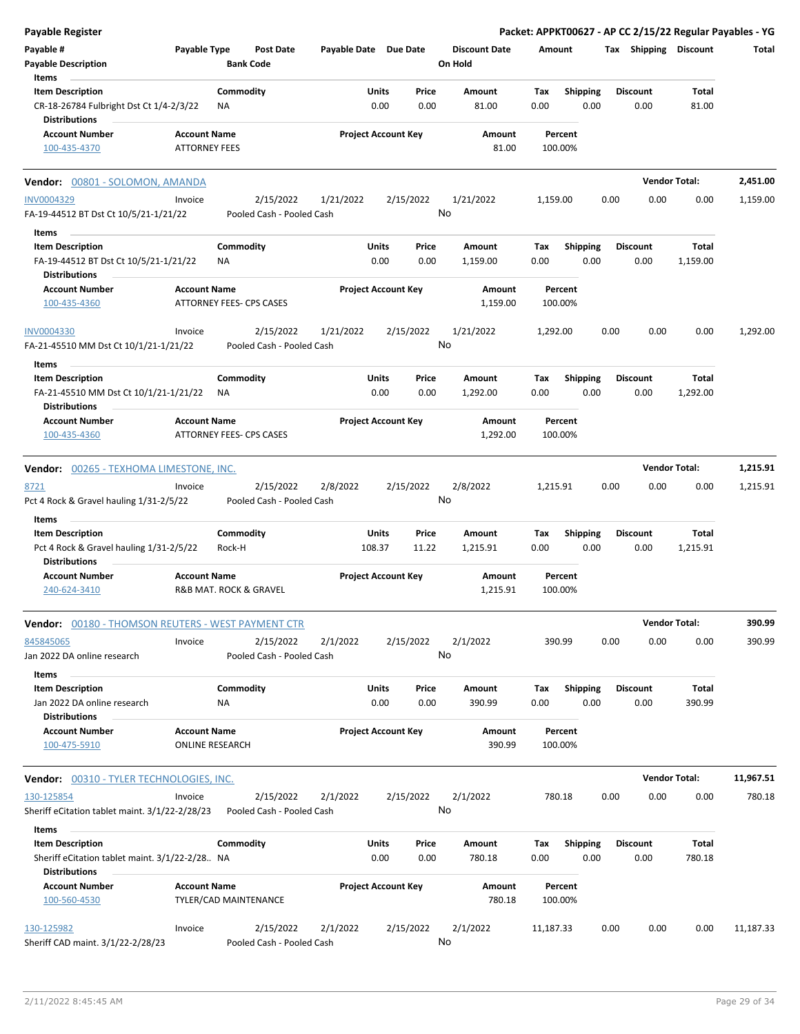**Payable Register** — **Packet: APPKT00627 - AP CC 2/15/22 Regular Payables - YG**

| Payable # | Payable Type | Post Date | Payable Date | Due Date | Discount Date | Amount | Tax | Shipping | Discount | Total |
|---|---|---|---|---|---|---|---|---|---|---|
| **Payable Description** | | **Bank Code** | | | **On Hold** | | | | | |

**Items**

| Item Description | Commodity | Units | Price | Amount | Tax | Shipping | Discount | Total |
|---|---|---|---|---|---|---|---|---|
| CR-18-26784 Fulbright Dst Ct 1/4-2/3/22 | NA | 0.00 | 0.00 | 81.00 | 0.00 | 0.00 | 0.00 | 81.00 |

**Distributions**

| Account Number | Account Name | Project Account Key | Amount | Percent |
|---|---|---|---|---|
| 100-435-4370 | ATTORNEY FEES | | 81.00 | 100.00% |

**Vendor: 00801 - SOLOMON, AMANDA** — **Vendor Total: 2,451.00**

| Payable # | Payable Type | Post Date | Payable Date | Due Date | Discount Date | Amount | Tax | Shipping | Discount | Total |
|---|---|---|---|---|---|---|---|---|---|---|
| INV0004329 | Invoice | 2/15/2022 | 1/21/2022 | 2/15/2022 | 1/21/2022 | 1,159.00 | 0.00 | 0.00 | 0.00 | 1,159.00 |
| FA-19-44512 BT Dst Ct 10/5/21-1/21/22 | | Pooled Cash - Pooled Cash | | | No | | | | | |

**Items**

| Item Description | Commodity | Units | Price | Amount | Tax | Shipping | Discount | Total |
|---|---|---|---|---|---|---|---|---|
| FA-19-44512 BT Dst Ct 10/5/21-1/21/22 | NA | 0.00 | 0.00 | 1,159.00 | 0.00 | 0.00 | 0.00 | 1,159.00 |

**Distributions**

| Account Number | Account Name | Project Account Key | Amount | Percent |
|---|---|---|---|---|
| 100-435-4360 | ATTORNEY FEES- CPS CASES | | 1,159.00 | 100.00% |

| Payable # | Payable Type | Post Date | Payable Date | Due Date | Discount Date | Amount | Tax | Shipping | Discount | Total |
|---|---|---|---|---|---|---|---|---|---|---|
| INV0004330 | Invoice | 2/15/2022 | 1/21/2022 | 2/15/2022 | 1/21/2022 | 1,292.00 | 0.00 | 0.00 | 0.00 | 1,292.00 |
| FA-21-45510 MM Dst Ct 10/1/21-1/21/22 | | Pooled Cash - Pooled Cash | | | No | | | | | |

**Items**

| Item Description | Commodity | Units | Price | Amount | Tax | Shipping | Discount | Total |
|---|---|---|---|---|---|---|---|---|
| FA-21-45510 MM Dst Ct 10/1/21-1/21/22 | NA | 0.00 | 0.00 | 1,292.00 | 0.00 | 0.00 | 0.00 | 1,292.00 |

**Distributions**

| Account Number | Account Name | Project Account Key | Amount | Percent |
|---|---|---|---|---|
| 100-435-4360 | ATTORNEY FEES- CPS CASES | | 1,292.00 | 100.00% |

**Vendor: 00265 - TEXHOMA LIMESTONE, INC.** — **Vendor Total: 1,215.91**

| Payable # | Payable Type | Post Date | Payable Date | Due Date | Discount Date | Amount | Tax | Shipping | Discount | Total |
|---|---|---|---|---|---|---|---|---|---|---|
| 8721 | Invoice | 2/15/2022 | 2/8/2022 | 2/15/2022 | 2/8/2022 | 1,215.91 | 0.00 | 0.00 | 0.00 | 1,215.91 |
| Pct 4 Rock & Gravel hauling 1/31-2/5/22 | | Pooled Cash - Pooled Cash | | | No | | | | | |

**Items**

| Item Description | Commodity | Units | Price | Amount | Tax | Shipping | Discount | Total |
|---|---|---|---|---|---|---|---|---|
| Pct 4 Rock & Gravel hauling 1/31-2/5/22 | Rock-H | 108.37 | 11.22 | 1,215.91 | 0.00 | 0.00 | 0.00 | 1,215.91 |

**Distributions**

| Account Number | Account Name | Project Account Key | Amount | Percent |
|---|---|---|---|---|
| 240-624-3410 | R&B MAT. ROCK & GRAVEL | | 1,215.91 | 100.00% |

**Vendor: 00180 - THOMSON REUTERS - WEST PAYMENT CTR** — **Vendor Total: 390.99**

| Payable # | Payable Type | Post Date | Payable Date | Due Date | Discount Date | Amount | Tax | Shipping | Discount | Total |
|---|---|---|---|---|---|---|---|---|---|---|
| 845845065 | Invoice | 2/15/2022 | 2/1/2022 | 2/15/2022 | 2/1/2022 | 390.99 | 0.00 | 0.00 | 0.00 | 390.99 |
| Jan 2022 DA online research | | Pooled Cash - Pooled Cash | | | No | | | | | |

**Items**

| Item Description | Commodity | Units | Price | Amount | Tax | Shipping | Discount | Total |
|---|---|---|---|---|---|---|---|---|
| Jan 2022 DA online research | NA | 0.00 | 0.00 | 390.99 | 0.00 | 0.00 | 0.00 | 390.99 |

**Distributions**

| Account Number | Account Name | Project Account Key | Amount | Percent |
|---|---|---|---|---|
| 100-475-5910 | ONLINE RESEARCH | | 390.99 | 100.00% |

**Vendor: 00310 - TYLER TECHNOLOGIES, INC.** — **Vendor Total: 11,967.51**

| Payable # | Payable Type | Post Date | Payable Date | Due Date | Discount Date | Amount | Tax | Shipping | Discount | Total |
|---|---|---|---|---|---|---|---|---|---|---|
| 130-125854 | Invoice | 2/15/2022 | 2/1/2022 | 2/15/2022 | 2/1/2022 | 780.18 | 0.00 | 0.00 | 0.00 | 780.18 |
| Sheriff eCitation tablet maint. 3/1/22-2/28/23 | | Pooled Cash - Pooled Cash | | | No | | | | | |

**Items**

| Item Description | Commodity | Units | Price | Amount | Tax | Shipping | Discount | Total |
|---|---|---|---|---|---|---|---|---|
| Sheriff eCitation tablet maint. 3/1/22-2/28.. | NA | 0.00 | 0.00 | 780.18 | 0.00 | 0.00 | 0.00 | 780.18 |

**Distributions**

| Account Number | Account Name | Project Account Key | Amount | Percent |
|---|---|---|---|---|
| 100-560-4530 | TYLER/CAD MAINTENANCE | | 780.18 | 100.00% |

| Payable # | Payable Type | Post Date | Payable Date | Due Date | Discount Date | Amount | Tax | Shipping | Discount | Total |
|---|---|---|---|---|---|---|---|---|---|---|
| 130-125982 | Invoice | 2/15/2022 | 2/1/2022 | 2/15/2022 | 2/1/2022 | 11,187.33 | 0.00 | 0.00 | 0.00 | 11,187.33 |
| Sheriff CAD maint. 3/1/22-2/28/23 | | Pooled Cash - Pooled Cash | | | No | | | | | |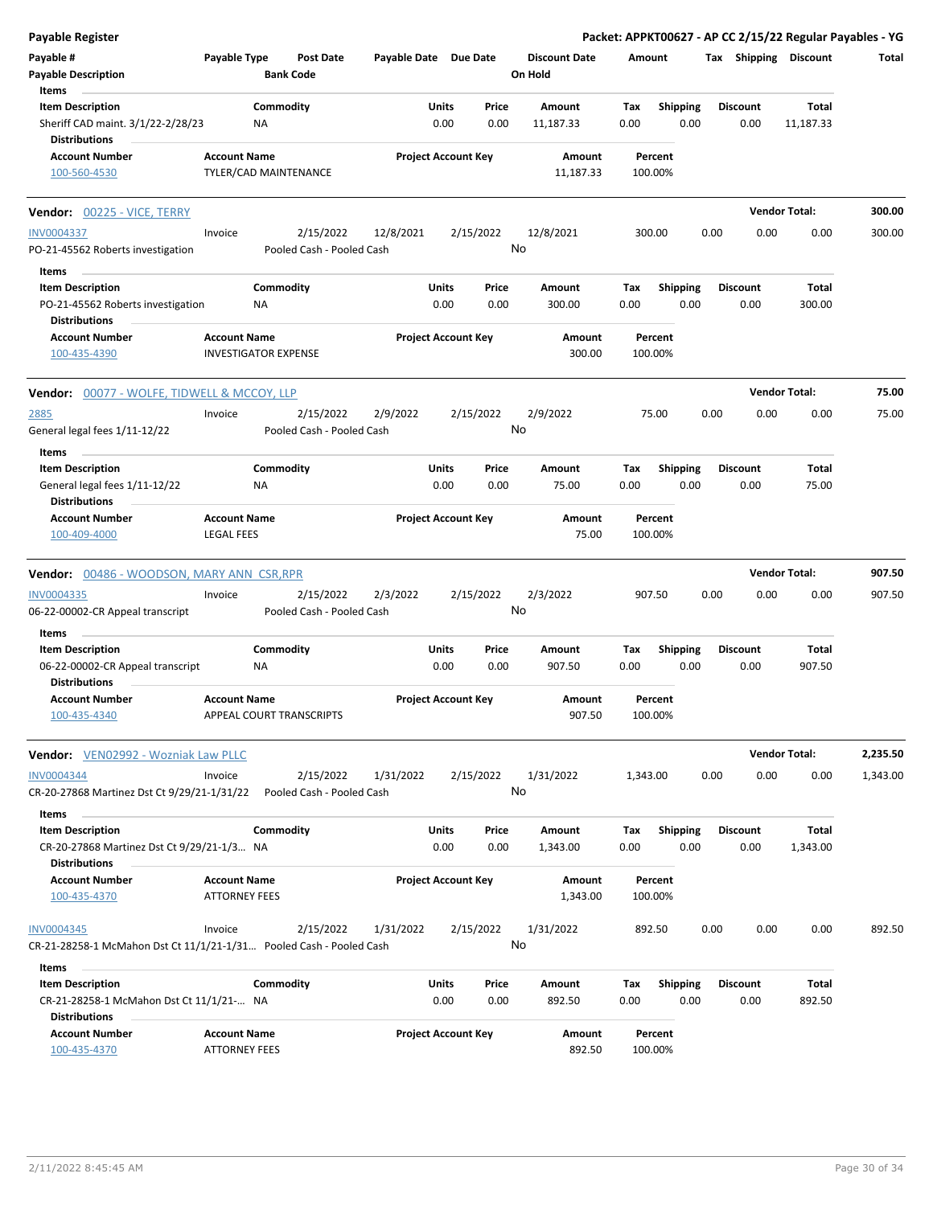# Payable Register

**Packet: APPKT00627 - AP CC 2/15/22 Regular Payables - YG**

| Payable # | Payable Type | Post Date | Payable Date | Due Date | Discount Date | Amount | Tax | Shipping | Discount | Total |
|---|---|---|---|---|---|---|---|---|---|---|
| Payable Description | | Bank Code | | | On Hold | | | | | |

**Items**

| Item Description | Commodity | Units | Price | Amount | Tax | Shipping | Discount | Total |
|---|---|---|---|---|---|---|---|---|
| Sheriff CAD maint. 3/1/22-2/28/23 | NA | 0.00 | 0.00 | 11,187.33 | 0.00 | 0.00 | 0.00 | 11,187.33 |

**Distributions**

| Account Number | Account Name | Project Account Key | Amount | Percent |
|---|---|---|---|---|
| 100-560-4530 | TYLER/CAD MAINTENANCE | | 11,187.33 | 100.00% |

## Vendor: 00225 - VICE, TERRY — Vendor Total: 300.00

| Payable # | Payable Type | Post Date | Payable Date | Due Date | Discount Date | Amount | Tax | Shipping | Discount | Total |
|---|---|---|---|---|---|---|---|---|---|---|
| INV0004337 | Invoice | 2/15/2022 | 12/8/2021 | 2/15/2022 | 12/8/2021 | 300.00 | 0.00 | 0.00 | 0.00 | 300.00 |
| PO-21-45562 Roberts investigation | | Pooled Cash - Pooled Cash | | | No | | | | | |

**Items**

| Item Description | Commodity | Units | Price | Amount | Tax | Shipping | Discount | Total |
|---|---|---|---|---|---|---|---|---|
| PO-21-45562 Roberts investigation | NA | 0.00 | 0.00 | 300.00 | 0.00 | 0.00 | 0.00 | 300.00 |

**Distributions**

| Account Number | Account Name | Project Account Key | Amount | Percent |
|---|---|---|---|---|
| 100-435-4390 | INVESTIGATOR EXPENSE | | 300.00 | 100.00% |

## Vendor: 00077 - WOLFE, TIDWELL & MCCOY, LLP — Vendor Total: 75.00

| Payable # | Payable Type | Post Date | Payable Date | Due Date | Discount Date | Amount | Tax | Shipping | Discount | Total |
|---|---|---|---|---|---|---|---|---|---|---|
| 2885 | Invoice | 2/15/2022 | 2/9/2022 | 2/15/2022 | 2/9/2022 | 75.00 | 0.00 | 0.00 | 0.00 | 75.00 |
| General legal fees 1/11-12/22 | | Pooled Cash - Pooled Cash | | | No | | | | | |

**Items**

| Item Description | Commodity | Units | Price | Amount | Tax | Shipping | Discount | Total |
|---|---|---|---|---|---|---|---|---|
| General legal fees 1/11-12/22 | NA | 0.00 | 0.00 | 75.00 | 0.00 | 0.00 | 0.00 | 75.00 |

**Distributions**

| Account Number | Account Name | Project Account Key | Amount | Percent |
|---|---|---|---|---|
| 100-409-4000 | LEGAL FEES | | 75.00 | 100.00% |

## Vendor: 00486 - WOODSON, MARY ANN CSR,RPR — Vendor Total: 907.50

| Payable # | Payable Type | Post Date | Payable Date | Due Date | Discount Date | Amount | Tax | Shipping | Discount | Total |
|---|---|---|---|---|---|---|---|---|---|---|
| INV0004335 | Invoice | 2/15/2022 | 2/3/2022 | 2/15/2022 | 2/3/2022 | 907.50 | 0.00 | 0.00 | 0.00 | 907.50 |
| 06-22-00002-CR Appeal transcript | | Pooled Cash - Pooled Cash | | | No | | | | | |

**Items**

| Item Description | Commodity | Units | Price | Amount | Tax | Shipping | Discount | Total |
|---|---|---|---|---|---|---|---|---|
| 06-22-00002-CR Appeal transcript | NA | 0.00 | 0.00 | 907.50 | 0.00 | 0.00 | 0.00 | 907.50 |

**Distributions**

| Account Number | Account Name | Project Account Key | Amount | Percent |
|---|---|---|---|---|
| 100-435-4340 | APPEAL COURT TRANSCRIPTS | | 907.50 | 100.00% |

## Vendor: VEN02992 - Wozniak Law PLLC — Vendor Total: 2,235.50

| Payable # | Payable Type | Post Date | Payable Date | Due Date | Discount Date | Amount | Tax | Shipping | Discount | Total |
|---|---|---|---|---|---|---|---|---|---|---|
| INV0004344 | Invoice | 2/15/2022 | 1/31/2022 | 2/15/2022 | 1/31/2022 | 1,343.00 | 0.00 | 0.00 | 0.00 | 1,343.00 |
| CR-20-27868 Martinez Dst Ct 9/29/21-1/31/22 | | Pooled Cash - Pooled Cash | | | No | | | | | |

**Items**

| Item Description | Commodity | Units | Price | Amount | Tax | Shipping | Discount | Total |
|---|---|---|---|---|---|---|---|---|
| CR-20-27868 Martinez Dst Ct 9/29/21-1/3... | NA | 0.00 | 0.00 | 1,343.00 | 0.00 | 0.00 | 0.00 | 1,343.00 |

**Distributions**

| Account Number | Account Name | Project Account Key | Amount | Percent |
|---|---|---|---|---|
| 100-435-4370 | ATTORNEY FEES | | 1,343.00 | 100.00% |

| Payable # | Payable Type | Post Date | Payable Date | Due Date | Discount Date | Amount | Tax | Shipping | Discount | Total |
|---|---|---|---|---|---|---|---|---|---|---|
| INV0004345 | Invoice | 2/15/2022 | 1/31/2022 | 2/15/2022 | 1/31/2022 | 892.50 | 0.00 | 0.00 | 0.00 | 892.50 |
| CR-21-28258-1 McMahon Dst Ct 11/1/21-1/31... | | Pooled Cash - Pooled Cash | | | No | | | | | |

**Items**

| Item Description | Commodity | Units | Price | Amount | Tax | Shipping | Discount | Total |
|---|---|---|---|---|---|---|---|---|
| CR-21-28258-1 McMahon Dst Ct 11/1/21-... | NA | 0.00 | 0.00 | 892.50 | 0.00 | 0.00 | 0.00 | 892.50 |

**Distributions**

| Account Number | Account Name | Project Account Key | Amount | Percent |
|---|---|---|---|---|
| 100-435-4370 | ATTORNEY FEES | | 892.50 | 100.00% |

2/11/2022 8:45:45 AM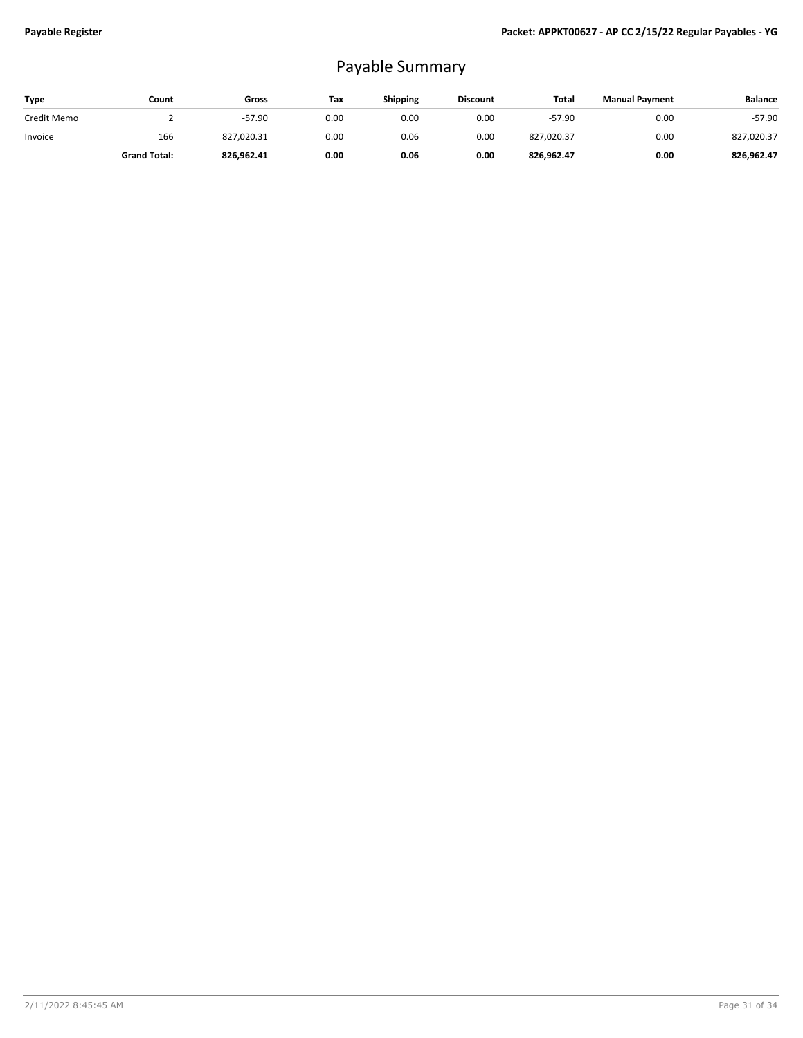# Payable Summary

| Type | Count | Gross | Tax | Shipping | Discount | Total | Manual Payment | Balance |
|---|---|---|---|---|---|---|---|---|
| Credit Memo | 2 | -57.90 | 0.00 | 0.00 | 0.00 | -57.90 | 0.00 | -57.90 |
| Invoice | 166 | 827,020.31 | 0.00 | 0.06 | 0.00 | 827,020.37 | 0.00 | 827,020.37 |
| | **Grand Total:** | **826,962.41** | **0.00** | **0.06** | **0.00** | **826,962.47** | **0.00** | **826,962.47** |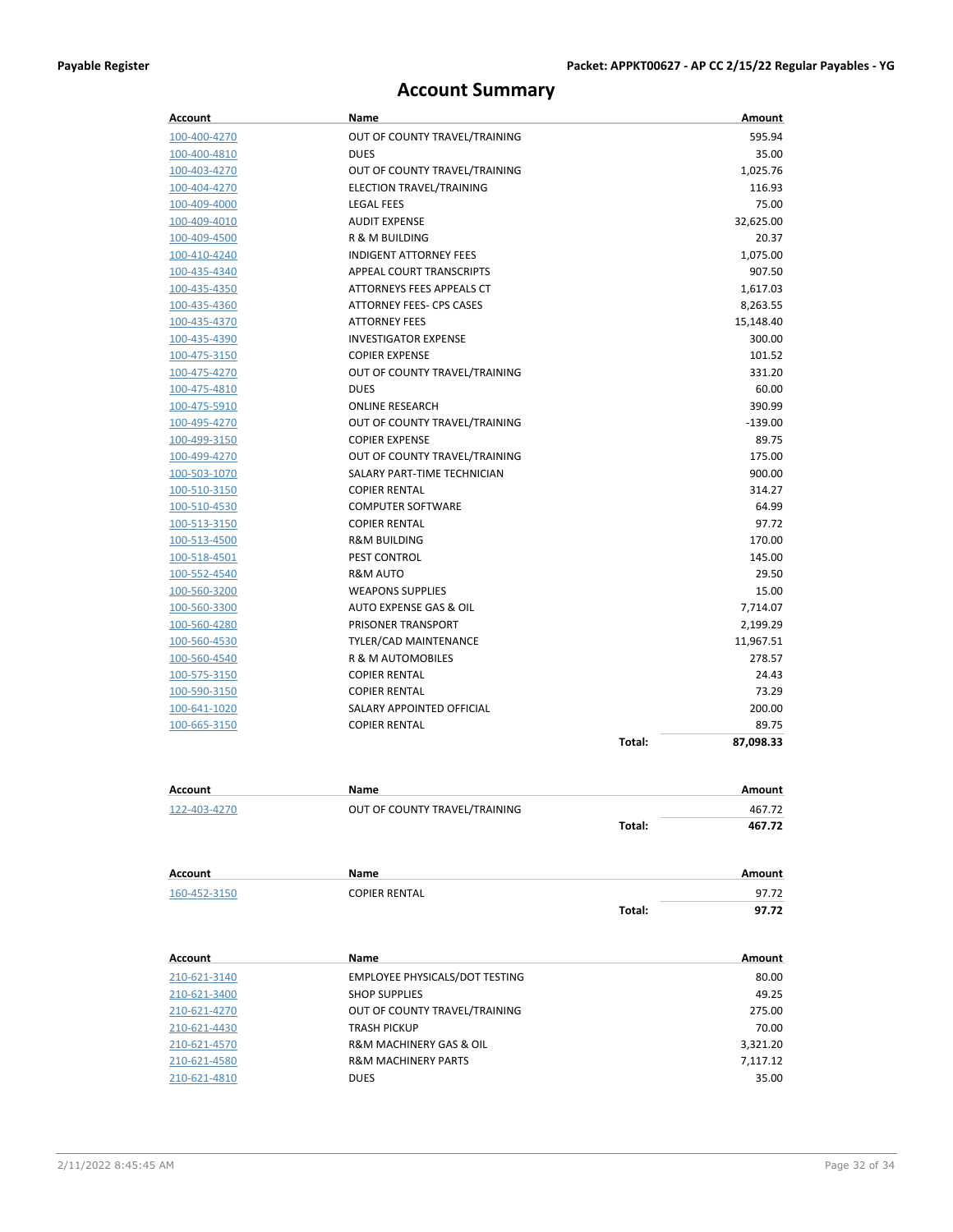# Account Summary

| Account | Name | | Amount |
|---|---|---|---|
| 100-400-4270 | OUT OF COUNTY TRAVEL/TRAINING | | 595.94 |
| 100-400-4810 | DUES | | 35.00 |
| 100-403-4270 | OUT OF COUNTY TRAVEL/TRAINING | | 1,025.76 |
| 100-404-4270 | ELECTION TRAVEL/TRAINING | | 116.93 |
| 100-409-4000 | LEGAL FEES | | 75.00 |
| 100-409-4010 | AUDIT EXPENSE | | 32,625.00 |
| 100-409-4500 | R & M BUILDING | | 20.37 |
| 100-410-4240 | INDIGENT ATTORNEY FEES | | 1,075.00 |
| 100-435-4340 | APPEAL COURT TRANSCRIPTS | | 907.50 |
| 100-435-4350 | ATTORNEYS FEES APPEALS CT | | 1,617.03 |
| 100-435-4360 | ATTORNEY FEES- CPS CASES | | 8,263.55 |
| 100-435-4370 | ATTORNEY FEES | | 15,148.40 |
| 100-435-4390 | INVESTIGATOR EXPENSE | | 300.00 |
| 100-475-3150 | COPIER EXPENSE | | 101.52 |
| 100-475-4270 | OUT OF COUNTY TRAVEL/TRAINING | | 331.20 |
| 100-475-4810 | DUES | | 60.00 |
| 100-475-5910 | ONLINE RESEARCH | | 390.99 |
| 100-495-4270 | OUT OF COUNTY TRAVEL/TRAINING | | -139.00 |
| 100-499-3150 | COPIER EXPENSE | | 89.75 |
| 100-499-4270 | OUT OF COUNTY TRAVEL/TRAINING | | 175.00 |
| 100-503-1070 | SALARY PART-TIME TECHNICIAN | | 900.00 |
| 100-510-3150 | COPIER RENTAL | | 314.27 |
| 100-510-4530 | COMPUTER SOFTWARE | | 64.99 |
| 100-513-3150 | COPIER RENTAL | | 97.72 |
| 100-513-4500 | R&M BUILDING | | 170.00 |
| 100-518-4501 | PEST CONTROL | | 145.00 |
| 100-552-4540 | R&M AUTO | | 29.50 |
| 100-560-3200 | WEAPONS SUPPLIES | | 15.00 |
| 100-560-3300 | AUTO EXPENSE GAS & OIL | | 7,714.07 |
| 100-560-4280 | PRISONER TRANSPORT | | 2,199.29 |
| 100-560-4530 | TYLER/CAD MAINTENANCE | | 11,967.51 |
| 100-560-4540 | R & M AUTOMOBILES | | 278.57 |
| 100-575-3150 | COPIER RENTAL | | 24.43 |
| 100-590-3150 | COPIER RENTAL | | 73.29 |
| 100-641-1020 | SALARY APPOINTED OFFICIAL | | 200.00 |
| 100-665-3150 | COPIER RENTAL | | 89.75 |
| | | **Total:** | **87,098.33** |

| Account | Name | | Amount |
|---|---|---|---|
| 122-403-4270 | OUT OF COUNTY TRAVEL/TRAINING | | 467.72 |
| | | **Total:** | **467.72** |

| Account | Name | | Amount |
|---|---|---|---|
| 160-452-3150 | COPIER RENTAL | | 97.72 |
| | | **Total:** | **97.72** |

| Account | Name | | Amount |
|---|---|---|---|
| 210-621-3140 | EMPLOYEE PHYSICALS/DOT TESTING | | 80.00 |
| 210-621-3400 | SHOP SUPPLIES | | 49.25 |
| 210-621-4270 | OUT OF COUNTY TRAVEL/TRAINING | | 275.00 |
| 210-621-4430 | TRASH PICKUP | | 70.00 |
| 210-621-4570 | R&M MACHINERY GAS & OIL | | 3,321.20 |
| 210-621-4580 | R&M MACHINERY PARTS | | 7,117.12 |
| 210-621-4810 | DUES | | 35.00 |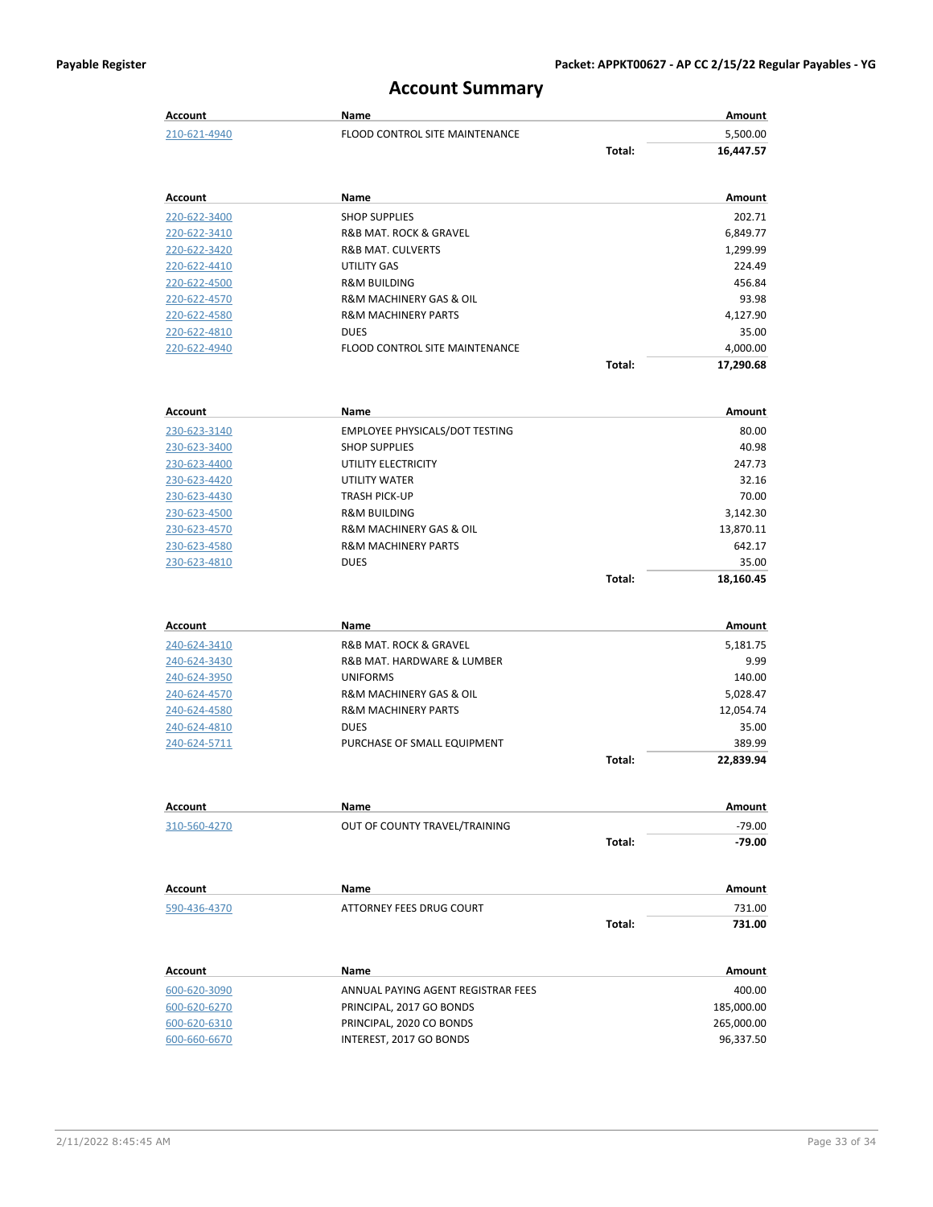# Account Summary

| Account | Name | | Amount |
|---|---|---|---|
| 210-621-4940 | FLOOD CONTROL SITE MAINTENANCE | | 5,500.00 |
| | | **Total:** | **16,447.57** |

| Account | Name | | Amount |
|---|---|---|---|
| 220-622-3400 | SHOP SUPPLIES | | 202.71 |
| 220-622-3410 | R&B MAT. ROCK & GRAVEL | | 6,849.77 |
| 220-622-3420 | R&B MAT. CULVERTS | | 1,299.99 |
| 220-622-4410 | UTILITY GAS | | 224.49 |
| 220-622-4500 | R&M BUILDING | | 456.84 |
| 220-622-4570 | R&M MACHINERY GAS & OIL | | 93.98 |
| 220-622-4580 | R&M MACHINERY PARTS | | 4,127.90 |
| 220-622-4810 | DUES | | 35.00 |
| 220-622-4940 | FLOOD CONTROL SITE MAINTENANCE | | 4,000.00 |
| | | **Total:** | **17,290.68** |

| Account | Name | | Amount |
|---|---|---|---|
| 230-623-3140 | EMPLOYEE PHYSICALS/DOT TESTING | | 80.00 |
| 230-623-3400 | SHOP SUPPLIES | | 40.98 |
| 230-623-4400 | UTILITY ELECTRICITY | | 247.73 |
| 230-623-4420 | UTILITY WATER | | 32.16 |
| 230-623-4430 | TRASH PICK-UP | | 70.00 |
| 230-623-4500 | R&M BUILDING | | 3,142.30 |
| 230-623-4570 | R&M MACHINERY GAS & OIL | | 13,870.11 |
| 230-623-4580 | R&M MACHINERY PARTS | | 642.17 |
| 230-623-4810 | DUES | | 35.00 |
| | | **Total:** | **18,160.45** |

| Account | Name | | Amount |
|---|---|---|---|
| 240-624-3410 | R&B MAT. ROCK & GRAVEL | | 5,181.75 |
| 240-624-3430 | R&B MAT. HARDWARE & LUMBER | | 9.99 |
| 240-624-3950 | UNIFORMS | | 140.00 |
| 240-624-4570 | R&M MACHINERY GAS & OIL | | 5,028.47 |
| 240-624-4580 | R&M MACHINERY PARTS | | 12,054.74 |
| 240-624-4810 | DUES | | 35.00 |
| 240-624-5711 | PURCHASE OF SMALL EQUIPMENT | | 389.99 |
| | | **Total:** | **22,839.94** |

| Account | Name | | Amount |
|---|---|---|---|
| 310-560-4270 | OUT OF COUNTY TRAVEL/TRAINING | | -79.00 |
| | | **Total:** | **-79.00** |

| Account | Name | | Amount |
|---|---|---|---|
| 590-436-4370 | ATTORNEY FEES DRUG COURT | | 731.00 |
| | | **Total:** | **731.00** |

| Account | Name | | Amount |
|---|---|---|---|
| 600-620-3090 | ANNUAL PAYING AGENT REGISTRAR FEES | | 400.00 |
| 600-620-6270 | PRINCIPAL, 2017 GO BONDS | | 185,000.00 |
| 600-620-6310 | PRINCIPAL, 2020 CO BONDS | | 265,000.00 |
| 600-660-6670 | INTEREST, 2017 GO BONDS | | 96,337.50 |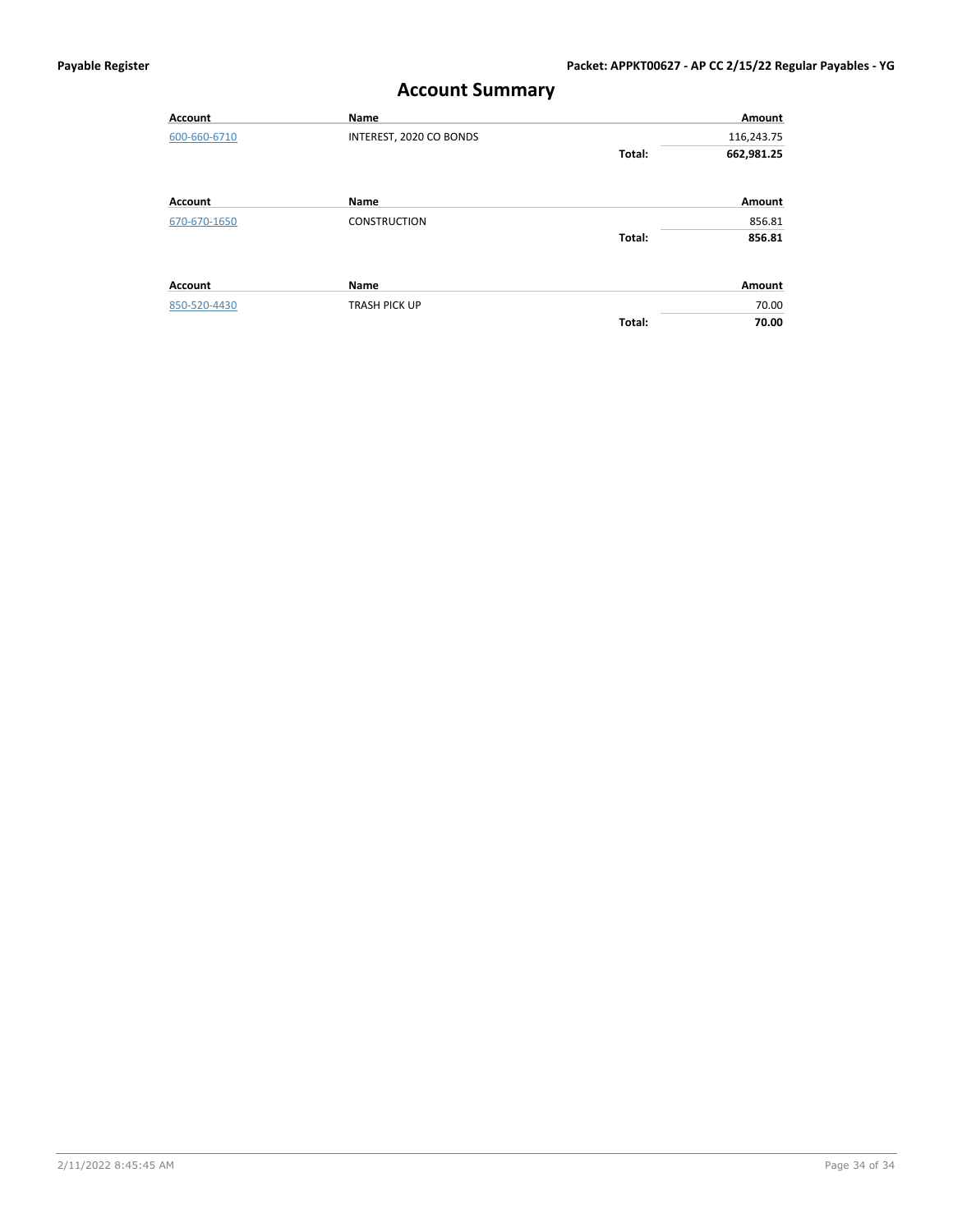# Account Summary

| Account | Name | | Amount |
|---|---|---|---|
| 600-660-6710 | INTEREST, 2020 CO BONDS | | 116,243.75 |
| | | **Total:** | **662,981.25** |

| Account | Name | | Amount |
|---|---|---|---|
| 670-670-1650 | CONSTRUCTION | | 856.81 |
| | | **Total:** | **856.81** |

| Account | Name | | Amount |
|---|---|---|---|
| 850-520-4430 | TRASH PICK UP | | 70.00 |
| | | **Total:** | **70.00** |